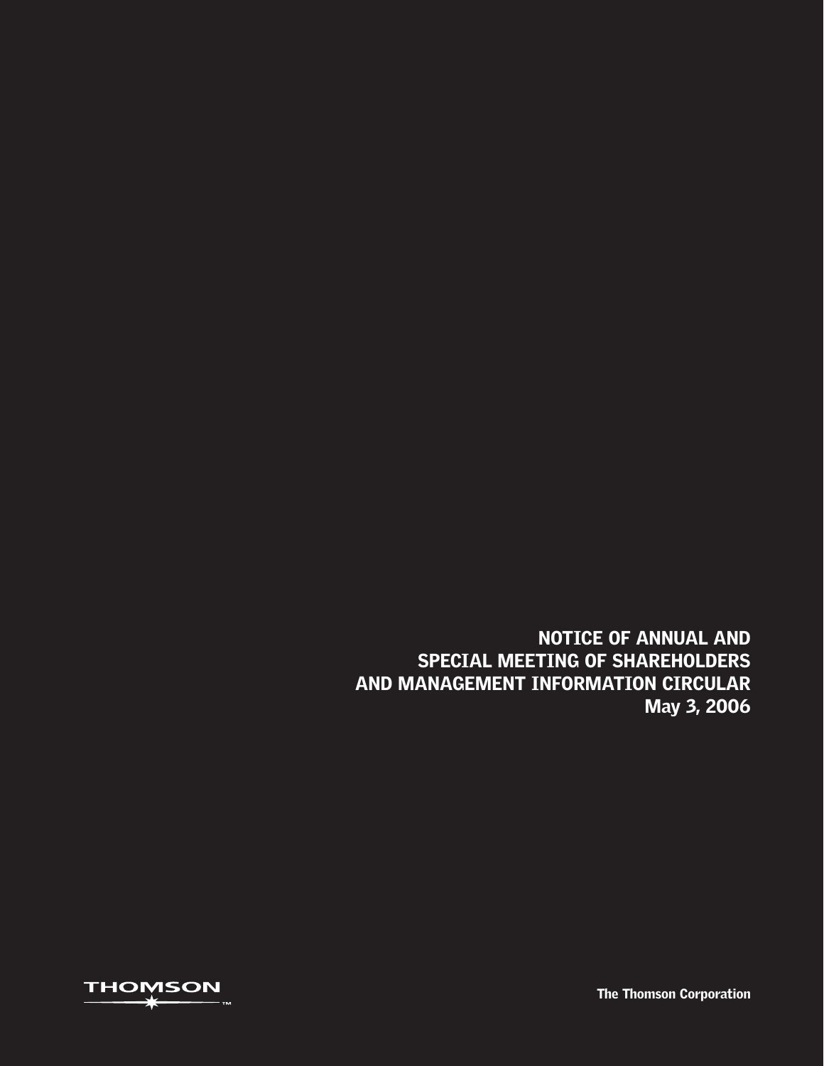# NOTICE OF ANNUAL AND SPECIAL MEETING OF SHAREHOLDERS AND MANAGEMENT INFORMATION CIRCULAR

**May 3, 2006**

THOMSON™

**The Thomson Corporation**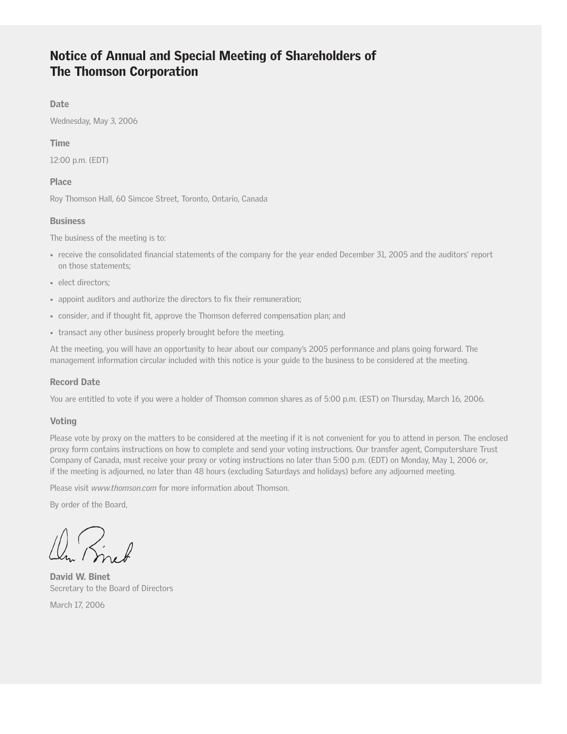# Notice of Annual and Special Meeting of Shareholders of The Thomson Corporation

### Date

Wednesday, May 3, 2006

### Time

12:00 p.m. (EDT)

### Place

Roy Thomson Hall, 60 Simcoe Street, Toronto, Ontario, Canada

### Business

The business of the meeting is to:

- receive the consolidated financial statements of the company for the year ended December 31, 2005 and the auditors' report on those statements;
- elect directors;
- appoint auditors and authorize the directors to fix their remuneration;
- consider, and if thought fit, approve the Thomson deferred compensation plan; and
- transact any other business properly brought before the meeting.

At the meeting, you will have an opportunity to hear about our company's 2005 performance and plans going forward. The management information circular included with this notice is your guide to the business to be considered at the meeting.

### Record Date

You are entitled to vote if you were a holder of Thomson common shares as of 5:00 p.m. (EST) on Thursday, March 16, 2006.

### Voting

Please vote by proxy on the matters to be considered at the meeting if it is not convenient for you to attend in person. The enclosed proxy form contains instructions on how to complete and send your voting instructions. Our transfer agent, Computershare Trust Company of Canada, must receive your proxy or voting instructions no later than 5:00 p.m. (EDT) on Monday, May 1, 2006 or, if the meeting is adjourned, no later than 48 hours (excluding Saturdays and holidays) before any adjourned meeting.

Please visit *www.thomson.com* for more information about Thomson.

By order of the Board,

**David W. Binet**
Secretary to the Board of Directors

March 17, 2006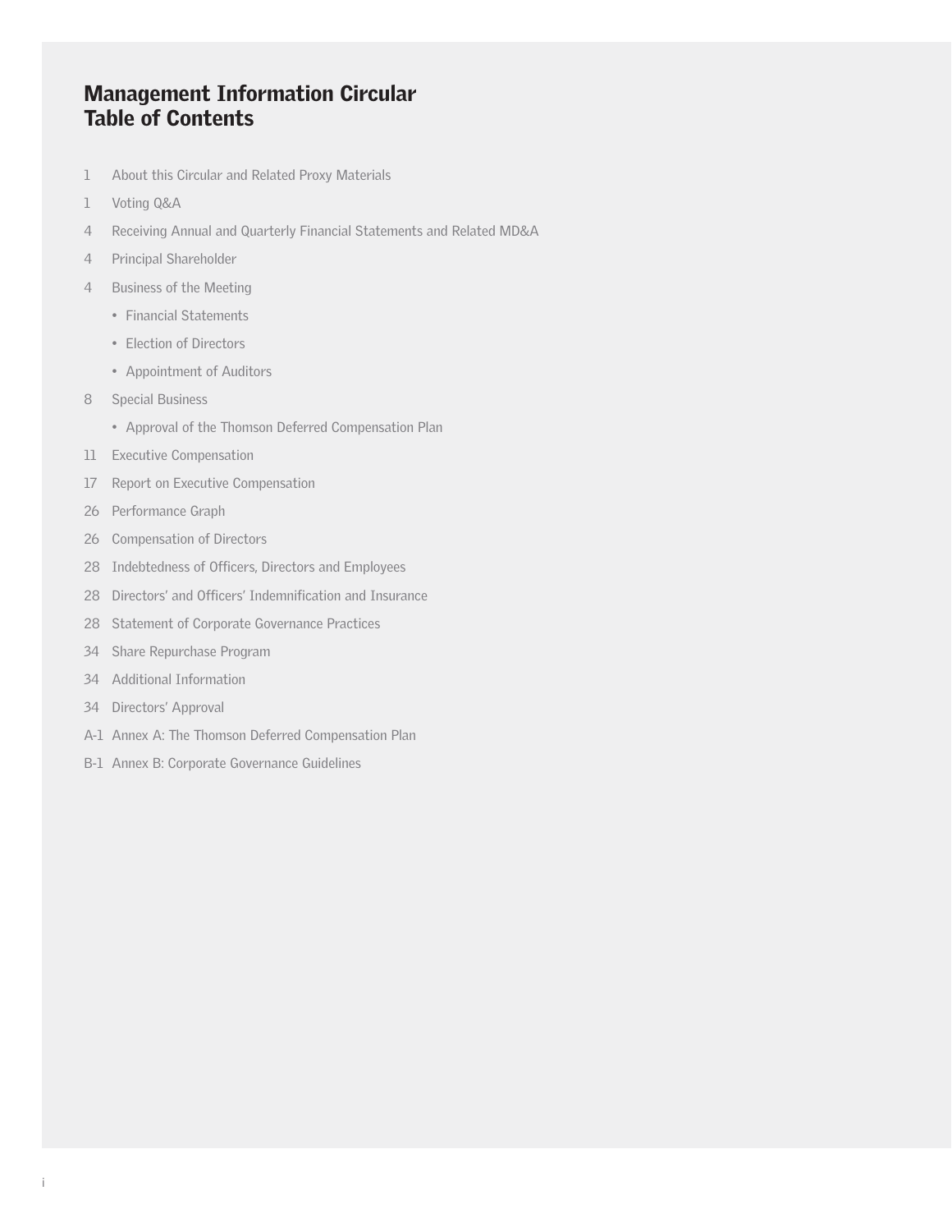# Management Information Circular
# Table of Contents

1 About this Circular and Related Proxy Materials

1 Voting Q&A

4 Receiving Annual and Quarterly Financial Statements and Related MD&A

4 Principal Shareholder

4 Business of the Meeting

- Financial Statements
- Election of Directors
- Appointment of Auditors

8 Special Business

- Approval of the Thomson Deferred Compensation Plan

11 Executive Compensation

17 Report on Executive Compensation

26 Performance Graph

26 Compensation of Directors

28 Indebtedness of Officers, Directors and Employees

28 Directors' and Officers' Indemnification and Insurance

28 Statement of Corporate Governance Practices

34 Share Repurchase Program

34 Additional Information

34 Directors' Approval

A-1 Annex A: The Thomson Deferred Compensation Plan

B-1 Annex B: Corporate Governance Guidelines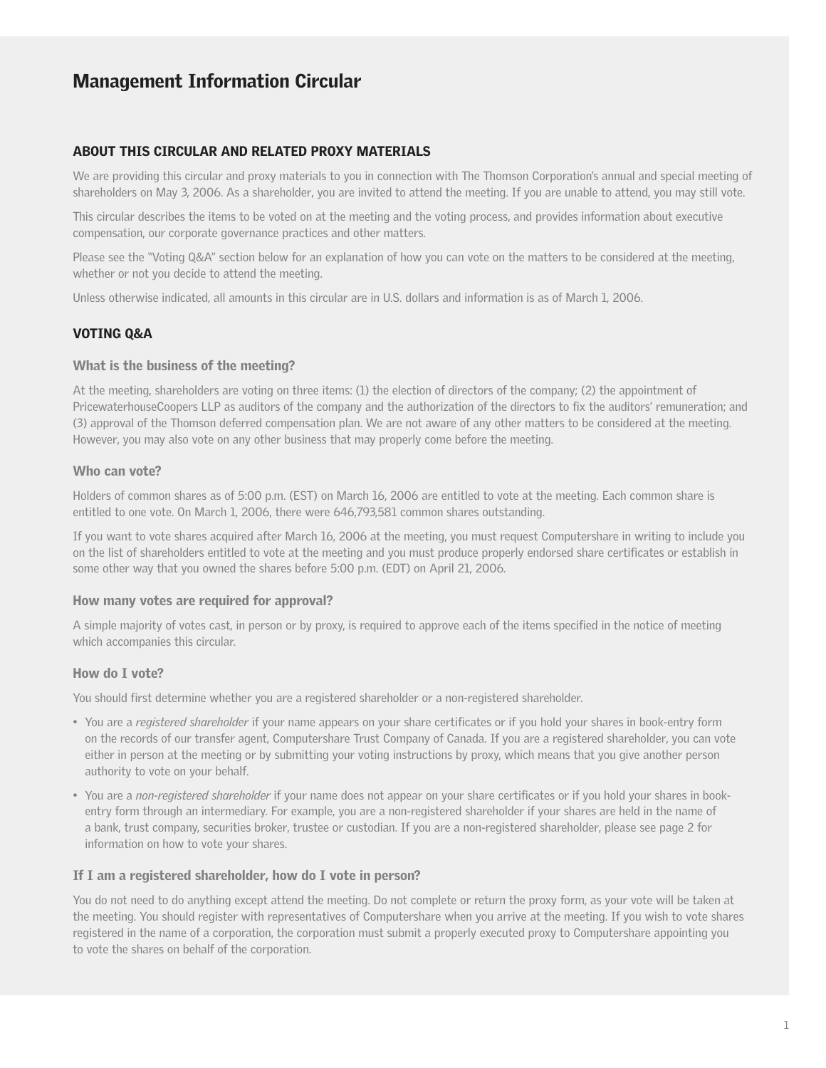# Management Information Circular

## ABOUT THIS CIRCULAR AND RELATED PROXY MATERIALS

We are providing this circular and proxy materials to you in connection with The Thomson Corporation's annual and special meeting of shareholders on May 3, 2006. As a shareholder, you are invited to attend the meeting. If you are unable to attend, you may still vote.

This circular describes the items to be voted on at the meeting and the voting process, and provides information about executive compensation, our corporate governance practices and other matters.

Please see the "Voting Q&A" section below for an explanation of how you can vote on the matters to be considered at the meeting, whether or not you decide to attend the meeting.

Unless otherwise indicated, all amounts in this circular are in U.S. dollars and information is as of March 1, 2006.

## VOTING Q&A

### What is the business of the meeting?

At the meeting, shareholders are voting on three items: (1) the election of directors of the company; (2) the appointment of PricewaterhouseCoopers LLP as auditors of the company and the authorization of the directors to fix the auditors' remuneration; and (3) approval of the Thomson deferred compensation plan. We are not aware of any other matters to be considered at the meeting. However, you may also vote on any other business that may properly come before the meeting.

### Who can vote?

Holders of common shares as of 5:00 p.m. (EST) on March 16, 2006 are entitled to vote at the meeting. Each common share is entitled to one vote. On March 1, 2006, there were 646,793,581 common shares outstanding.

If you want to vote shares acquired after March 16, 2006 at the meeting, you must request Computershare in writing to include you on the list of shareholders entitled to vote at the meeting and you must produce properly endorsed share certificates or establish in some other way that you owned the shares before 5:00 p.m. (EDT) on April 21, 2006.

### How many votes are required for approval?

A simple majority of votes cast, in person or by proxy, is required to approve each of the items specified in the notice of meeting which accompanies this circular.

### How do I vote?

You should first determine whether you are a registered shareholder or a non-registered shareholder.

- You are a *registered shareholder* if your name appears on your share certificates or if you hold your shares in book-entry form on the records of our transfer agent, Computershare Trust Company of Canada. If you are a registered shareholder, you can vote either in person at the meeting or by submitting your voting instructions by proxy, which means that you give another person authority to vote on your behalf.
- You are a *non-registered shareholder* if your name does not appear on your share certificates or if you hold your shares in book-entry form through an intermediary. For example, you are a non-registered shareholder if your shares are held in the name of a bank, trust company, securities broker, trustee or custodian. If you are a non-registered shareholder, please see page 2 for information on how to vote your shares.

### If I am a registered shareholder, how do I vote in person?

You do not need to do anything except attend the meeting. Do not complete or return the proxy form, as your vote will be taken at the meeting. You should register with representatives of Computershare when you arrive at the meeting. If you wish to vote shares registered in the name of a corporation, the corporation must submit a properly executed proxy to Computershare appointing you to vote the shares on behalf of the corporation.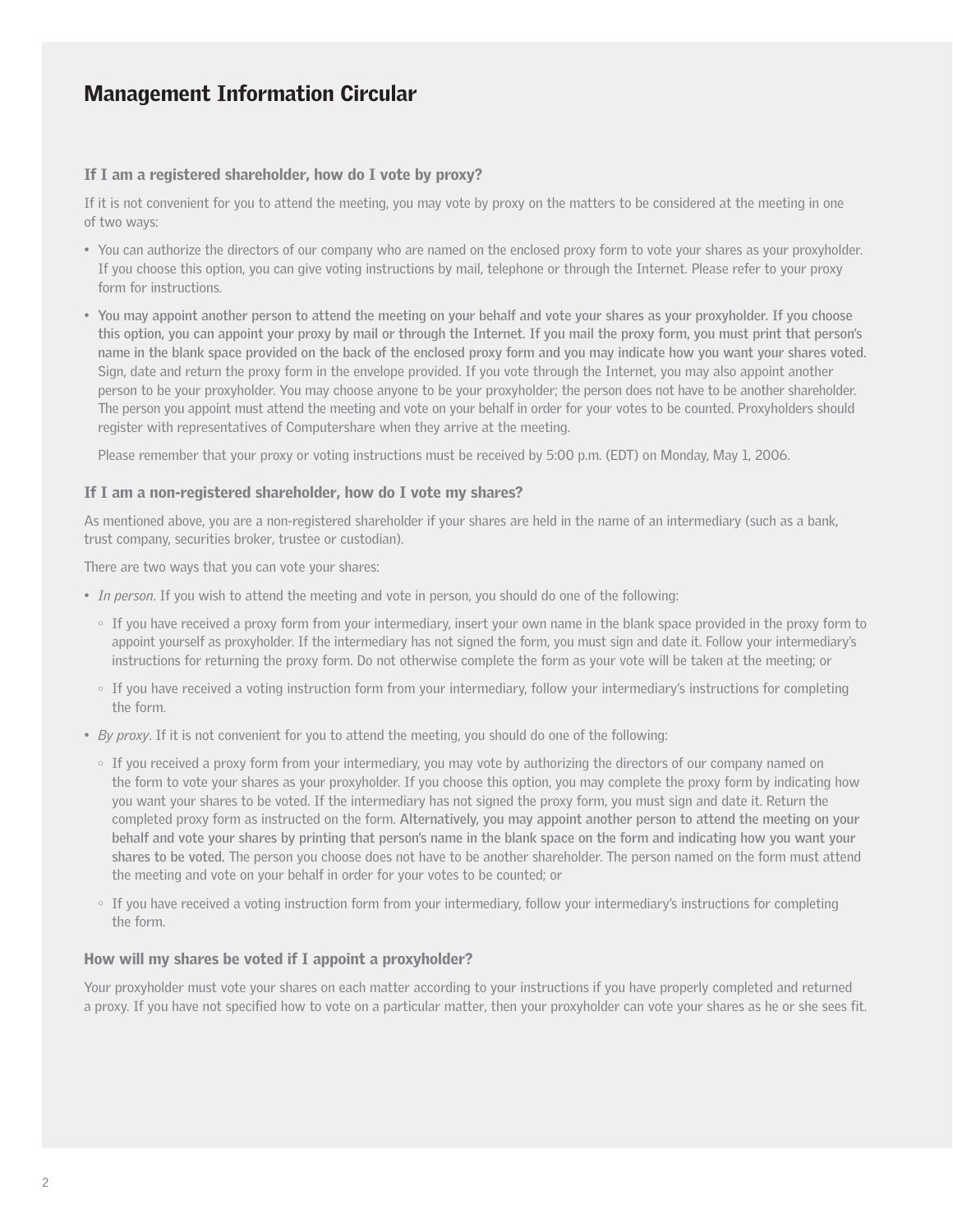# Management Information Circular

### If I am a registered shareholder, how do I vote by proxy?

If it is not convenient for you to attend the meeting, you may vote by proxy on the matters to be considered at the meeting in one of two ways:

- You can authorize the directors of our company who are named on the enclosed proxy form to vote your shares as your proxyholder. If you choose this option, you can give voting instructions by mail, telephone or through the Internet. Please refer to your proxy form for instructions.
- **You may appoint another person to attend the meeting on your behalf and vote your shares as your proxyholder. If you choose this option, you can appoint your proxy by mail or through the Internet. If you mail the proxy form, you must print that person's name in the blank space provided on the back of the enclosed proxy form and you may indicate how you want your shares voted.** Sign, date and return the proxy form in the envelope provided. If you vote through the Internet, you may also appoint another person to be your proxyholder. You may choose anyone to be your proxyholder; the person does not have to be another shareholder. The person you appoint must attend the meeting and vote on your behalf in order for your votes to be counted. Proxyholders should register with representatives of Computershare when they arrive at the meeting.

  Please remember that your proxy or voting instructions must be received by 5:00 p.m. (EDT) on Monday, May 1, 2006.

### If I am a non-registered shareholder, how do I vote my shares?

As mentioned above, you are a non-registered shareholder if your shares are held in the name of an intermediary (such as a bank, trust company, securities broker, trustee or custodian).

There are two ways that you can vote your shares:

- *In person*. If you wish to attend the meeting and vote in person, you should do one of the following:
  - If you have received a proxy form from your intermediary, insert your own name in the blank space provided in the proxy form to appoint yourself as proxyholder. If the intermediary has not signed the form, you must sign and date it. Follow your intermediary's instructions for returning the proxy form. Do not otherwise complete the form as your vote will be taken at the meeting; or
  - If you have received a voting instruction form from your intermediary, follow your intermediary's instructions for completing the form.
- *By proxy*. If it is not convenient for you to attend the meeting, you should do one of the following:
  - If you received a proxy form from your intermediary, you may vote by authorizing the directors of our company named on the form to vote your shares as your proxyholder. If you choose this option, you may complete the proxy form by indicating how you want your shares to be voted. If the intermediary has not signed the proxy form, you must sign and date it. Return the completed proxy form as instructed on the form. **Alternatively, you may appoint another person to attend the meeting on your behalf and vote your shares by printing that person's name in the blank space on the form and indicating how you want your shares to be voted.** The person you choose does not have to be another shareholder. The person named on the form must attend the meeting and vote on your behalf in order for your votes to be counted; or
  - If you have received a voting instruction form from your intermediary, follow your intermediary's instructions for completing the form.

### How will my shares be voted if I appoint a proxyholder?

Your proxyholder must vote your shares on each matter according to your instructions if you have properly completed and returned a proxy. If you have not specified how to vote on a particular matter, then your proxyholder can vote your shares as he or she sees fit.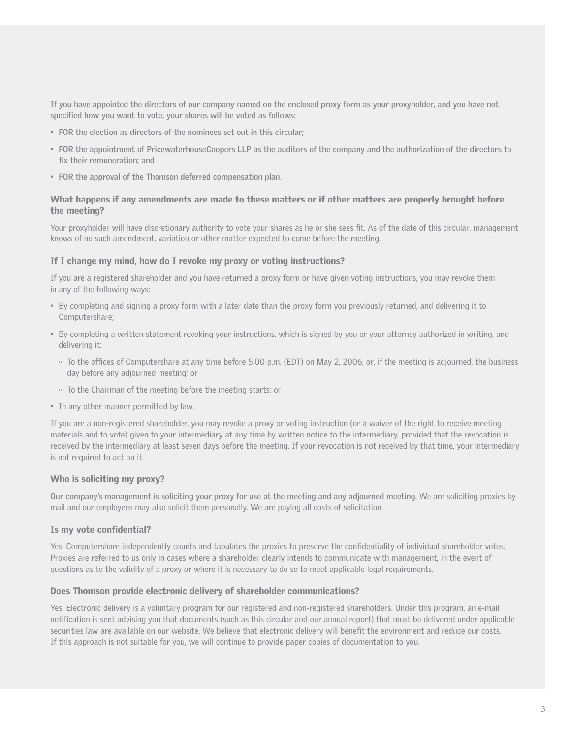**If you have appointed the directors of our company named on the enclosed proxy form as your proxyholder, and you have not specified how you want to vote, your shares will be voted as follows:**

- **FOR the election as directors of the nominees set out in this circular;**
- **FOR the appointment of PricewaterhouseCoopers LLP as the auditors of the company and the authorization of the directors to fix their remuneration; and**
- **FOR the approval of the Thomson deferred compensation plan.**

### What happens if any amendments are made to these matters or if other matters are properly brought before the meeting?

Your proxyholder will have discretionary authority to vote your shares as he or she sees fit. As of the date of this circular, management knows of no such amendment, variation or other matter expected to come before the meeting.

### If I change my mind, how do I revoke my proxy or voting instructions?

If you are a registered shareholder and you have returned a proxy form or have given voting instructions, you may revoke them in any of the following ways:

- By completing and signing a proxy form with a later date than the proxy form you previously returned, and delivering it to Computershare;
- By completing a written statement revoking your instructions, which is signed by you or your attorney authorized in writing, and delivering it:
  - To the offices of Computershare at any time before 5:00 p.m. (EDT) on May 2, 2006, or, if the meeting is adjourned, the business day before any adjourned meeting; or
  - To the Chairman of the meeting before the meeting starts; or
- In any other manner permitted by law.

If you are a non-registered shareholder, you may revoke a proxy or voting instruction (or a waiver of the right to receive meeting materials and to vote) given to your intermediary at any time by written notice to the intermediary, provided that the revocation is received by the intermediary at least seven days before the meeting. If your revocation is not received by that time, your intermediary is not required to act on it.

### Who is soliciting my proxy?

**Our company's management is soliciting your proxy for use at the meeting and any adjourned meeting.** We are soliciting proxies by mail and our employees may also solicit them personally. We are paying all costs of solicitation.

### Is my vote confidential?

Yes. Computershare independently counts and tabulates the proxies to preserve the confidentiality of individual shareholder votes. Proxies are referred to us only in cases where a shareholder clearly intends to communicate with management, in the event of questions as to the validity of a proxy or where it is necessary to do so to meet applicable legal requirements.

### Does Thomson provide electronic delivery of shareholder communications?

Yes. Electronic delivery is a voluntary program for our registered and non-registered shareholders. Under this program, an e-mail notification is sent advising you that documents (such as this circular and our annual report) that must be delivered under applicable securities law are available on our website. We believe that electronic delivery will benefit the environment and reduce our costs. If this approach is not suitable for you, we will continue to provide paper copies of documentation to you.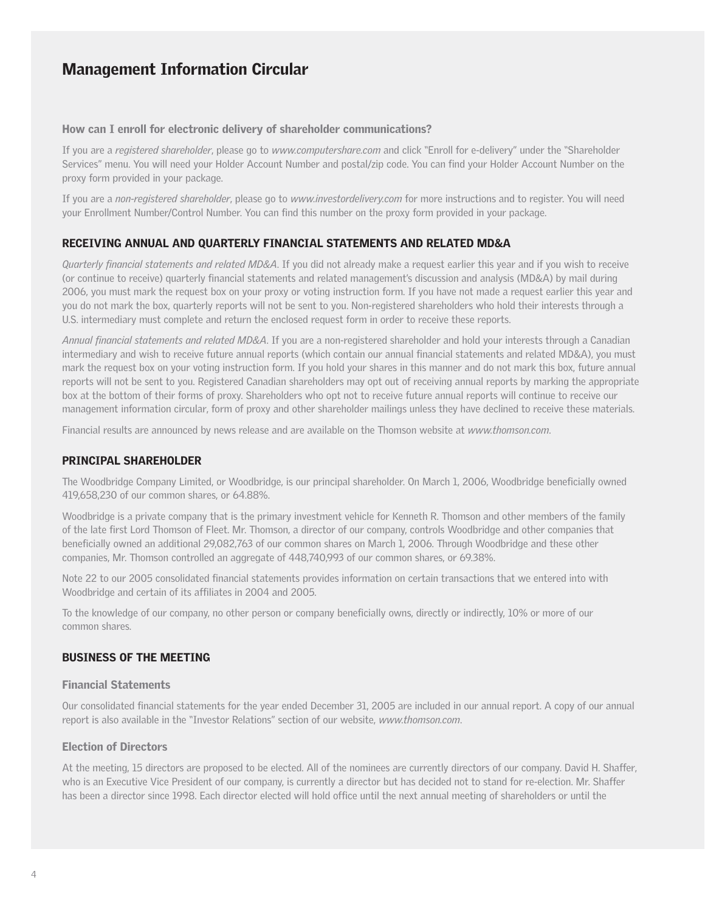# Management Information Circular

### How can I enroll for electronic delivery of shareholder communications?

If you are a *registered shareholder*, please go to *www.computershare.com* and click "Enroll for e-delivery" under the "Shareholder Services" menu. You will need your Holder Account Number and postal/zip code. You can find your Holder Account Number on the proxy form provided in your package.

If you are a *non-registered shareholder*, please go to *www.investordelivery.com* for more instructions and to register. You will need your Enrollment Number/Control Number. You can find this number on the proxy form provided in your package.

## RECEIVING ANNUAL AND QUARTERLY FINANCIAL STATEMENTS AND RELATED MD&A

*Quarterly financial statements and related MD&A*. If you did not already make a request earlier this year and if you wish to receive (or continue to receive) quarterly financial statements and related management's discussion and analysis (MD&A) by mail during 2006, you must mark the request box on your proxy or voting instruction form. If you have not made a request earlier this year and you do not mark the box, quarterly reports will not be sent to you. Non-registered shareholders who hold their interests through a U.S. intermediary must complete and return the enclosed request form in order to receive these reports.

*Annual financial statements and related MD&A*. If you are a non-registered shareholder and hold your interests through a Canadian intermediary and wish to receive future annual reports (which contain our annual financial statements and related MD&A), you must mark the request box on your voting instruction form. If you hold your shares in this manner and do not mark this box, future annual reports will not be sent to you. Registered Canadian shareholders may opt out of receiving annual reports by marking the appropriate box at the bottom of their forms of proxy. Shareholders who opt not to receive future annual reports will continue to receive our management information circular, form of proxy and other shareholder mailings unless they have declined to receive these materials.

Financial results are announced by news release and are available on the Thomson website at *www.thomson.com*.

## PRINCIPAL SHAREHOLDER

The Woodbridge Company Limited, or Woodbridge, is our principal shareholder. On March 1, 2006, Woodbridge beneficially owned 419,658,230 of our common shares, or 64.88%.

Woodbridge is a private company that is the primary investment vehicle for Kenneth R. Thomson and other members of the family of the late first Lord Thomson of Fleet. Mr. Thomson, a director of our company, controls Woodbridge and other companies that beneficially owned an additional 29,082,763 of our common shares on March 1, 2006. Through Woodbridge and these other companies, Mr. Thomson controlled an aggregate of 448,740,993 of our common shares, or 69.38%.

Note 22 to our 2005 consolidated financial statements provides information on certain transactions that we entered into with Woodbridge and certain of its affiliates in 2004 and 2005.

To the knowledge of our company, no other person or company beneficially owns, directly or indirectly, 10% or more of our common shares.

## BUSINESS OF THE MEETING

### Financial Statements

Our consolidated financial statements for the year ended December 31, 2005 are included in our annual report. A copy of our annual report is also available in the "Investor Relations" section of our website, *www.thomson.com*.

### Election of Directors

At the meeting, 15 directors are proposed to be elected. All of the nominees are currently directors of our company. David H. Shaffer, who is an Executive Vice President of our company, is currently a director but has decided not to stand for re-election. Mr. Shaffer has been a director since 1998. Each director elected will hold office until the next annual meeting of shareholders or until the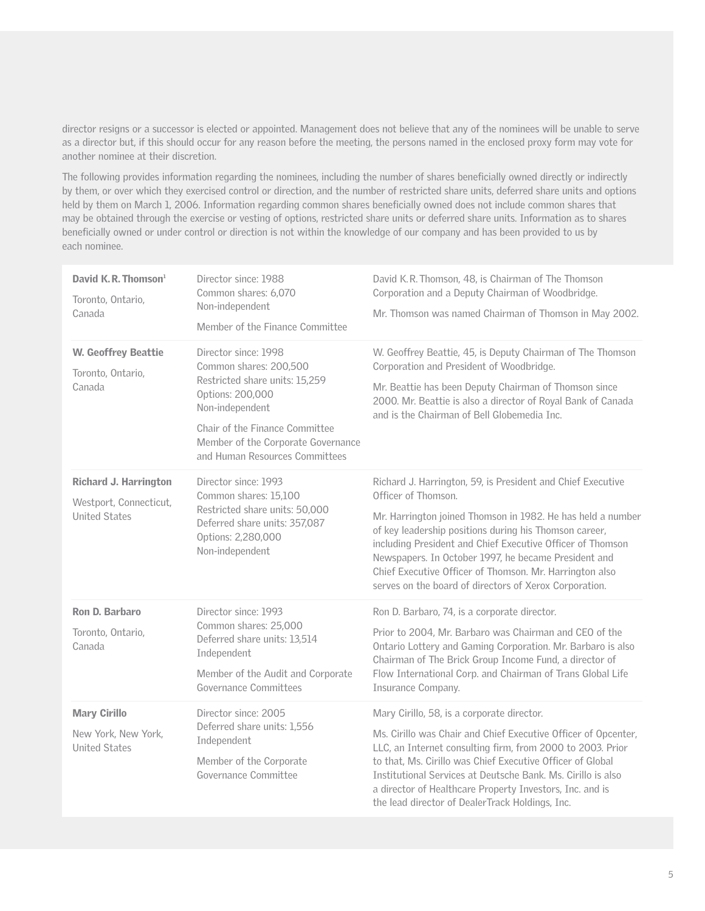director resigns or a successor is elected or appointed. Management does not believe that any of the nominees will be unable to serve as a director but, if this should occur for any reason before the meeting, the persons named in the enclosed proxy form may vote for another nominee at their discretion.

The following provides information regarding the nominees, including the number of shares beneficially owned directly or indirectly by them, or over which they exercised control or direction, and the number of restricted share units, deferred share units and options held by them on March 1, 2006. Information regarding common shares beneficially owned does not include common shares that may be obtained through the exercise or vesting of options, restricted share units or deferred share units. Information as to shares beneficially owned or under control or direction is not within the knowledge of our company and has been provided to us by each nominee.

| | | |
|---|---|---|
| **David K. R. Thomson**[1]<br>Toronto, Ontario, Canada | Director since: 1988<br>Common shares: 6,070<br>Non-independent<br>Member of the Finance Committee | David K. R. Thomson, 48, is Chairman of The Thomson Corporation and a Deputy Chairman of Woodbridge.<br>Mr. Thomson was named Chairman of Thomson in May 2002. |
| **W. Geoffrey Beattie**<br>Toronto, Ontario, Canada | Director since: 1998<br>Common shares: 200,500<br>Restricted share units: 15,259<br>Options: 200,000<br>Non-independent<br>Chair of the Finance Committee<br>Member of the Corporate Governance and Human Resources Committees | W. Geoffrey Beattie, 45, is Deputy Chairman of The Thomson Corporation and President of Woodbridge.<br>Mr. Beattie has been Deputy Chairman of Thomson since 2000. Mr. Beattie is also a director of Royal Bank of Canada and is the Chairman of Bell Globemedia Inc. |
| **Richard J. Harrington**<br>Westport, Connecticut, United States | Director since: 1993<br>Common shares: 15,100<br>Restricted share units: 50,000<br>Deferred share units: 357,087<br>Options: 2,280,000<br>Non-independent | Richard J. Harrington, 59, is President and Chief Executive Officer of Thomson.<br>Mr. Harrington joined Thomson in 1982. He has held a number of key leadership positions during his Thomson career, including President and Chief Executive Officer of Thomson Newspapers. In October 1997, he became President and Chief Executive Officer of Thomson. Mr. Harrington also serves on the board of directors of Xerox Corporation. |
| **Ron D. Barbaro**<br>Toronto, Ontario, Canada | Director since: 1993<br>Common shares: 25,000<br>Deferred share units: 13,514<br>Independent<br>Member of the Audit and Corporate Governance Committees | Ron D. Barbaro, 74, is a corporate director.<br>Prior to 2004, Mr. Barbaro was Chairman and CEO of the Ontario Lottery and Gaming Corporation. Mr. Barbaro is also Chairman of The Brick Group Income Fund, a director of Flow International Corp. and Chairman of Trans Global Life Insurance Company. |
| **Mary Cirillo**<br>New York, New York, United States | Director since: 2005<br>Deferred share units: 1,556<br>Independent<br>Member of the Corporate Governance Committee | Mary Cirillo, 58, is a corporate director.<br>Ms. Cirillo was Chair and Chief Executive Officer of Opcenter, LLC, an Internet consulting firm, from 2000 to 2003. Prior to that, Ms. Cirillo was Chief Executive Officer of Global Institutional Services at Deutsche Bank. Ms. Cirillo is also a director of Healthcare Property Investors, Inc. and is the lead director of DealerTrack Holdings, Inc. |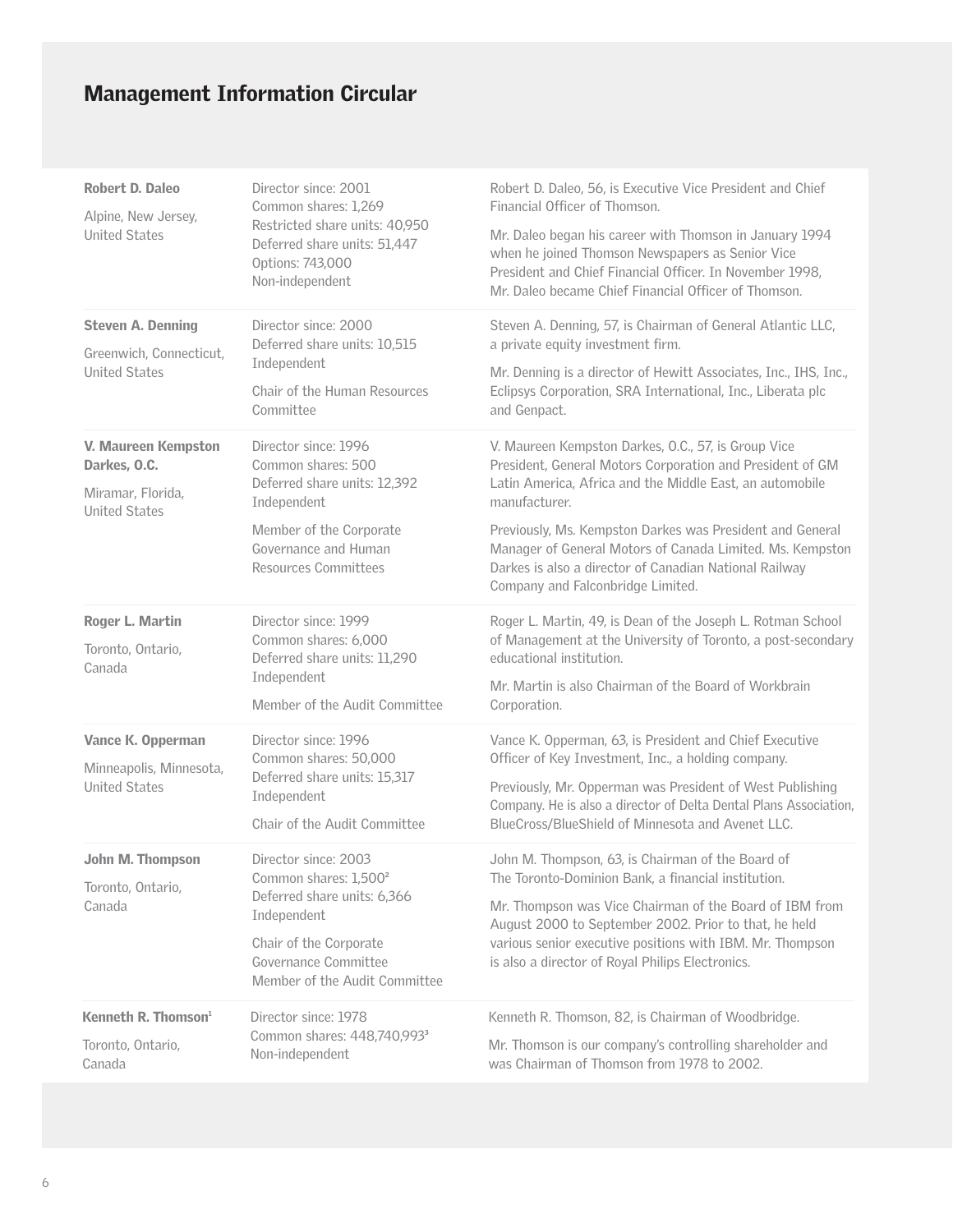# Management Information Circular

| | | |
|---|---|---|
| **Robert D. Daleo**<br>Alpine, New Jersey, United States | Director since: 2001<br>Common shares: 1,269<br>Restricted share units: 40,950<br>Deferred share units: 51,447<br>Options: 743,000<br>Non-independent | Robert D. Daleo, 56, is Executive Vice President and Chief Financial Officer of Thomson.<br>Mr. Daleo began his career with Thomson in January 1994 when he joined Thomson Newspapers as Senior Vice President and Chief Financial Officer. In November 1998, Mr. Daleo became Chief Financial Officer of Thomson. |
| **Steven A. Denning**<br>Greenwich, Connecticut, United States | Director since: 2000<br>Deferred share units: 10,515<br>Independent<br>Chair of the Human Resources Committee | Steven A. Denning, 57, is Chairman of General Atlantic LLC, a private equity investment firm.<br>Mr. Denning is a director of Hewitt Associates, Inc., IHS, Inc., Eclipsys Corporation, SRA International, Inc., Liberata plc and Genpact. |
| **V. Maureen Kempston Darkes, O.C.**<br>Miramar, Florida, United States | Director since: 1996<br>Common shares: 500<br>Deferred share units: 12,392<br>Independent<br>Member of the Corporate Governance and Human Resources Committees | V. Maureen Kempston Darkes, O.C., 57, is Group Vice President, General Motors Corporation and President of GM Latin America, Africa and the Middle East, an automobile manufacturer.<br>Previously, Ms. Kempston Darkes was President and General Manager of General Motors of Canada Limited. Ms. Kempston Darkes is also a director of Canadian National Railway Company and Falconbridge Limited. |
| **Roger L. Martin**<br>Toronto, Ontario, Canada | Director since: 1999<br>Common shares: 6,000<br>Deferred share units: 11,290<br>Independent<br>Member of the Audit Committee | Roger L. Martin, 49, is Dean of the Joseph L. Rotman School of Management at the University of Toronto, a post-secondary educational institution.<br>Mr. Martin is also Chairman of the Board of Workbrain Corporation. |
| **Vance K. Opperman**<br>Minneapolis, Minnesota, United States | Director since: 1996<br>Common shares: 50,000<br>Deferred share units: 15,317<br>Independent<br>Chair of the Audit Committee | Vance K. Opperman, 63, is President and Chief Executive Officer of Key Investment, Inc., a holding company.<br>Previously, Mr. Opperman was President of West Publishing Company. He is also a director of Delta Dental Plans Association, BlueCross/BlueShield of Minnesota and Avenet LLC. |
| **John M. Thompson**<br>Toronto, Ontario, Canada | Director since: 2003<br>Common shares: 1,500[2]<br>Deferred share units: 6,366<br>Independent<br>Chair of the Corporate Governance Committee<br>Member of the Audit Committee | John M. Thompson, 63, is Chairman of the Board of The Toronto-Dominion Bank, a financial institution.<br>Mr. Thompson was Vice Chairman of the Board of IBM from August 2000 to September 2002. Prior to that, he held various senior executive positions with IBM. Mr. Thompson is also a director of Royal Philips Electronics. |
| **Kenneth R. Thomson**[1]<br>Toronto, Ontario, Canada | Director since: 1978<br>Common shares: 448,740,993[3]<br>Non-independent | Kenneth R. Thomson, 82, is Chairman of Woodbridge.<br>Mr. Thomson is our company's controlling shareholder and was Chairman of Thomson from 1978 to 2002. |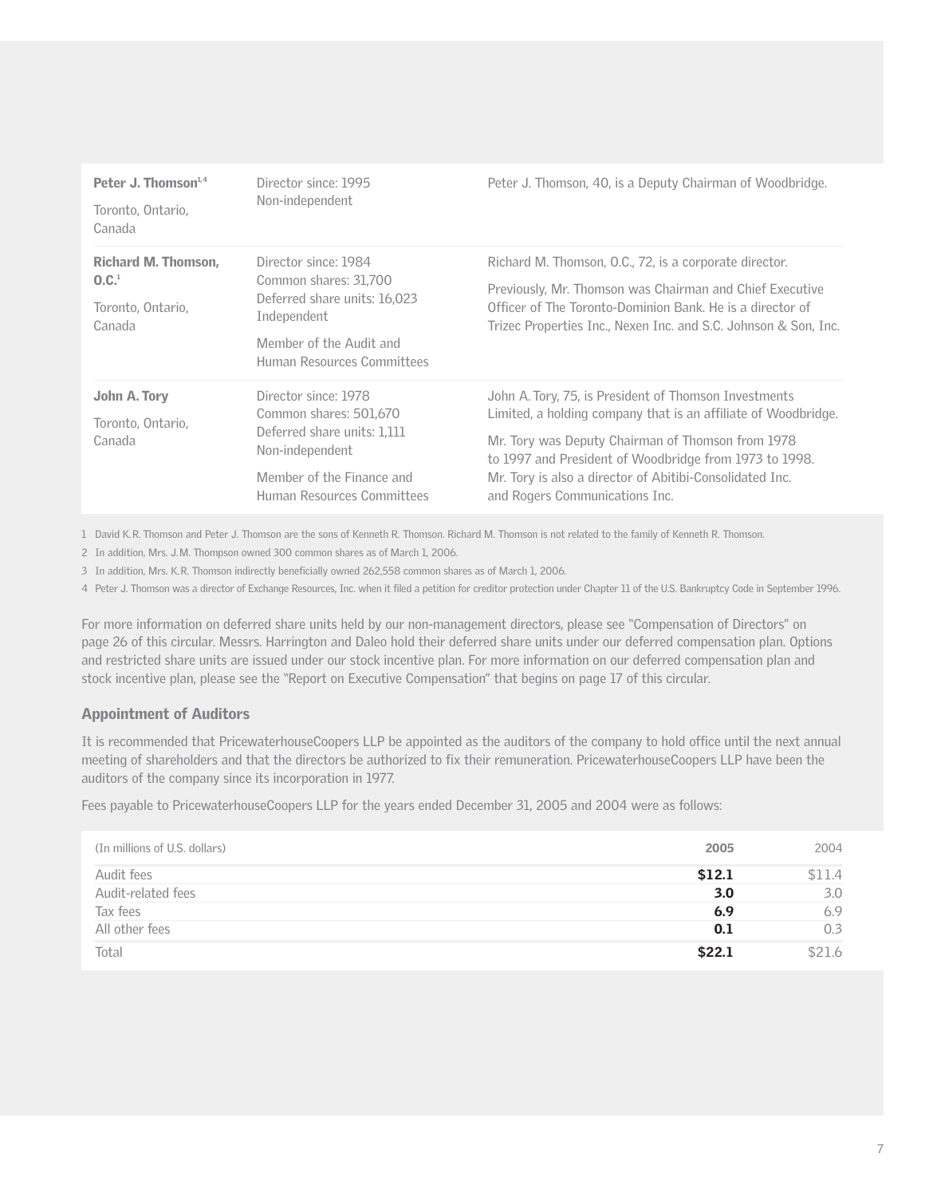| | | |
|---|---|---|
| **Peter J. Thomson**[1,4]<br><br>Toronto, Ontario, Canada | Director since: 1995<br>Non-independent | Peter J. Thomson, 40, is a Deputy Chairman of Woodbridge. |
| **Richard M. Thomson, O.C.**[1]<br><br>Toronto, Ontario, Canada | Director since: 1984<br>Common shares: 31,700<br>Deferred share units: 16,023<br>Independent<br><br>Member of the Audit and Human Resources Committees | Richard M. Thomson, O.C., 72, is a corporate director.<br><br>Previously, Mr. Thomson was Chairman and Chief Executive Officer of The Toronto-Dominion Bank. He is a director of Trizec Properties Inc., Nexen Inc. and S.C. Johnson & Son, Inc. |
| **John A. Tory**<br><br>Toronto, Ontario, Canada | Director since: 1978<br>Common shares: 501,670<br>Deferred share units: 1,111<br>Non-independent<br><br>Member of the Finance and Human Resources Committees | John A. Tory, 75, is President of Thomson Investments Limited, a holding company that is an affiliate of Woodbridge.<br><br>Mr. Tory was Deputy Chairman of Thomson from 1978 to 1997 and President of Woodbridge from 1973 to 1998. Mr. Tory is also a director of Abitibi-Consolidated Inc. and Rogers Communications Inc. |

1 David K.R. Thomson and Peter J. Thomson are the sons of Kenneth R. Thomson. Richard M. Thomson is not related to the family of Kenneth R. Thomson.

2 In addition, Mrs. J.M. Thompson owned 300 common shares as of March 1, 2006.

3 In addition, Mrs. K.R. Thomson indirectly beneficially owned 262,558 common shares as of March 1, 2006.

4 Peter J. Thomson was a director of Exchange Resources, Inc. when it filed a petition for creditor protection under Chapter 11 of the U.S. Bankruptcy Code in September 1996.

For more information on deferred share units held by our non-management directors, please see "Compensation of Directors" on page 26 of this circular. Messrs. Harrington and Daleo hold their deferred share units under our deferred compensation plan. Options and restricted share units are issued under our stock incentive plan. For more information on our deferred compensation plan and stock incentive plan, please see the "Report on Executive Compensation" that begins on page 17 of this circular.

## Appointment of Auditors

It is recommended that PricewaterhouseCoopers LLP be appointed as the auditors of the company to hold office until the next annual meeting of shareholders and that the directors be authorized to fix their remuneration. PricewaterhouseCoopers LLP have been the auditors of the company since its incorporation in 1977.

Fees payable to PricewaterhouseCoopers LLP for the years ended December 31, 2005 and 2004 were as follows:

| (In millions of U.S. dollars) | **2005** | 2004 |
|---|---|---|
| Audit fees | **$12.1** | $11.4 |
| Audit-related fees | **3.0** | 3.0 |
| Tax fees | **6.9** | 6.9 |
| All other fees | **0.1** | 0.3 |
| Total | **$22.1** | $21.6 |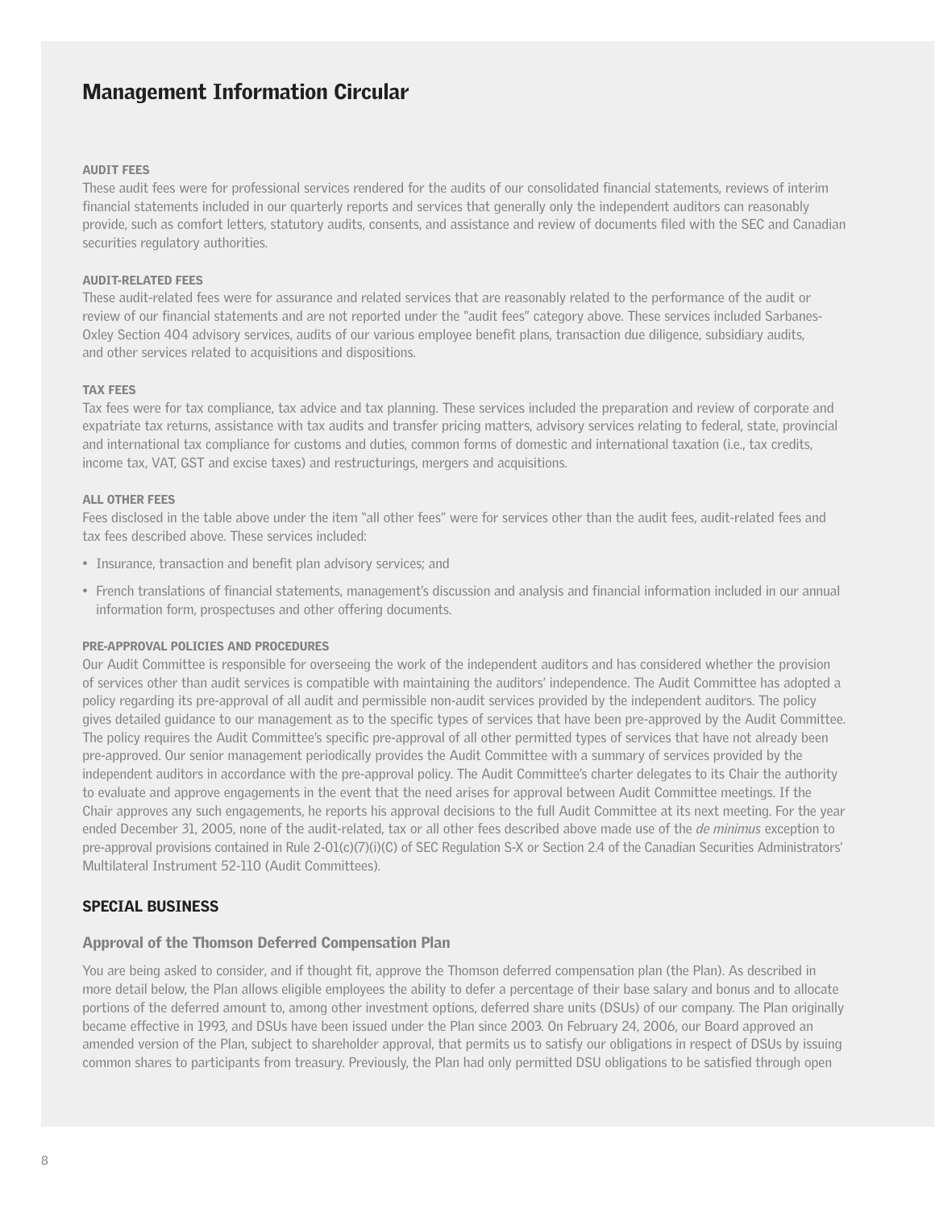# Management Information Circular

### AUDIT FEES

These audit fees were for professional services rendered for the audits of our consolidated financial statements, reviews of interim financial statements included in our quarterly reports and services that generally only the independent auditors can reasonably provide, such as comfort letters, statutory audits, consents, and assistance and review of documents filed with the SEC and Canadian securities regulatory authorities.

### AUDIT-RELATED FEES

These audit-related fees were for assurance and related services that are reasonably related to the performance of the audit or review of our financial statements and are not reported under the "audit fees" category above. These services included Sarbanes-Oxley Section 404 advisory services, audits of our various employee benefit plans, transaction due diligence, subsidiary audits, and other services related to acquisitions and dispositions.

### TAX FEES

Tax fees were for tax compliance, tax advice and tax planning. These services included the preparation and review of corporate and expatriate tax returns, assistance with tax audits and transfer pricing matters, advisory services relating to federal, state, provincial and international tax compliance for customs and duties, common forms of domestic and international taxation (i.e., tax credits, income tax, VAT, GST and excise taxes) and restructurings, mergers and acquisitions.

### ALL OTHER FEES

Fees disclosed in the table above under the item "all other fees" were for services other than the audit fees, audit-related fees and tax fees described above. These services included:

- Insurance, transaction and benefit plan advisory services; and
- French translations of financial statements, management's discussion and analysis and financial information included in our annual information form, prospectuses and other offering documents.

### PRE-APPROVAL POLICIES AND PROCEDURES

Our Audit Committee is responsible for overseeing the work of the independent auditors and has considered whether the provision of services other than audit services is compatible with maintaining the auditors' independence. The Audit Committee has adopted a policy regarding its pre-approval of all audit and permissible non-audit services provided by the independent auditors. The policy gives detailed guidance to our management as to the specific types of services that have been pre-approved by the Audit Committee. The policy requires the Audit Committee's specific pre-approval of all other permitted types of services that have not already been pre-approved. Our senior management periodically provides the Audit Committee with a summary of services provided by the independent auditors in accordance with the pre-approval policy. The Audit Committee's charter delegates to its Chair the authority to evaluate and approve engagements in the event that the need arises for approval between Audit Committee meetings. If the Chair approves any such engagements, he reports his approval decisions to the full Audit Committee at its next meeting. For the year ended December 31, 2005, none of the audit-related, tax or all other fees described above made use of the *de minimus* exception to pre-approval provisions contained in Rule 2-01(c)(7)(i)(C) of SEC Regulation S-X or Section 2.4 of the Canadian Securities Administrators' Multilateral Instrument 52-110 (Audit Committees).

## SPECIAL BUSINESS

### Approval of the Thomson Deferred Compensation Plan

You are being asked to consider, and if thought fit, approve the Thomson deferred compensation plan (the Plan). As described in more detail below, the Plan allows eligible employees the ability to defer a percentage of their base salary and bonus and to allocate portions of the deferred amount to, among other investment options, deferred share units (DSUs) of our company. The Plan originally became effective in 1993, and DSUs have been issued under the Plan since 2003. On February 24, 2006, our Board approved an amended version of the Plan, subject to shareholder approval, that permits us to satisfy our obligations in respect of DSUs by issuing common shares to participants from treasury. Previously, the Plan had only permitted DSU obligations to be satisfied through open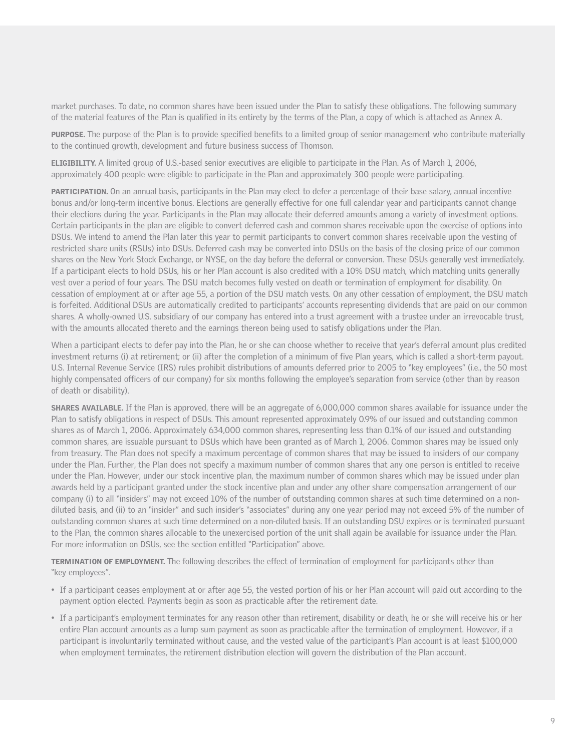market purchases. To date, no common shares have been issued under the Plan to satisfy these obligations. The following summary of the material features of the Plan is qualified in its entirety by the terms of the Plan, a copy of which is attached as Annex A.

**PURPOSE.** The purpose of the Plan is to provide specified benefits to a limited group of senior management who contribute materially to the continued growth, development and future business success of Thomson.

**ELIGIBILITY.** A limited group of U.S.-based senior executives are eligible to participate in the Plan. As of March 1, 2006, approximately 400 people were eligible to participate in the Plan and approximately 300 people were participating.

**PARTICIPATION.** On an annual basis, participants in the Plan may elect to defer a percentage of their base salary, annual incentive bonus and/or long-term incentive bonus. Elections are generally effective for one full calendar year and participants cannot change their elections during the year. Participants in the Plan may allocate their deferred amounts among a variety of investment options. Certain participants in the plan are eligible to convert deferred cash and common shares receivable upon the exercise of options into DSUs. We intend to amend the Plan later this year to permit participants to convert common shares receivable upon the vesting of restricted share units (RSUs) into DSUs. Deferred cash may be converted into DSUs on the basis of the closing price of our common shares on the New York Stock Exchange, or NYSE, on the day before the deferral or conversion. These DSUs generally vest immediately. If a participant elects to hold DSUs, his or her Plan account is also credited with a 10% DSU match, which matching units generally vest over a period of four years. The DSU match becomes fully vested on death or termination of employment for disability. On cessation of employment at or after age 55, a portion of the DSU match vests. On any other cessation of employment, the DSU match is forfeited. Additional DSUs are automatically credited to participants' accounts representing dividends that are paid on our common shares. A wholly-owned U.S. subsidiary of our company has entered into a trust agreement with a trustee under an irrevocable trust, with the amounts allocated thereto and the earnings thereon being used to satisfy obligations under the Plan.

When a participant elects to defer pay into the Plan, he or she can choose whether to receive that year's deferral amount plus credited investment returns (i) at retirement; or (ii) after the completion of a minimum of five Plan years, which is called a short-term payout. U.S. Internal Revenue Service (IRS) rules prohibit distributions of amounts deferred prior to 2005 to "key employees" (i.e., the 50 most highly compensated officers of our company) for six months following the employee's separation from service (other than by reason of death or disability).

**SHARES AVAILABLE.** If the Plan is approved, there will be an aggregate of 6,000,000 common shares available for issuance under the Plan to satisfy obligations in respect of DSUs. This amount represented approximately 0.9% of our issued and outstanding common shares as of March 1, 2006. Approximately 634,000 common shares, representing less than 0.1% of our issued and outstanding common shares, are issuable pursuant to DSUs which have been granted as of March 1, 2006. Common shares may be issued only from treasury. The Plan does not specify a maximum percentage of common shares that may be issued to insiders of our company under the Plan. Further, the Plan does not specify a maximum number of common shares that any one person is entitled to receive under the Plan. However, under our stock incentive plan, the maximum number of common shares which may be issued under plan awards held by a participant granted under the stock incentive plan and under any other share compensation arrangement of our company (i) to all "insiders" may not exceed 10% of the number of outstanding common shares at such time determined on a non-diluted basis, and (ii) to an "insider" and such insider's "associates" during any one year period may not exceed 5% of the number of outstanding common shares at such time determined on a non-diluted basis. If an outstanding DSU expires or is terminated pursuant to the Plan, the common shares allocable to the unexercised portion of the unit shall again be available for issuance under the Plan. For more information on DSUs, see the section entitled "Participation" above.

**TERMINATION OF EMPLOYMENT.** The following describes the effect of termination of employment for participants other than "key employees".

- If a participant ceases employment at or after age 55, the vested portion of his or her Plan account will paid out according to the payment option elected. Payments begin as soon as practicable after the retirement date.
- If a participant's employment terminates for any reason other than retirement, disability or death, he or she will receive his or her entire Plan account amounts as a lump sum payment as soon as practicable after the termination of employment. However, if a participant is involuntarily terminated without cause, and the vested value of the participant's Plan account is at least $100,000 when employment terminates, the retirement distribution election will govern the distribution of the Plan account.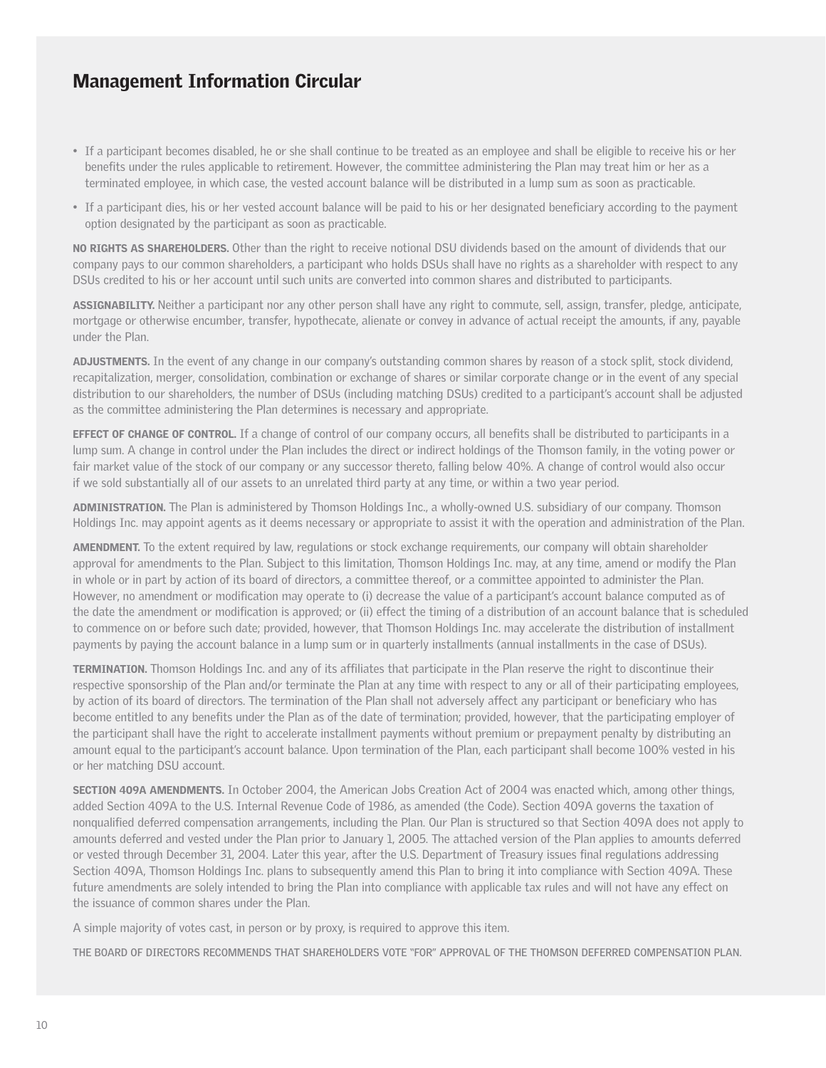# Management Information Circular

- If a participant becomes disabled, he or she shall continue to be treated as an employee and shall be eligible to receive his or her benefits under the rules applicable to retirement. However, the committee administering the Plan may treat him or her as a terminated employee, in which case, the vested account balance will be distributed in a lump sum as soon as practicable.
- If a participant dies, his or her vested account balance will be paid to his or her designated beneficiary according to the payment option designated by the participant as soon as practicable.

**NO RIGHTS AS SHAREHOLDERS.** Other than the right to receive notional DSU dividends based on the amount of dividends that our company pays to our common shareholders, a participant who holds DSUs shall have no rights as a shareholder with respect to any DSUs credited to his or her account until such units are converted into common shares and distributed to participants.

**ASSIGNABILITY.** Neither a participant nor any other person shall have any right to commute, sell, assign, transfer, pledge, anticipate, mortgage or otherwise encumber, transfer, hypothecate, alienate or convey in advance of actual receipt the amounts, if any, payable under the Plan.

**ADJUSTMENTS.** In the event of any change in our company's outstanding common shares by reason of a stock split, stock dividend, recapitalization, merger, consolidation, combination or exchange of shares or similar corporate change or in the event of any special distribution to our shareholders, the number of DSUs (including matching DSUs) credited to a participant's account shall be adjusted as the committee administering the Plan determines is necessary and appropriate.

**EFFECT OF CHANGE OF CONTROL.** If a change of control of our company occurs, all benefits shall be distributed to participants in a lump sum. A change in control under the Plan includes the direct or indirect holdings of the Thomson family, in the voting power or fair market value of the stock of our company or any successor thereto, falling below 40%. A change of control would also occur if we sold substantially all of our assets to an unrelated third party at any time, or within a two year period.

**ADMINISTRATION.** The Plan is administered by Thomson Holdings Inc., a wholly-owned U.S. subsidiary of our company. Thomson Holdings Inc. may appoint agents as it deems necessary or appropriate to assist it with the operation and administration of the Plan.

**AMENDMENT.** To the extent required by law, regulations or stock exchange requirements, our company will obtain shareholder approval for amendments to the Plan. Subject to this limitation, Thomson Holdings Inc. may, at any time, amend or modify the Plan in whole or in part by action of its board of directors, a committee thereof, or a committee appointed to administer the Plan. However, no amendment or modification may operate to (i) decrease the value of a participant's account balance computed as of the date the amendment or modification is approved; or (ii) effect the timing of a distribution of an account balance that is scheduled to commence on or before such date; provided, however, that Thomson Holdings Inc. may accelerate the distribution of installment payments by paying the account balance in a lump sum or in quarterly installments (annual installments in the case of DSUs).

**TERMINATION.** Thomson Holdings Inc. and any of its affiliates that participate in the Plan reserve the right to discontinue their respective sponsorship of the Plan and/or terminate the Plan at any time with respect to any or all of their participating employees, by action of its board of directors. The termination of the Plan shall not adversely affect any participant or beneficiary who has become entitled to any benefits under the Plan as of the date of termination; provided, however, that the participating employer of the participant shall have the right to accelerate installment payments without premium or prepayment penalty by distributing an amount equal to the participant's account balance. Upon termination of the Plan, each participant shall become 100% vested in his or her matching DSU account.

**SECTION 409A AMENDMENTS.** In October 2004, the American Jobs Creation Act of 2004 was enacted which, among other things, added Section 409A to the U.S. Internal Revenue Code of 1986, as amended (the Code). Section 409A governs the taxation of nonqualified deferred compensation arrangements, including the Plan. Our Plan is structured so that Section 409A does not apply to amounts deferred and vested under the Plan prior to January 1, 2005. The attached version of the Plan applies to amounts deferred or vested through December 31, 2004. Later this year, after the U.S. Department of Treasury issues final regulations addressing Section 409A, Thomson Holdings Inc. plans to subsequently amend this Plan to bring it into compliance with Section 409A. These future amendments are solely intended to bring the Plan into compliance with applicable tax rules and will not have any effect on the issuance of common shares under the Plan.

A simple majority of votes cast, in person or by proxy, is required to approve this item.

THE BOARD OF DIRECTORS RECOMMENDS THAT SHAREHOLDERS VOTE "FOR" APPROVAL OF THE THOMSON DEFERRED COMPENSATION PLAN.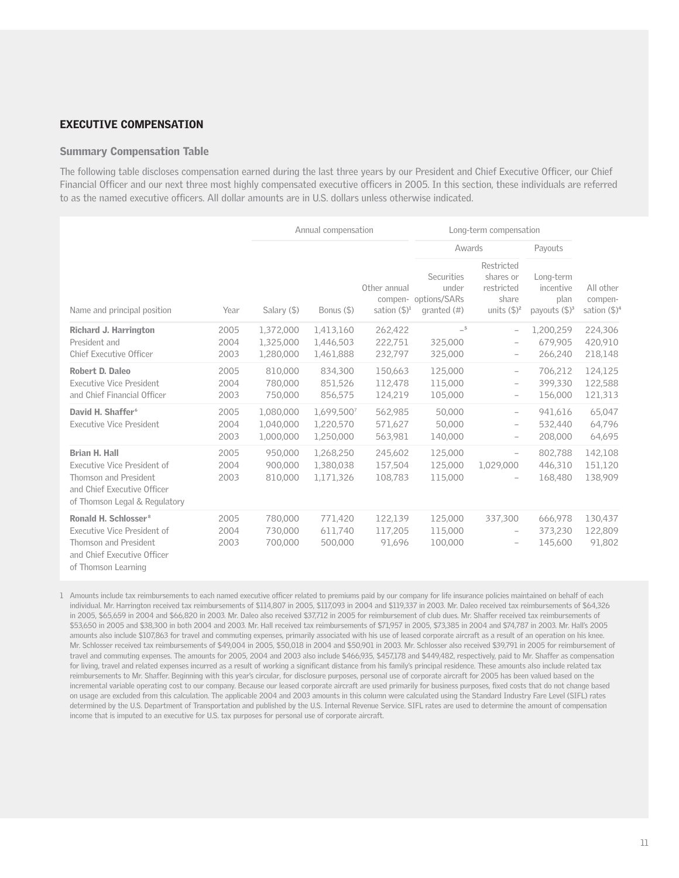## EXECUTIVE COMPENSATION

### Summary Compensation Table

The following table discloses compensation earned during the last three years by our President and Chief Executive Officer, our Chief Financial Officer and our next three most highly compensated executive officers in 2005. In this section, these individuals are referred to as the named executive officers. All dollar amounts are in U.S. dollars unless otherwise indicated.

| | | Annual compensation | | | Long-term compensation | | | |
|---|---|---|---|---|---|---|---|---|
| | | | | | Awards | | Payouts | |
| Name and principal position | Year | Salary ($) | Bonus ($) | Other annual compen-sation ($)[1] | Securities under options/SARs granted (#) | Restricted shares or restricted share units ($)[2] | Long-term incentive plan payouts ($)[3] | All other compen-sation ($)[4] |
| **Richard J. Harrington** | 2005 | 1,372,000 | 1,413,160 | 262,422 | –[5] | – | 1,200,259 | 224,306 |
| President and | 2004 | 1,325,000 | 1,446,503 | 222,751 | 325,000 | – | 679,905 | 420,910 |
| Chief Executive Officer | 2003 | 1,280,000 | 1,461,888 | 232,797 | 325,000 | – | 266,240 | 218,148 |
| **Robert D. Daleo** | 2005 | 810,000 | 834,300 | 150,663 | 125,000 | – | 706,212 | 124,125 |
| Executive Vice President | 2004 | 780,000 | 851,526 | 112,478 | 115,000 | – | 399,330 | 122,588 |
| and Chief Financial Officer | 2003 | 750,000 | 856,575 | 124,219 | 105,000 | – | 156,000 | 121,313 |
| **David H. Shaffer**[6] | 2005 | 1,080,000 | 1,699,500[7] | 562,985 | 50,000 | – | 941,616 | 65,047 |
| Executive Vice President | 2004 | 1,040,000 | 1,220,570 | 571,627 | 50,000 | – | 532,440 | 64,796 |
| | 2003 | 1,000,000 | 1,250,000 | 563,981 | 140,000 | – | 208,000 | 64,695 |
| **Brian H. Hall** | 2005 | 950,000 | 1,268,250 | 245,602 | 125,000 | – | 802,788 | 142,108 |
| Executive Vice President of | 2004 | 900,000 | 1,380,038 | 157,504 | 125,000 | 1,029,000 | 446,310 | 151,120 |
| Thomson and President and Chief Executive Officer of Thomson Legal & Regulatory | 2003 | 810,000 | 1,171,326 | 108,783 | 115,000 | – | 168,480 | 138,909 |
| **Ronald H. Schlosser**[8] | 2005 | 780,000 | 771,420 | 122,139 | 125,000 | 337,300 | 666,978 | 130,437 |
| Executive Vice President of | 2004 | 730,000 | 611,740 | 117,205 | 115,000 | – | 373,230 | 122,809 |
| Thomson and President and Chief Executive Officer of Thomson Learning | 2003 | 700,000 | 500,000 | 91,696 | 100,000 | – | 145,600 | 91,802 |

1 Amounts include tax reimbursements to each named executive officer related to premiums paid by our company for life insurance policies maintained on behalf of each individual. Mr. Harrington received tax reimbursements of $114,807 in 2005, $117,093 in 2004 and $119,337 in 2003. Mr. Daleo received tax reimbursements of $64,326 in 2005, $65,659 in 2004 and $66,820 in 2003. Mr. Daleo also received $37,712 in 2005 for reimbursement of club dues. Mr. Shaffer received tax reimbursements of $53,650 in 2005 and $38,300 in both 2004 and 2003. Mr. Hall received tax reimbursements of $71,957 in 2005, $73,385 in 2004 and $74,787 in 2003. Mr. Hall's 2005 amounts also include $107,863 for travel and commuting expenses, primarily associated with his use of leased corporate aircraft as a result of an operation on his knee. Mr. Schlosser received tax reimbursements of $49,004 in 2005, $50,018 in 2004 and $50,901 in 2003. Mr. Schlosser also received $39,791 in 2005 for reimbursement of travel and commuting expenses. The amounts for 2005, 2004 and 2003 also include $466,935, $457,178 and $449,482, respectively, paid to Mr. Shaffer as compensation for living, travel and related expenses incurred as a result of working a significant distance from his family's principal residence. These amounts also include related tax reimbursements to Mr. Shaffer. Beginning with this year's circular, for disclosure purposes, personal use of corporate aircraft for 2005 has been valued based on the incremental variable operating cost to our company. Because our leased corporate aircraft are used primarily for business purposes, fixed costs that do not change based on usage are excluded from this calculation. The applicable 2004 and 2003 amounts in this column were calculated using the Standard Industry Fare Level (SIFL) rates determined by the U.S. Department of Transportation and published by the U.S. Internal Revenue Service. SIFL rates are used to determine the amount of compensation income that is imputed to an executive for U.S. tax purposes for personal use of corporate aircraft.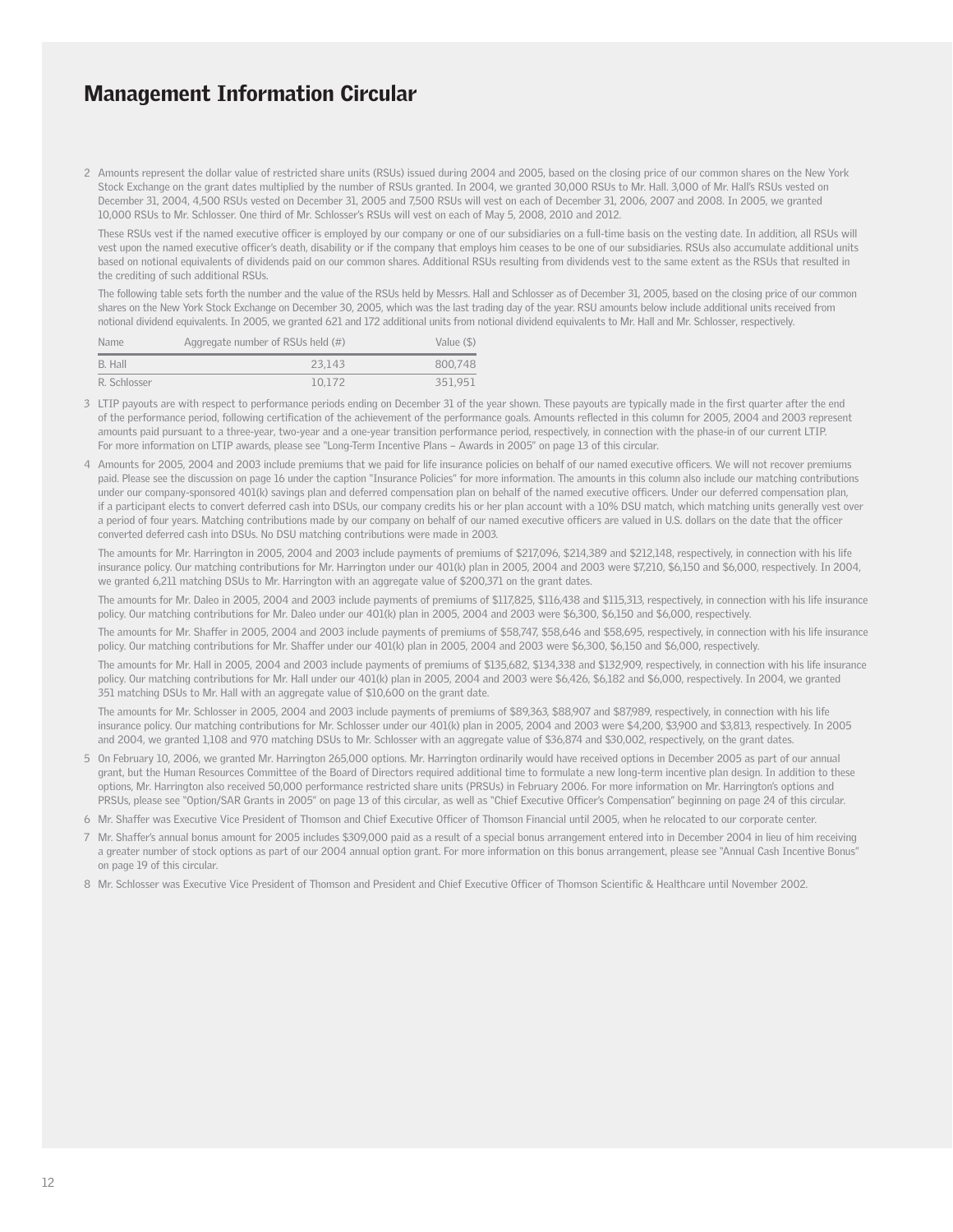# Management Information Circular

2 Amounts represent the dollar value of restricted share units (RSUs) issued during 2004 and 2005, based on the closing price of our common shares on the New York Stock Exchange on the grant dates multiplied by the number of RSUs granted. In 2004, we granted 30,000 RSUs to Mr. Hall. 3,000 of Mr. Hall's RSUs vested on December 31, 2004, 4,500 RSUs vested on December 31, 2005 and 7,500 RSUs will vest on each of December 31, 2006, 2007 and 2008. In 2005, we granted 10,000 RSUs to Mr. Schlosser. One third of Mr. Schlosser's RSUs will vest on each of May 5, 2008, 2010 and 2012.

These RSUs vest if the named executive officer is employed by our company or one of our subsidiaries on a full-time basis on the vesting date. In addition, all RSUs will vest upon the named executive officer's death, disability or if the company that employs him ceases to be one of our subsidiaries. RSUs also accumulate additional units based on notional equivalents of dividends paid on our common shares. Additional RSUs resulting from dividends vest to the same extent as the RSUs that resulted in the crediting of such additional RSUs.

The following table sets forth the number and the value of the RSUs held by Messrs. Hall and Schlosser as of December 31, 2005, based on the closing price of our common shares on the New York Stock Exchange on December 30, 2005, which was the last trading day of the year. RSU amounts below include additional units received from notional dividend equivalents. In 2005, we granted 621 and 172 additional units from notional dividend equivalents to Mr. Hall and Mr. Schlosser, respectively.

| Name | Aggregate number of RSUs held (#) | Value ($) |
|---|---|---|
| B. Hall | 23,143 | 800,748 |
| R. Schlosser | 10,172 | 351,951 |

3 LTIP payouts are with respect to performance periods ending on December 31 of the year shown. These payouts are typically made in the first quarter after the end of the performance period, following certification of the achievement of the performance goals. Amounts reflected in this column for 2005, 2004 and 2003 represent amounts paid pursuant to a three-year, two-year and a one-year transition performance period, respectively, in connection with the phase-in of our current LTIP. For more information on LTIP awards, please see "Long-Term Incentive Plans – Awards in 2005" on page 13 of this circular.

4 Amounts for 2005, 2004 and 2003 include premiums that we paid for life insurance policies on behalf of our named executive officers. We will not recover premiums paid. Please see the discussion on page 16 under the caption "Insurance Policies" for more information. The amounts in this column also include our matching contributions under our company-sponsored 401(k) savings plan and deferred compensation plan on behalf of the named executive officers. Under our deferred compensation plan, if a participant elects to convert deferred cash into DSUs, our company credits his or her plan account with a 10% DSU match, which matching units generally vest over a period of four years. Matching contributions made by our company on behalf of our named executive officers are valued in U.S. dollars on the date that the officer converted deferred cash into DSUs. No DSU matching contributions were made in 2003.

The amounts for Mr. Harrington in 2005, 2004 and 2003 include payments of premiums of $217,096, $214,389 and $212,148, respectively, in connection with his life insurance policy. Our matching contributions for Mr. Harrington under our 401(k) plan in 2005, 2004 and 2003 were $7,210, $6,150 and $6,000, respectively. In 2004, we granted 6,211 matching DSUs to Mr. Harrington with an aggregate value of $200,371 on the grant dates.

The amounts for Mr. Daleo in 2005, 2004 and 2003 include payments of premiums of $117,825, $116,438 and $115,313, respectively, in connection with his life insurance policy. Our matching contributions for Mr. Daleo under our 401(k) plan in 2005, 2004 and 2003 were $6,300, $6,150 and $6,000, respectively.

The amounts for Mr. Shaffer in 2005, 2004 and 2003 include payments of premiums of $58,747, $58,646 and $58,695, respectively, in connection with his life insurance policy. Our matching contributions for Mr. Shaffer under our 401(k) plan in 2005, 2004 and 2003 were $6,300, $6,150 and $6,000, respectively.

The amounts for Mr. Hall in 2005, 2004 and 2003 include payments of premiums of $135,682, $134,338 and $132,909, respectively, in connection with his life insurance policy. Our matching contributions for Mr. Hall under our 401(k) plan in 2005, 2004 and 2003 were $6,426, $6,182 and $6,000, respectively. In 2004, we granted 351 matching DSUs to Mr. Hall with an aggregate value of $10,600 on the grant date.

The amounts for Mr. Schlosser in 2005, 2004 and 2003 include payments of premiums of $89,363, $88,907 and $87,989, respectively, in connection with his life insurance policy. Our matching contributions for Mr. Schlosser under our 401(k) plan in 2005, 2004 and 2003 were $4,200, $3,900 and $3,813, respectively. In 2005 and 2004, we granted 1,108 and 970 matching DSUs to Mr. Schlosser with an aggregate value of $36,874 and $30,002, respectively, on the grant dates.

5 On February 10, 2006, we granted Mr. Harrington 265,000 options. Mr. Harrington ordinarily would have received options in December 2005 as part of our annual grant, but the Human Resources Committee of the Board of Directors required additional time to formulate a new long-term incentive plan design. In addition to these options, Mr. Harrington also received 50,000 performance restricted share units (PRSUs) in February 2006. For more information on Mr. Harrington's options and PRSUs, please see "Option/SAR Grants in 2005" on page 13 of this circular, as well as "Chief Executive Officer's Compensation" beginning on page 24 of this circular.

6 Mr. Shaffer was Executive Vice President of Thomson and Chief Executive Officer of Thomson Financial until 2005, when he relocated to our corporate center.

7 Mr. Shaffer's annual bonus amount for 2005 includes $309,000 paid as a result of a special bonus arrangement entered into in December 2004 in lieu of him receiving a greater number of stock options as part of our 2004 annual option grant. For more information on this bonus arrangement, please see "Annual Cash Incentive Bonus" on page 19 of this circular.

8 Mr. Schlosser was Executive Vice President of Thomson and President and Chief Executive Officer of Thomson Scientific & Healthcare until November 2002.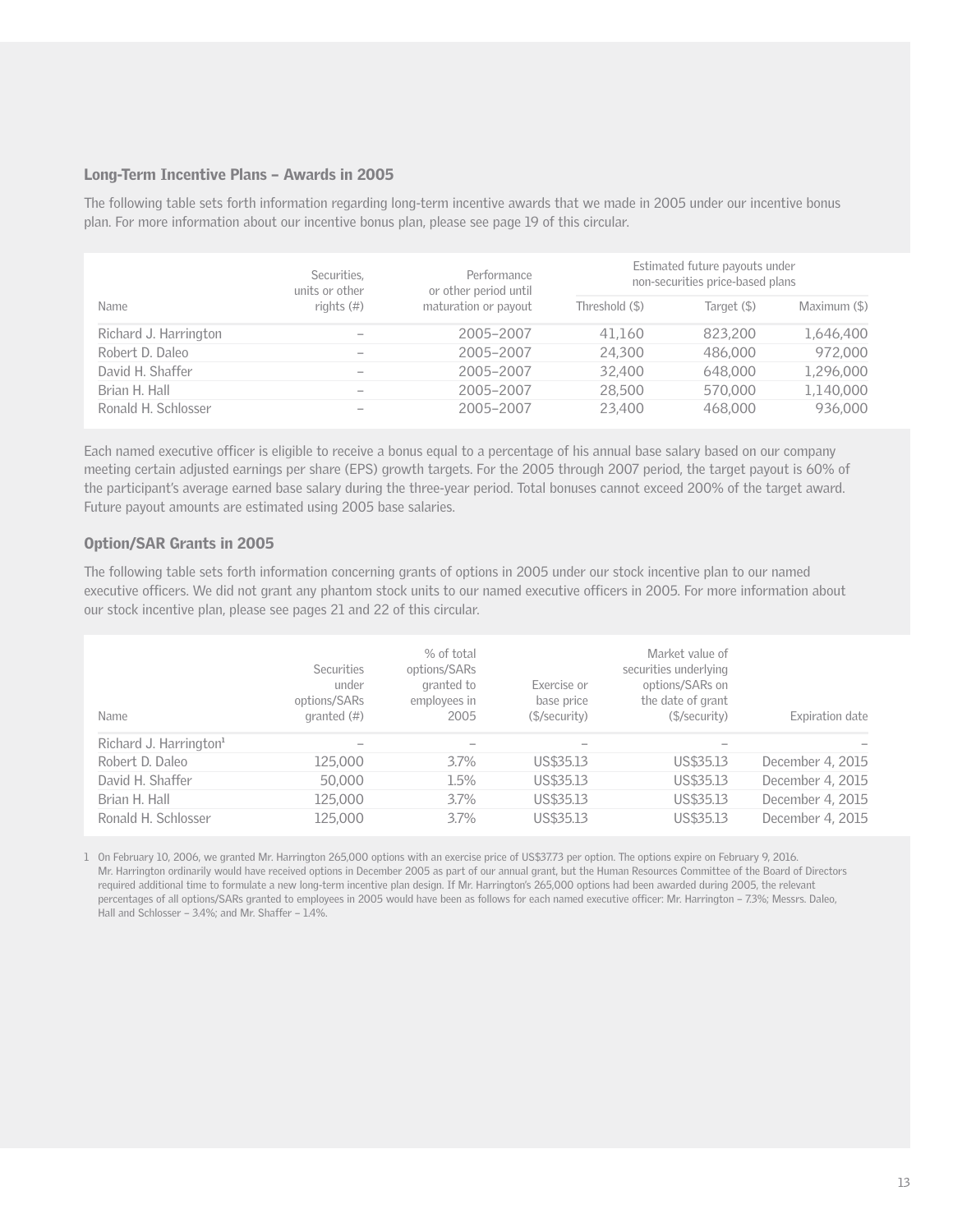## Long-Term Incentive Plans – Awards in 2005

The following table sets forth information regarding long-term incentive awards that we made in 2005 under our incentive bonus plan. For more information about our incentive bonus plan, please see page 19 of this circular.

| Name | Securities, units or other rights (#) | Performance or other period until maturation or payout | Estimated future payouts under non-securities price-based plans | | |
|---|---|---|---|---|---|
| | | | Threshold ($) | Target ($) | Maximum ($) |
| Richard J. Harrington | – | 2005–2007 | 41,160 | 823,200 | 1,646,400 |
| Robert D. Daleo | – | 2005–2007 | 24,300 | 486,000 | 972,000 |
| David H. Shaffer | – | 2005–2007 | 32,400 | 648,000 | 1,296,000 |
| Brian H. Hall | – | 2005–2007 | 28,500 | 570,000 | 1,140,000 |
| Ronald H. Schlosser | – | 2005–2007 | 23,400 | 468,000 | 936,000 |

Each named executive officer is eligible to receive a bonus equal to a percentage of his annual base salary based on our company meeting certain adjusted earnings per share (EPS) growth targets. For the 2005 through 2007 period, the target payout is 60% of the participant's average earned base salary during the three-year period. Total bonuses cannot exceed 200% of the target award. Future payout amounts are estimated using 2005 base salaries.

## Option/SAR Grants in 2005

The following table sets forth information concerning grants of options in 2005 under our stock incentive plan to our named executive officers. We did not grant any phantom stock units to our named executive officers in 2005. For more information about our stock incentive plan, please see pages 21 and 22 of this circular.

| Name | Securities under options/SARs granted (#) | % of total options/SARs granted to employees in 2005 | Exercise or base price ($/security) | Market value of securities underlying options/SARs on the date of grant ($/security) | Expiration date |
|---|---|---|---|---|---|
| Richard J. Harrington[1] | – | – | – | – | – |
| Robert D. Daleo | 125,000 | 3.7% | US$35.13 | US$35.13 | December 4, 2015 |
| David H. Shaffer | 50,000 | 1.5% | US$35.13 | US$35.13 | December 4, 2015 |
| Brian H. Hall | 125,000 | 3.7% | US$35.13 | US$35.13 | December 4, 2015 |
| Ronald H. Schlosser | 125,000 | 3.7% | US$35.13 | US$35.13 | December 4, 2015 |

1 On February 10, 2006, we granted Mr. Harrington 265,000 options with an exercise price of US$37.73 per option. The options expire on February 9, 2016. Mr. Harrington ordinarily would have received options in December 2005 as part of our annual grant, but the Human Resources Committee of the Board of Directors required additional time to formulate a new long-term incentive plan design. If Mr. Harrington's 265,000 options had been awarded during 2005, the relevant percentages of all options/SARs granted to employees in 2005 would have been as follows for each named executive officer: Mr. Harrington – 7.3%; Messrs. Daleo, Hall and Schlosser – 3.4%; and Mr. Shaffer – 1.4%.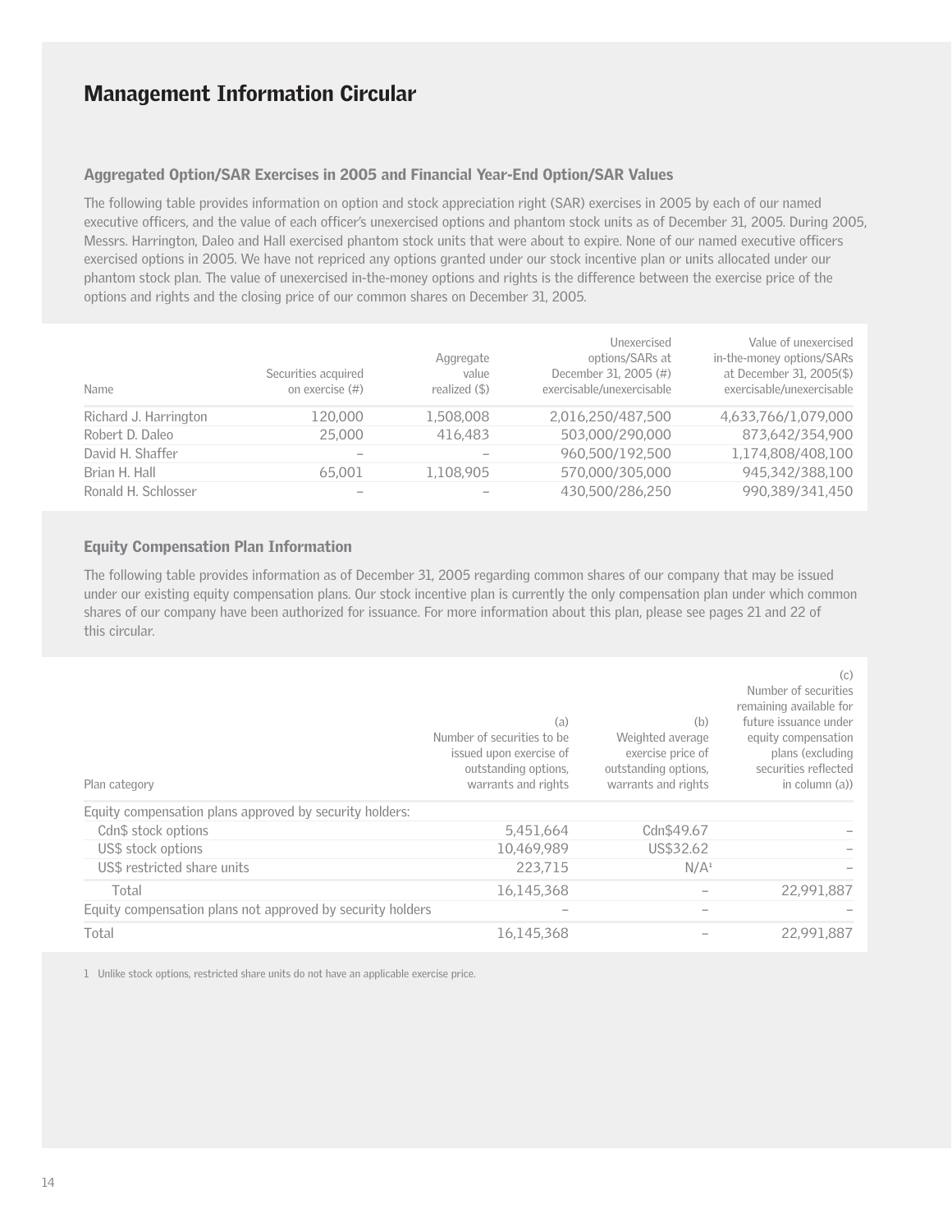# Management Information Circular

## Aggregated Option/SAR Exercises in 2005 and Financial Year-End Option/SAR Values

The following table provides information on option and stock appreciation right (SAR) exercises in 2005 by each of our named executive officers, and the value of each officer's unexercised options and phantom stock units as of December 31, 2005. During 2005, Messrs. Harrington, Daleo and Hall exercised phantom stock units that were about to expire. None of our named executive officers exercised options in 2005. We have not repriced any options granted under our stock incentive plan or units allocated under our phantom stock plan. The value of unexercised in-the-money options and rights is the difference between the exercise price of the options and rights and the closing price of our common shares on December 31, 2005.

| Name | Securities acquired on exercise (#) | Aggregate value realized ($) | Unexercised options/SARs at December 31, 2005 (#) exercisable/unexercisable | Value of unexercised in-the-money options/SARs at December 31, 2005($) exercisable/unexercisable |
|---|---|---|---|---|
| Richard J. Harrington | 120,000 | 1,508,008 | 2,016,250/487,500 | 4,633,766/1,079,000 |
| Robert D. Daleo | 25,000 | 416,483 | 503,000/290,000 | 873,642/354,900 |
| David H. Shaffer | – | – | 960,500/192,500 | 1,174,808/408,100 |
| Brian H. Hall | 65,001 | 1,108,905 | 570,000/305,000 | 945,342/388,100 |
| Ronald H. Schlosser | – | – | 430,500/286,250 | 990,389/341,450 |

## Equity Compensation Plan Information

The following table provides information as of December 31, 2005 regarding common shares of our company that may be issued under our existing equity compensation plans. Our stock incentive plan is currently the only compensation plan under which common shares of our company have been authorized for issuance. For more information about this plan, please see pages 21 and 22 of this circular.

| Plan category | (a) Number of securities to be issued upon exercise of outstanding options, warrants and rights | (b) Weighted average exercise price of outstanding options, warrants and rights | (c) Number of securities remaining available for future issuance under equity compensation plans (excluding securities reflected in column (a)) |
|---|---|---|---|
| Equity compensation plans approved by security holders: | | | |
| Cdn$ stock options | 5,451,664 | Cdn$49.67 | – |
| US$ stock options | 10,469,989 | US$32.62 | – |
| US$ restricted share units | 223,715 | N/A[1] | – |
| Total | 16,145,368 | – | 22,991,887 |
| Equity compensation plans not approved by security holders | – | – | – |
| Total | 16,145,368 | – | 22,991,887 |

1 Unlike stock options, restricted share units do not have an applicable exercise price.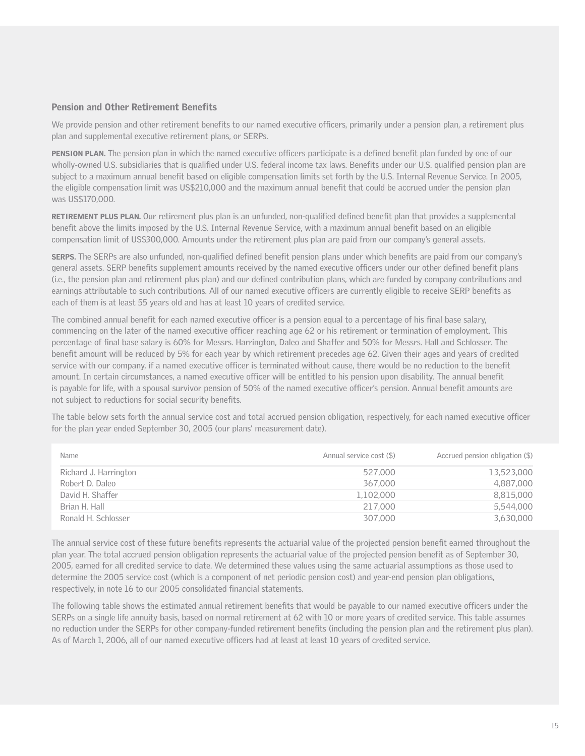## Pension and Other Retirement Benefits

We provide pension and other retirement benefits to our named executive officers, primarily under a pension plan, a retirement plus plan and supplemental executive retirement plans, or SERPs.

**PENSION PLAN.** The pension plan in which the named executive officers participate is a defined benefit plan funded by one of our wholly-owned U.S. subsidiaries that is qualified under U.S. federal income tax laws. Benefits under our U.S. qualified pension plan are subject to a maximum annual benefit based on eligible compensation limits set forth by the U.S. Internal Revenue Service. In 2005, the eligible compensation limit was US$210,000 and the maximum annual benefit that could be accrued under the pension plan was US$170,000.

**RETIREMENT PLUS PLAN.** Our retirement plus plan is an unfunded, non-qualified defined benefit plan that provides a supplemental benefit above the limits imposed by the U.S. Internal Revenue Service, with a maximum annual benefit based on an eligible compensation limit of US$300,000. Amounts under the retirement plus plan are paid from our company's general assets.

**SERPS.** The SERPs are also unfunded, non-qualified defined benefit pension plans under which benefits are paid from our company's general assets. SERP benefits supplement amounts received by the named executive officers under our other defined benefit plans (i.e., the pension plan and retirement plus plan) and our defined contribution plans, which are funded by company contributions and earnings attributable to such contributions. All of our named executive officers are currently eligible to receive SERP benefits as each of them is at least 55 years old and has at least 10 years of credited service.

The combined annual benefit for each named executive officer is a pension equal to a percentage of his final base salary, commencing on the later of the named executive officer reaching age 62 or his retirement or termination of employment. This percentage of final base salary is 60% for Messrs. Harrington, Daleo and Shaffer and 50% for Messrs. Hall and Schlosser. The benefit amount will be reduced by 5% for each year by which retirement precedes age 62. Given their ages and years of credited service with our company, if a named executive officer is terminated without cause, there would be no reduction to the benefit amount. In certain circumstances, a named executive officer will be entitled to his pension upon disability. The annual benefit is payable for life, with a spousal survivor pension of 50% of the named executive officer's pension. Annual benefit amounts are not subject to reductions for social security benefits.

The table below sets forth the annual service cost and total accrued pension obligation, respectively, for each named executive officer for the plan year ended September 30, 2005 (our plans' measurement date).

| Name | Annual service cost ($) | Accrued pension obligation ($) |
|---|---|---|
| Richard J. Harrington | 527,000 | 13,523,000 |
| Robert D. Daleo | 367,000 | 4,887,000 |
| David H. Shaffer | 1,102,000 | 8,815,000 |
| Brian H. Hall | 217,000 | 5,544,000 |
| Ronald H. Schlosser | 307,000 | 3,630,000 |

The annual service cost of these future benefits represents the actuarial value of the projected pension benefit earned throughout the plan year. The total accrued pension obligation represents the actuarial value of the projected pension benefit as of September 30, 2005, earned for all credited service to date. We determined these values using the same actuarial assumptions as those used to determine the 2005 service cost (which is a component of net periodic pension cost) and year-end pension plan obligations, respectively, in note 16 to our 2005 consolidated financial statements.

The following table shows the estimated annual retirement benefits that would be payable to our named executive officers under the SERPs on a single life annuity basis, based on normal retirement at 62 with 10 or more years of credited service. This table assumes no reduction under the SERPs for other company-funded retirement benefits (including the pension plan and the retirement plus plan). As of March 1, 2006, all of our named executive officers had at least at least 10 years of credited service.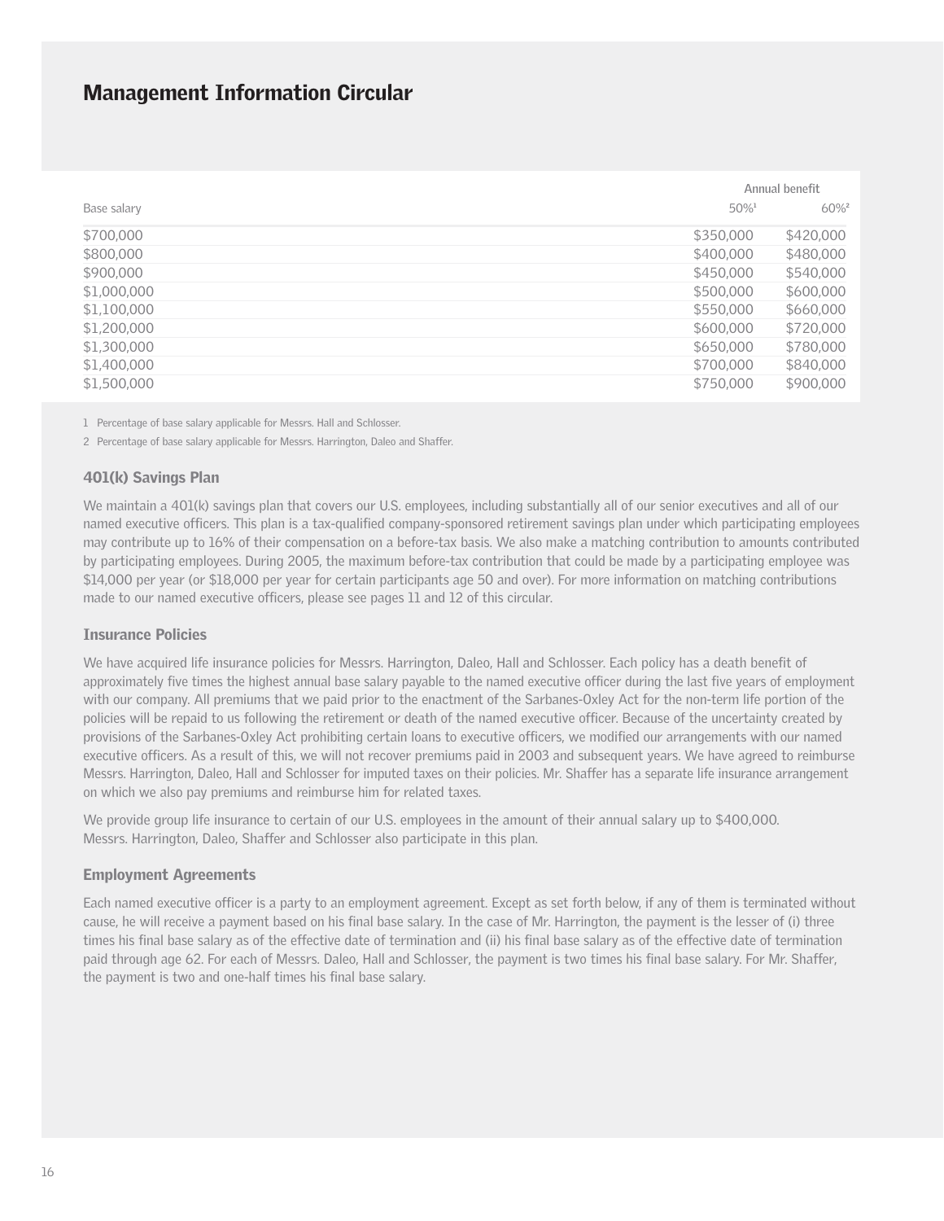# Management Information Circular

| Base salary | Annual benefit 50%[1] | 60%[2] |
|---|---|---|
| $700,000 | $350,000 | $420,000 |
| $800,000 | $400,000 | $480,000 |
| $900,000 | $450,000 | $540,000 |
| $1,000,000 | $500,000 | $600,000 |
| $1,100,000 | $550,000 | $660,000 |
| $1,200,000 | $600,000 | $720,000 |
| $1,300,000 | $650,000 | $780,000 |
| $1,400,000 | $700,000 | $840,000 |
| $1,500,000 | $750,000 | $900,000 |

1 Percentage of base salary applicable for Messrs. Hall and Schlosser.

2 Percentage of base salary applicable for Messrs. Harrington, Daleo and Shaffer.

### 401(k) Savings Plan

We maintain a 401(k) savings plan that covers our U.S. employees, including substantially all of our senior executives and all of our named executive officers. This plan is a tax-qualified company-sponsored retirement savings plan under which participating employees may contribute up to 16% of their compensation on a before-tax basis. We also make a matching contribution to amounts contributed by participating employees. During 2005, the maximum before-tax contribution that could be made by a participating employee was $14,000 per year (or $18,000 per year for certain participants age 50 and over). For more information on matching contributions made to our named executive officers, please see pages 11 and 12 of this circular.

### Insurance Policies

We have acquired life insurance policies for Messrs. Harrington, Daleo, Hall and Schlosser. Each policy has a death benefit of approximately five times the highest annual base salary payable to the named executive officer during the last five years of employment with our company. All premiums that we paid prior to the enactment of the Sarbanes-Oxley Act for the non-term life portion of the policies will be repaid to us following the retirement or death of the named executive officer. Because of the uncertainty created by provisions of the Sarbanes-Oxley Act prohibiting certain loans to executive officers, we modified our arrangements with our named executive officers. As a result of this, we will not recover premiums paid in 2003 and subsequent years. We have agreed to reimburse Messrs. Harrington, Daleo, Hall and Schlosser for imputed taxes on their policies. Mr. Shaffer has a separate life insurance arrangement on which we also pay premiums and reimburse him for related taxes.

We provide group life insurance to certain of our U.S. employees in the amount of their annual salary up to $400,000. Messrs. Harrington, Daleo, Shaffer and Schlosser also participate in this plan.

### Employment Agreements

Each named executive officer is a party to an employment agreement. Except as set forth below, if any of them is terminated without cause, he will receive a payment based on his final base salary. In the case of Mr. Harrington, the payment is the lesser of (i) three times his final base salary as of the effective date of termination and (ii) his final base salary as of the effective date of termination paid through age 62. For each of Messrs. Daleo, Hall and Schlosser, the payment is two times his final base salary. For Mr. Shaffer, the payment is two and one-half times his final base salary.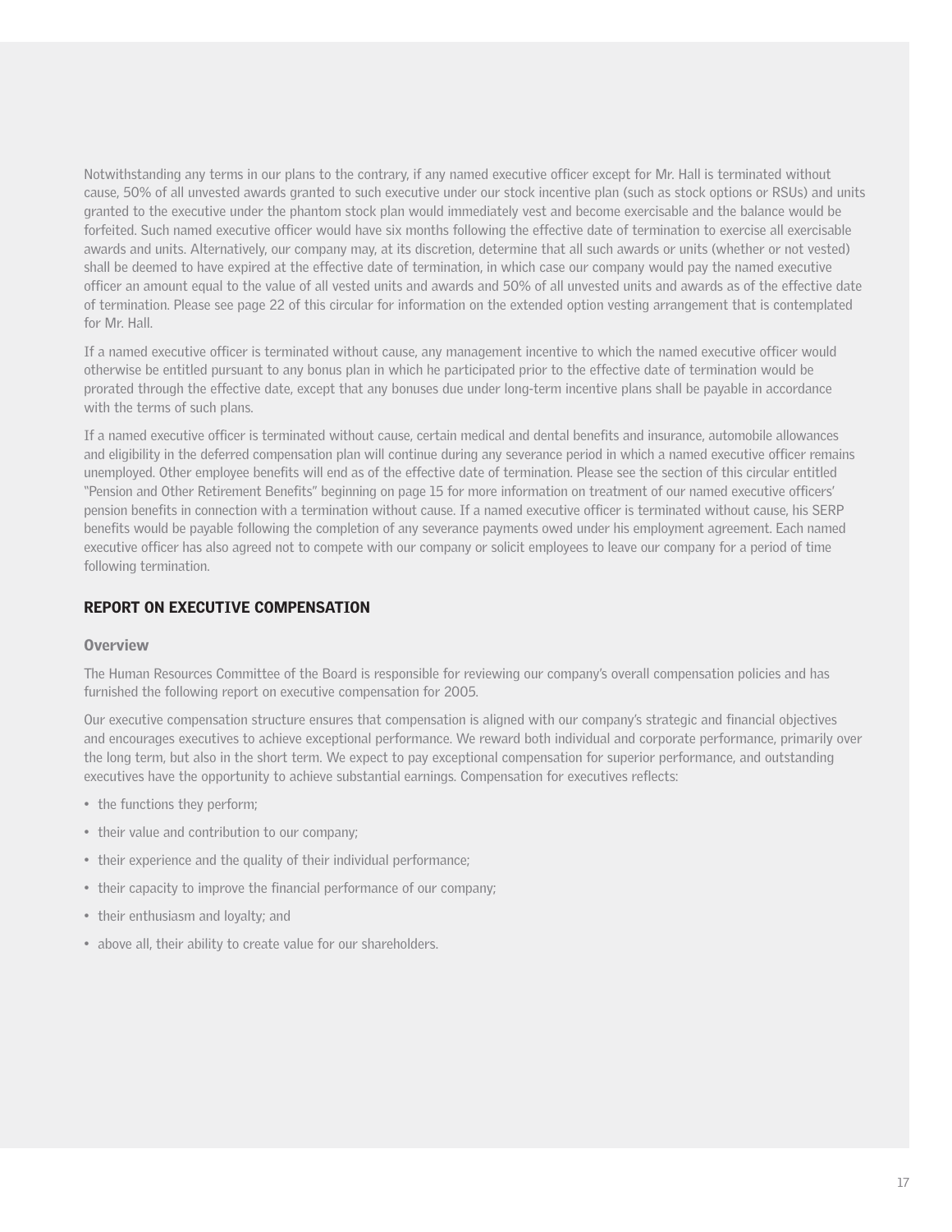Notwithstanding any terms in our plans to the contrary, if any named executive officer except for Mr. Hall is terminated without cause, 50% of all unvested awards granted to such executive under our stock incentive plan (such as stock options or RSUs) and units granted to the executive under the phantom stock plan would immediately vest and become exercisable and the balance would be forfeited. Such named executive officer would have six months following the effective date of termination to exercise all exercisable awards and units. Alternatively, our company may, at its discretion, determine that all such awards or units (whether or not vested) shall be deemed to have expired at the effective date of termination, in which case our company would pay the named executive officer an amount equal to the value of all vested units and awards and 50% of all unvested units and awards as of the effective date of termination. Please see page 22 of this circular for information on the extended option vesting arrangement that is contemplated for Mr. Hall.

If a named executive officer is terminated without cause, any management incentive to which the named executive officer would otherwise be entitled pursuant to any bonus plan in which he participated prior to the effective date of termination would be prorated through the effective date, except that any bonuses due under long-term incentive plans shall be payable in accordance with the terms of such plans.

If a named executive officer is terminated without cause, certain medical and dental benefits and insurance, automobile allowances and eligibility in the deferred compensation plan will continue during any severance period in which a named executive officer remains unemployed. Other employee benefits will end as of the effective date of termination. Please see the section of this circular entitled "Pension and Other Retirement Benefits" beginning on page 15 for more information on treatment of our named executive officers' pension benefits in connection with a termination without cause. If a named executive officer is terminated without cause, his SERP benefits would be payable following the completion of any severance payments owed under his employment agreement. Each named executive officer has also agreed not to compete with our company or solicit employees to leave our company for a period of time following termination.

## REPORT ON EXECUTIVE COMPENSATION

### Overview

The Human Resources Committee of the Board is responsible for reviewing our company's overall compensation policies and has furnished the following report on executive compensation for 2005.

Our executive compensation structure ensures that compensation is aligned with our company's strategic and financial objectives and encourages executives to achieve exceptional performance. We reward both individual and corporate performance, primarily over the long term, but also in the short term. We expect to pay exceptional compensation for superior performance, and outstanding executives have the opportunity to achieve substantial earnings. Compensation for executives reflects:

- the functions they perform;
- their value and contribution to our company;
- their experience and the quality of their individual performance;
- their capacity to improve the financial performance of our company;
- their enthusiasm and loyalty; and
- above all, their ability to create value for our shareholders.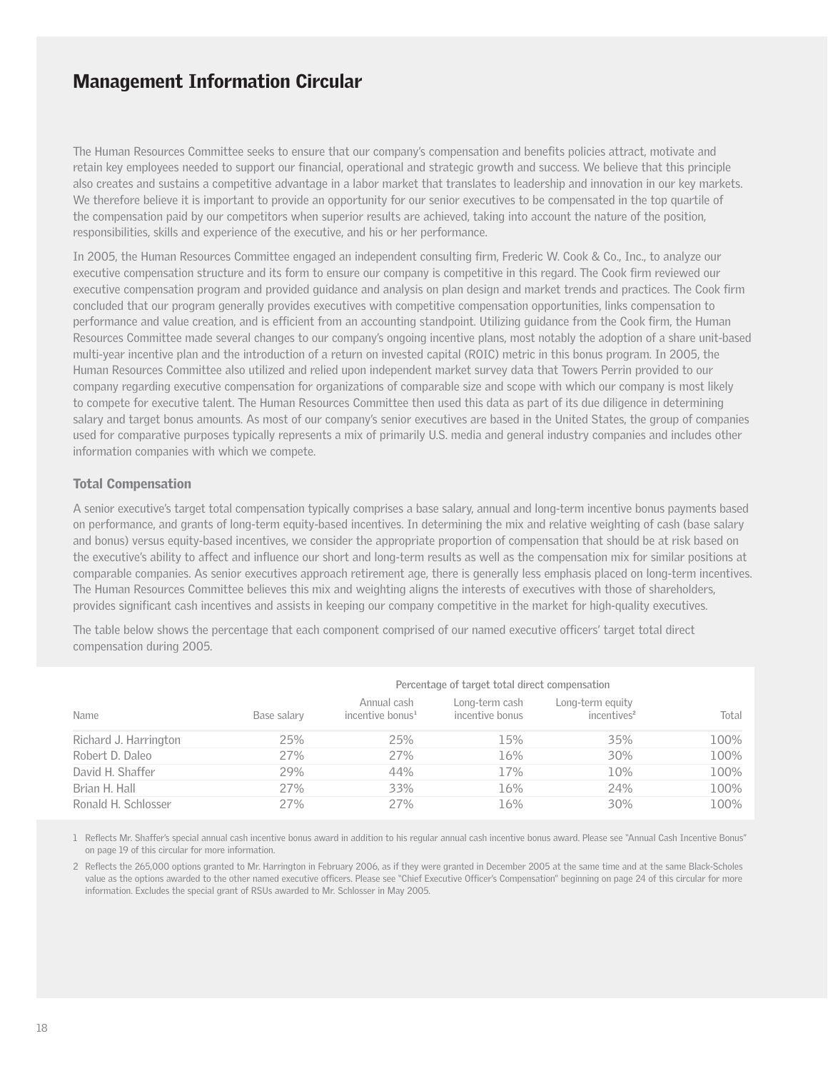# Management Information Circular

The Human Resources Committee seeks to ensure that our company's compensation and benefits policies attract, motivate and retain key employees needed to support our financial, operational and strategic growth and success. We believe that this principle also creates and sustains a competitive advantage in a labor market that translates to leadership and innovation in our key markets. We therefore believe it is important to provide an opportunity for our senior executives to be compensated in the top quartile of the compensation paid by our competitors when superior results are achieved, taking into account the nature of the position, responsibilities, skills and experience of the executive, and his or her performance.

In 2005, the Human Resources Committee engaged an independent consulting firm, Frederic W. Cook & Co., Inc., to analyze our executive compensation structure and its form to ensure our company is competitive in this regard. The Cook firm reviewed our executive compensation program and provided guidance and analysis on plan design and market trends and practices. The Cook firm concluded that our program generally provides executives with competitive compensation opportunities, links compensation to performance and value creation, and is efficient from an accounting standpoint. Utilizing guidance from the Cook firm, the Human Resources Committee made several changes to our company's ongoing incentive plans, most notably the adoption of a share unit-based multi-year incentive plan and the introduction of a return on invested capital (ROIC) metric in this bonus program. In 2005, the Human Resources Committee also utilized and relied upon independent market survey data that Towers Perrin provided to our company regarding executive compensation for organizations of comparable size and scope with which our company is most likely to compete for executive talent. The Human Resources Committee then used this data as part of its due diligence in determining salary and target bonus amounts. As most of our company's senior executives are based in the United States, the group of companies used for comparative purposes typically represents a mix of primarily U.S. media and general industry companies and includes other information companies with which we compete.

### Total Compensation

A senior executive's target total compensation typically comprises a base salary, annual and long-term incentive bonus payments based on performance, and grants of long-term equity-based incentives. In determining the mix and relative weighting of cash (base salary and bonus) versus equity-based incentives, we consider the appropriate proportion of compensation that should be at risk based on the executive's ability to affect and influence our short and long-term results as well as the compensation mix for similar positions at comparable companies. As senior executives approach retirement age, there is generally less emphasis placed on long-term incentives. The Human Resources Committee believes this mix and weighting aligns the interests of executives with those of shareholders, provides significant cash incentives and assists in keeping our company competitive in the market for high-quality executives.

The table below shows the percentage that each component comprised of our named executive officers' target total direct compensation during 2005.

| | Percentage of target total direct compensation | | | | |
|---|---|---|---|---|---|
| Name | Base salary | Annual cash incentive bonus[1] | Long-term cash incentive bonus | Long-term equity incentives[2] | Total |
| Richard J. Harrington | 25% | 25% | 15% | 35% | 100% |
| Robert D. Daleo | 27% | 27% | 16% | 30% | 100% |
| David H. Shaffer | 29% | 44% | 17% | 10% | 100% |
| Brian H. Hall | 27% | 33% | 16% | 24% | 100% |
| Ronald H. Schlosser | 27% | 27% | 16% | 30% | 100% |

1 Reflects Mr. Shaffer's special annual cash incentive bonus award in addition to his regular annual cash incentive bonus award. Please see "Annual Cash Incentive Bonus" on page 19 of this circular for more information.

2 Reflects the 265,000 options granted to Mr. Harrington in February 2006, as if they were granted in December 2005 at the same time and at the same Black-Scholes value as the options awarded to the other named executive officers. Please see "Chief Executive Officer's Compensation" beginning on page 24 of this circular for more information. Excludes the special grant of RSUs awarded to Mr. Schlosser in May 2005.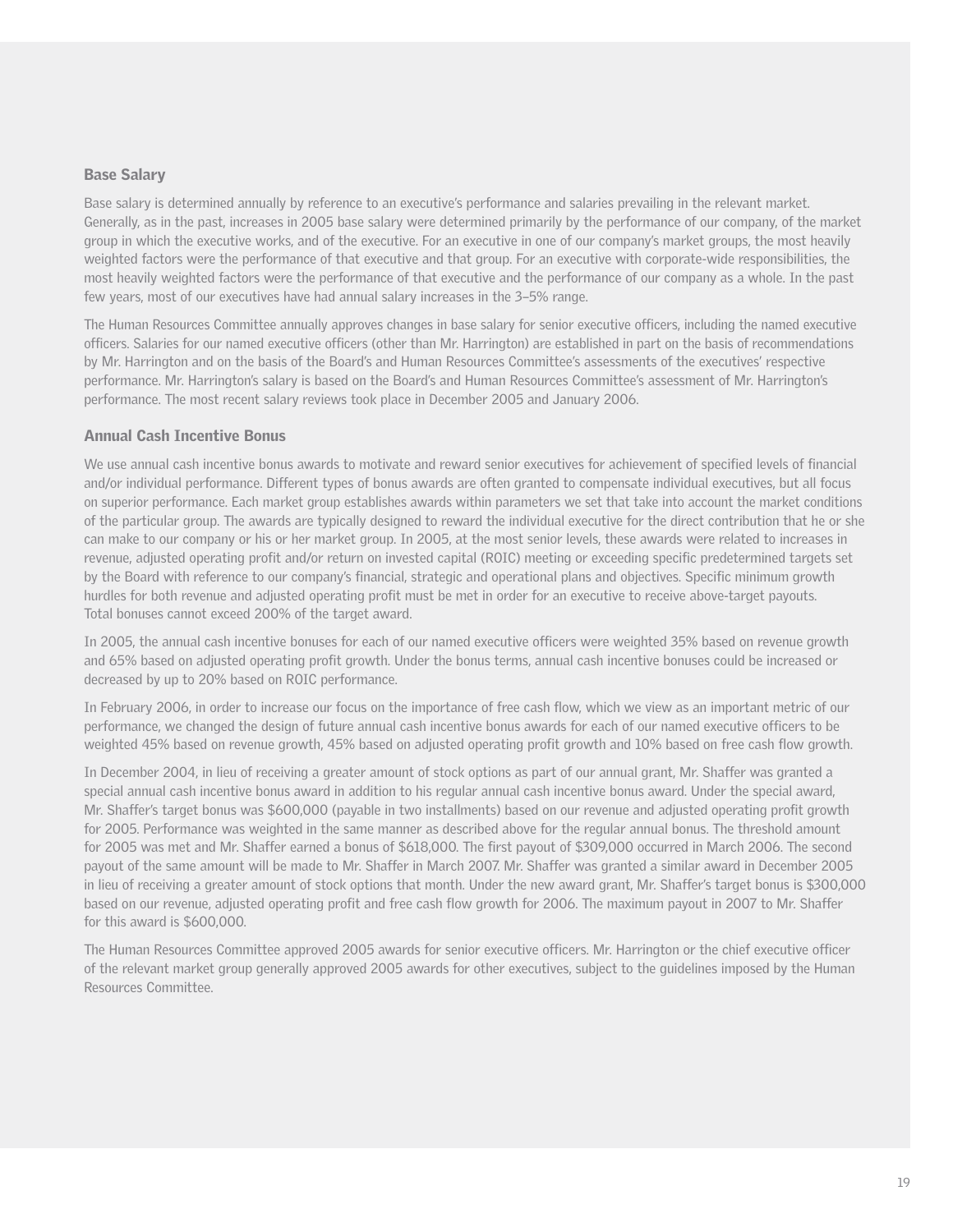## Base Salary

Base salary is determined annually by reference to an executive's performance and salaries prevailing in the relevant market. Generally, as in the past, increases in 2005 base salary were determined primarily by the performance of our company, of the market group in which the executive works, and of the executive. For an executive in one of our company's market groups, the most heavily weighted factors were the performance of that executive and that group. For an executive with corporate-wide responsibilities, the most heavily weighted factors were the performance of that executive and the performance of our company as a whole. In the past few years, most of our executives have had annual salary increases in the 3–5% range.

The Human Resources Committee annually approves changes in base salary for senior executive officers, including the named executive officers. Salaries for our named executive officers (other than Mr. Harrington) are established in part on the basis of recommendations by Mr. Harrington and on the basis of the Board's and Human Resources Committee's assessments of the executives' respective performance. Mr. Harrington's salary is based on the Board's and Human Resources Committee's assessment of Mr. Harrington's performance. The most recent salary reviews took place in December 2005 and January 2006.

## Annual Cash Incentive Bonus

We use annual cash incentive bonus awards to motivate and reward senior executives for achievement of specified levels of financial and/or individual performance. Different types of bonus awards are often granted to compensate individual executives, but all focus on superior performance. Each market group establishes awards within parameters we set that take into account the market conditions of the particular group. The awards are typically designed to reward the individual executive for the direct contribution that he or she can make to our company or his or her market group. In 2005, at the most senior levels, these awards were related to increases in revenue, adjusted operating profit and/or return on invested capital (ROIC) meeting or exceeding specific predetermined targets set by the Board with reference to our company's financial, strategic and operational plans and objectives. Specific minimum growth hurdles for both revenue and adjusted operating profit must be met in order for an executive to receive above-target payouts. Total bonuses cannot exceed 200% of the target award.

In 2005, the annual cash incentive bonuses for each of our named executive officers were weighted 35% based on revenue growth and 65% based on adjusted operating profit growth. Under the bonus terms, annual cash incentive bonuses could be increased or decreased by up to 20% based on ROIC performance.

In February 2006, in order to increase our focus on the importance of free cash flow, which we view as an important metric of our performance, we changed the design of future annual cash incentive bonus awards for each of our named executive officers to be weighted 45% based on revenue growth, 45% based on adjusted operating profit growth and 10% based on free cash flow growth.

In December 2004, in lieu of receiving a greater amount of stock options as part of our annual grant, Mr. Shaffer was granted a special annual cash incentive bonus award in addition to his regular annual cash incentive bonus award. Under the special award, Mr. Shaffer's target bonus was $600,000 (payable in two installments) based on our revenue and adjusted operating profit growth for 2005. Performance was weighted in the same manner as described above for the regular annual bonus. The threshold amount for 2005 was met and Mr. Shaffer earned a bonus of $618,000. The first payout of $309,000 occurred in March 2006. The second payout of the same amount will be made to Mr. Shaffer in March 2007. Mr. Shaffer was granted a similar award in December 2005 in lieu of receiving a greater amount of stock options that month. Under the new award grant, Mr. Shaffer's target bonus is $300,000 based on our revenue, adjusted operating profit and free cash flow growth for 2006. The maximum payout in 2007 to Mr. Shaffer for this award is $600,000.

The Human Resources Committee approved 2005 awards for senior executive officers. Mr. Harrington or the chief executive officer of the relevant market group generally approved 2005 awards for other executives, subject to the guidelines imposed by the Human Resources Committee.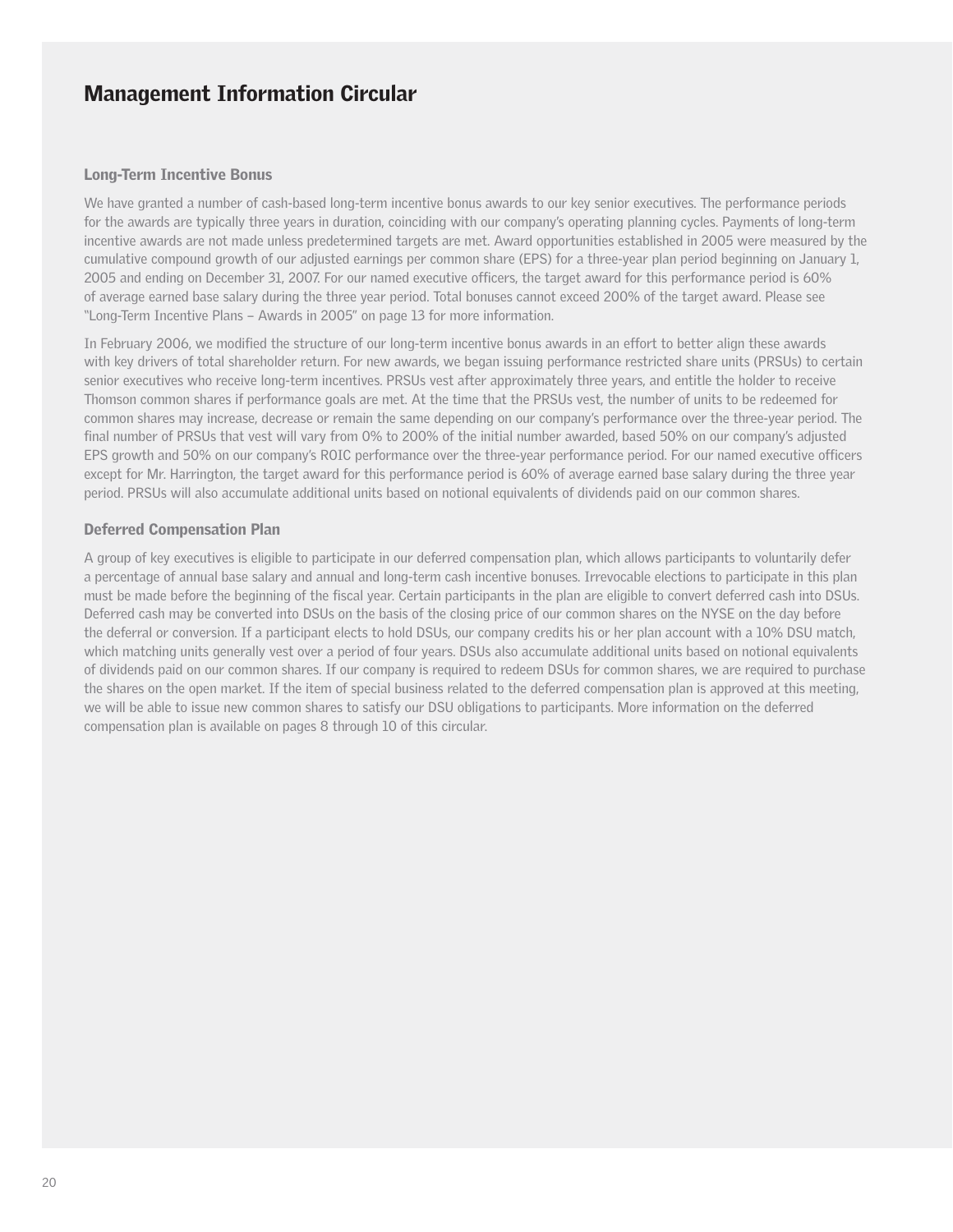# Management Information Circular

## Long-Term Incentive Bonus

We have granted a number of cash-based long-term incentive bonus awards to our key senior executives. The performance periods for the awards are typically three years in duration, coinciding with our company's operating planning cycles. Payments of long-term incentive awards are not made unless predetermined targets are met. Award opportunities established in 2005 were measured by the cumulative compound growth of our adjusted earnings per common share (EPS) for a three-year plan period beginning on January 1, 2005 and ending on December 31, 2007. For our named executive officers, the target award for this performance period is 60% of average earned base salary during the three year period. Total bonuses cannot exceed 200% of the target award. Please see "Long-Term Incentive Plans – Awards in 2005" on page 13 for more information.

In February 2006, we modified the structure of our long-term incentive bonus awards in an effort to better align these awards with key drivers of total shareholder return. For new awards, we began issuing performance restricted share units (PRSUs) to certain senior executives who receive long-term incentives. PRSUs vest after approximately three years, and entitle the holder to receive Thomson common shares if performance goals are met. At the time that the PRSUs vest, the number of units to be redeemed for common shares may increase, decrease or remain the same depending on our company's performance over the three-year period. The final number of PRSUs that vest will vary from 0% to 200% of the initial number awarded, based 50% on our company's adjusted EPS growth and 50% on our company's ROIC performance over the three-year performance period. For our named executive officers except for Mr. Harrington, the target award for this performance period is 60% of average earned base salary during the three year period. PRSUs will also accumulate additional units based on notional equivalents of dividends paid on our common shares.

## Deferred Compensation Plan

A group of key executives is eligible to participate in our deferred compensation plan, which allows participants to voluntarily defer a percentage of annual base salary and annual and long-term cash incentive bonuses. Irrevocable elections to participate in this plan must be made before the beginning of the fiscal year. Certain participants in the plan are eligible to convert deferred cash into DSUs. Deferred cash may be converted into DSUs on the basis of the closing price of our common shares on the NYSE on the day before the deferral or conversion. If a participant elects to hold DSUs, our company credits his or her plan account with a 10% DSU match, which matching units generally vest over a period of four years. DSUs also accumulate additional units based on notional equivalents of dividends paid on our common shares. If our company is required to redeem DSUs for common shares, we are required to purchase the shares on the open market. If the item of special business related to the deferred compensation plan is approved at this meeting, we will be able to issue new common shares to satisfy our DSU obligations to participants. More information on the deferred compensation plan is available on pages 8 through 10 of this circular.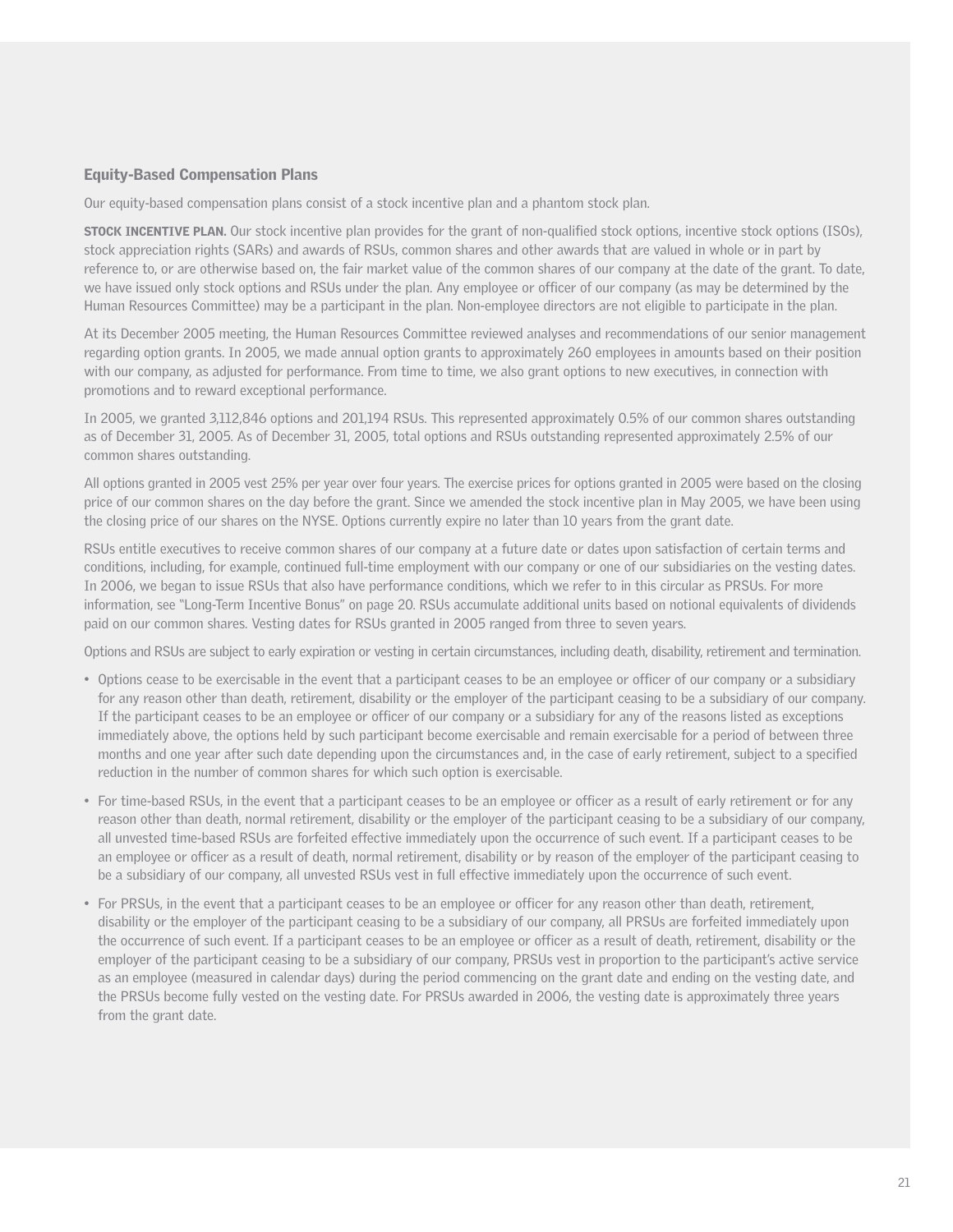## Equity-Based Compensation Plans

Our equity-based compensation plans consist of a stock incentive plan and a phantom stock plan.

**STOCK INCENTIVE PLAN.** Our stock incentive plan provides for the grant of non-qualified stock options, incentive stock options (ISOs), stock appreciation rights (SARs) and awards of RSUs, common shares and other awards that are valued in whole or in part by reference to, or are otherwise based on, the fair market value of the common shares of our company at the date of the grant. To date, we have issued only stock options and RSUs under the plan. Any employee or officer of our company (as may be determined by the Human Resources Committee) may be a participant in the plan. Non-employee directors are not eligible to participate in the plan.

At its December 2005 meeting, the Human Resources Committee reviewed analyses and recommendations of our senior management regarding option grants. In 2005, we made annual option grants to approximately 260 employees in amounts based on their position with our company, as adjusted for performance. From time to time, we also grant options to new executives, in connection with promotions and to reward exceptional performance.

In 2005, we granted 3,112,846 options and 201,194 RSUs. This represented approximately 0.5% of our common shares outstanding as of December 31, 2005. As of December 31, 2005, total options and RSUs outstanding represented approximately 2.5% of our common shares outstanding.

All options granted in 2005 vest 25% per year over four years. The exercise prices for options granted in 2005 were based on the closing price of our common shares on the day before the grant. Since we amended the stock incentive plan in May 2005, we have been using the closing price of our shares on the NYSE. Options currently expire no later than 10 years from the grant date.

RSUs entitle executives to receive common shares of our company at a future date or dates upon satisfaction of certain terms and conditions, including, for example, continued full-time employment with our company or one of our subsidiaries on the vesting dates. In 2006, we began to issue RSUs that also have performance conditions, which we refer to in this circular as PRSUs. For more information, see "Long-Term Incentive Bonus" on page 20. RSUs accumulate additional units based on notional equivalents of dividends paid on our common shares. Vesting dates for RSUs granted in 2005 ranged from three to seven years.

Options and RSUs are subject to early expiration or vesting in certain circumstances, including death, disability, retirement and termination.

- Options cease to be exercisable in the event that a participant ceases to be an employee or officer of our company or a subsidiary for any reason other than death, retirement, disability or the employer of the participant ceasing to be a subsidiary of our company. If the participant ceases to be an employee or officer of our company or a subsidiary for any of the reasons listed as exceptions immediately above, the options held by such participant become exercisable and remain exercisable for a period of between three months and one year after such date depending upon the circumstances and, in the case of early retirement, subject to a specified reduction in the number of common shares for which such option is exercisable.
- For time-based RSUs, in the event that a participant ceases to be an employee or officer as a result of early retirement or for any reason other than death, normal retirement, disability or the employer of the participant ceasing to be a subsidiary of our company, all unvested time-based RSUs are forfeited effective immediately upon the occurrence of such event. If a participant ceases to be an employee or officer as a result of death, normal retirement, disability or by reason of the employer of the participant ceasing to be a subsidiary of our company, all unvested RSUs vest in full effective immediately upon the occurrence of such event.
- For PRSUs, in the event that a participant ceases to be an employee or officer for any reason other than death, retirement, disability or the employer of the participant ceasing to be a subsidiary of our company, all PRSUs are forfeited immediately upon the occurrence of such event. If a participant ceases to be an employee or officer as a result of death, retirement, disability or the employer of the participant ceasing to be a subsidiary of our company, PRSUs vest in proportion to the participant's active service as an employee (measured in calendar days) during the period commencing on the grant date and ending on the vesting date, and the PRSUs become fully vested on the vesting date. For PRSUs awarded in 2006, the vesting date is approximately three years from the grant date.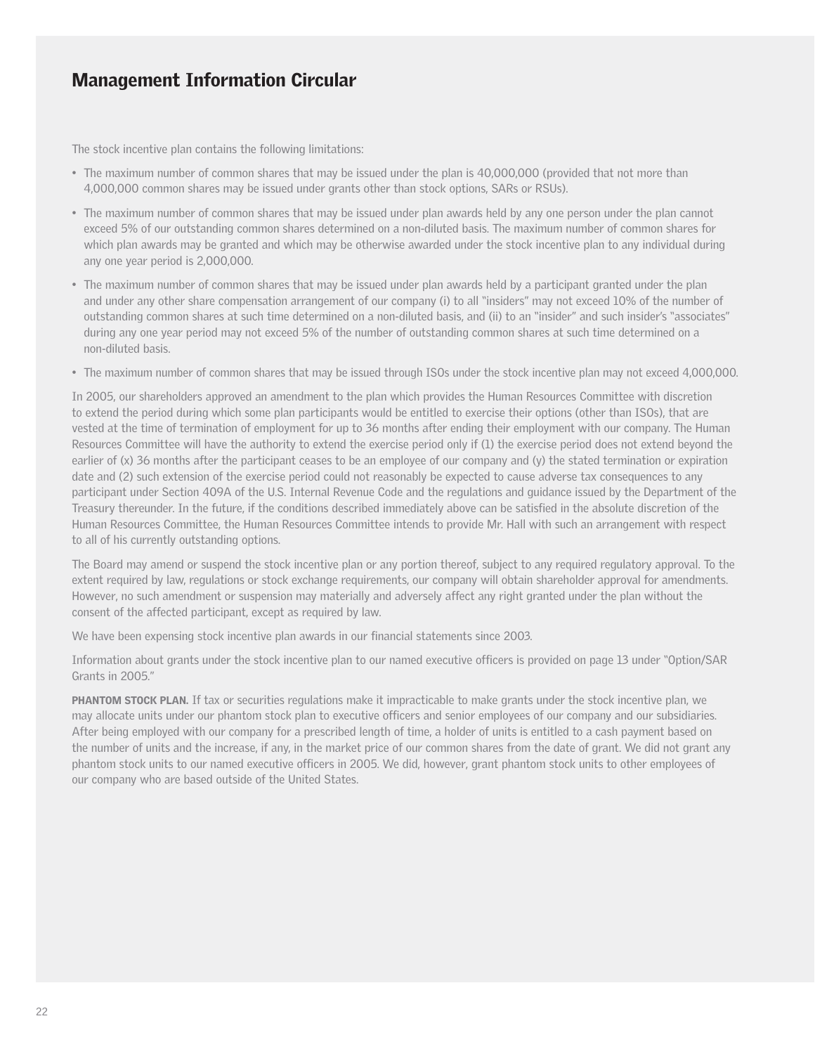The stock incentive plan contains the following limitations:

- The maximum number of common shares that may be issued under the plan is 40,000,000 (provided that not more than 4,000,000 common shares may be issued under grants other than stock options, SARs or RSUs).
- The maximum number of common shares that may be issued under plan awards held by any one person under the plan cannot exceed 5% of our outstanding common shares determined on a non-diluted basis. The maximum number of common shares for which plan awards may be granted and which may be otherwise awarded under the stock incentive plan to any individual during any one year period is 2,000,000.
- The maximum number of common shares that may be issued under plan awards held by a participant granted under the plan and under any other share compensation arrangement of our company (i) to all "insiders" may not exceed 10% of the number of outstanding common shares at such time determined on a non-diluted basis, and (ii) to an "insider" and such insider's "associates" during any one year period may not exceed 5% of the number of outstanding common shares at such time determined on a non-diluted basis.
- The maximum number of common shares that may be issued through ISOs under the stock incentive plan may not exceed 4,000,000.

In 2005, our shareholders approved an amendment to the plan which provides the Human Resources Committee with discretion to extend the period during which some plan participants would be entitled to exercise their options (other than ISOs), that are vested at the time of termination of employment for up to 36 months after ending their employment with our company. The Human Resources Committee will have the authority to extend the exercise period only if (1) the exercise period does not extend beyond the earlier of (x) 36 months after the participant ceases to be an employee of our company and (y) the stated termination or expiration date and (2) such extension of the exercise period could not reasonably be expected to cause adverse tax consequences to any participant under Section 409A of the U.S. Internal Revenue Code and the regulations and guidance issued by the Department of the Treasury thereunder. In the future, if the conditions described immediately above can be satisfied in the absolute discretion of the Human Resources Committee, the Human Resources Committee intends to provide Mr. Hall with such an arrangement with respect to all of his currently outstanding options.

The Board may amend or suspend the stock incentive plan or any portion thereof, subject to any required regulatory approval. To the extent required by law, regulations or stock exchange requirements, our company will obtain shareholder approval for amendments. However, no such amendment or suspension may materially and adversely affect any right granted under the plan without the consent of the affected participant, except as required by law.

We have been expensing stock incentive plan awards in our financial statements since 2003.

Information about grants under the stock incentive plan to our named executive officers is provided on page 13 under "Option/SAR Grants in 2005."

**PHANTOM STOCK PLAN.** If tax or securities regulations make it impracticable to make grants under the stock incentive plan, we may allocate units under our phantom stock plan to executive officers and senior employees of our company and our subsidiaries. After being employed with our company for a prescribed length of time, a holder of units is entitled to a cash payment based on the number of units and the increase, if any, in the market price of our common shares from the date of grant. We did not grant any phantom stock units to our named executive officers in 2005. We did, however, grant phantom stock units to other employees of our company who are based outside of the United States.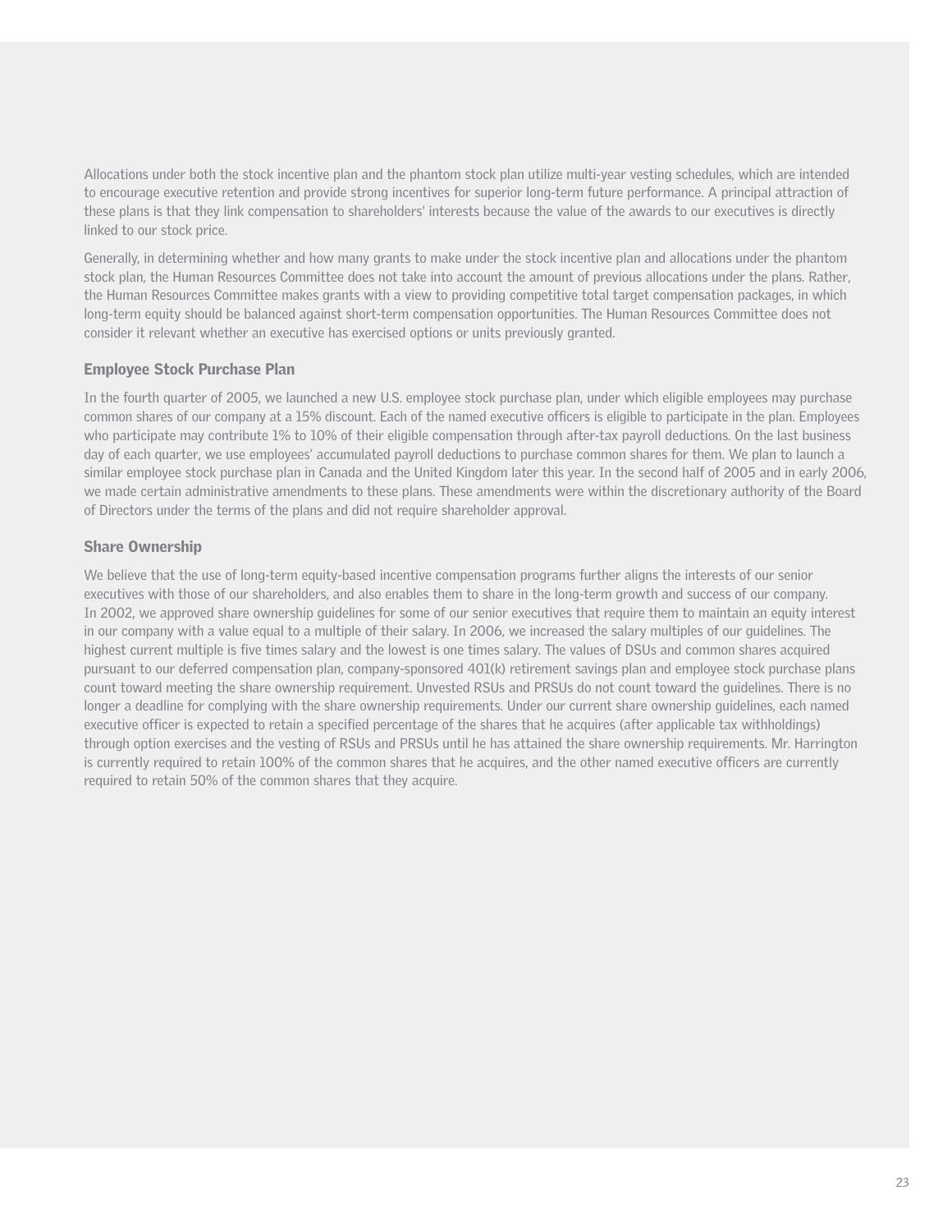Allocations under both the stock incentive plan and the phantom stock plan utilize multi-year vesting schedules, which are intended to encourage executive retention and provide strong incentives for superior long-term future performance. A principal attraction of these plans is that they link compensation to shareholders' interests because the value of the awards to our executives is directly linked to our stock price.

Generally, in determining whether and how many grants to make under the stock incentive plan and allocations under the phantom stock plan, the Human Resources Committee does not take into account the amount of previous allocations under the plans. Rather, the Human Resources Committee makes grants with a view to providing competitive total target compensation packages, in which long-term equity should be balanced against short-term compensation opportunities. The Human Resources Committee does not consider it relevant whether an executive has exercised options or units previously granted.

### Employee Stock Purchase Plan

In the fourth quarter of 2005, we launched a new U.S. employee stock purchase plan, under which eligible employees may purchase common shares of our company at a 15% discount. Each of the named executive officers is eligible to participate in the plan. Employees who participate may contribute 1% to 10% of their eligible compensation through after-tax payroll deductions. On the last business day of each quarter, we use employees' accumulated payroll deductions to purchase common shares for them. We plan to launch a similar employee stock purchase plan in Canada and the United Kingdom later this year. In the second half of 2005 and in early 2006, we made certain administrative amendments to these plans. These amendments were within the discretionary authority of the Board of Directors under the terms of the plans and did not require shareholder approval.

### Share Ownership

We believe that the use of long-term equity-based incentive compensation programs further aligns the interests of our senior executives with those of our shareholders, and also enables them to share in the long-term growth and success of our company. In 2002, we approved share ownership guidelines for some of our senior executives that require them to maintain an equity interest in our company with a value equal to a multiple of their salary. In 2006, we increased the salary multiples of our guidelines. The highest current multiple is five times salary and the lowest is one times salary. The values of DSUs and common shares acquired pursuant to our deferred compensation plan, company-sponsored 401(k) retirement savings plan and employee stock purchase plans count toward meeting the share ownership requirement. Unvested RSUs and PRSUs do not count toward the guidelines. There is no longer a deadline for complying with the share ownership requirements. Under our current share ownership guidelines, each named executive officer is expected to retain a specified percentage of the shares that he acquires (after applicable tax withholdings) through option exercises and the vesting of RSUs and PRSUs until he has attained the share ownership requirements. Mr. Harrington is currently required to retain 100% of the common shares that he acquires, and the other named executive officers are currently required to retain 50% of the common shares that they acquire.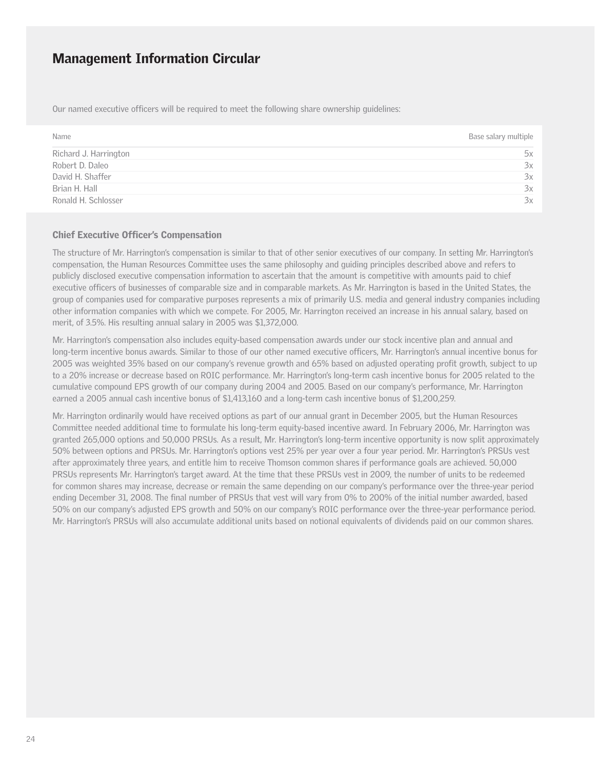# Management Information Circular

Our named executive officers will be required to meet the following share ownership guidelines:

| Name | Base salary multiple |
|---|---|
| Richard J. Harrington | 5x |
| Robert D. Daleo | 3x |
| David H. Shaffer | 3x |
| Brian H. Hall | 3x |
| Ronald H. Schlosser | 3x |

### Chief Executive Officer's Compensation

The structure of Mr. Harrington's compensation is similar to that of other senior executives of our company. In setting Mr. Harrington's compensation, the Human Resources Committee uses the same philosophy and guiding principles described above and refers to publicly disclosed executive compensation information to ascertain that the amount is competitive with amounts paid to chief executive officers of businesses of comparable size and in comparable markets. As Mr. Harrington is based in the United States, the group of companies used for comparative purposes represents a mix of primarily U.S. media and general industry companies including other information companies with which we compete. For 2005, Mr. Harrington received an increase in his annual salary, based on merit, of 3.5%. His resulting annual salary in 2005 was $1,372,000.

Mr. Harrington's compensation also includes equity-based compensation awards under our stock incentive plan and annual and long-term incentive bonus awards. Similar to those of our other named executive officers, Mr. Harrington's annual incentive bonus for 2005 was weighted 35% based on our company's revenue growth and 65% based on adjusted operating profit growth, subject to up to a 20% increase or decrease based on ROIC performance. Mr. Harrington's long-term cash incentive bonus for 2005 related to the cumulative compound EPS growth of our company during 2004 and 2005. Based on our company's performance, Mr. Harrington earned a 2005 annual cash incentive bonus of $1,413,160 and a long-term cash incentive bonus of $1,200,259.

Mr. Harrington ordinarily would have received options as part of our annual grant in December 2005, but the Human Resources Committee needed additional time to formulate his long-term equity-based incentive award. In February 2006, Mr. Harrington was granted 265,000 options and 50,000 PRSUs. As a result, Mr. Harrington's long-term incentive opportunity is now split approximately 50% between options and PRSUs. Mr. Harrington's options vest 25% per year over a four year period. Mr. Harrington's PRSUs vest after approximately three years, and entitle him to receive Thomson common shares if performance goals are achieved. 50,000 PRSUs represents Mr. Harrington's target award. At the time that these PRSUs vest in 2009, the number of units to be redeemed for common shares may increase, decrease or remain the same depending on our company's performance over the three-year period ending December 31, 2008. The final number of PRSUs that vest will vary from 0% to 200% of the initial number awarded, based 50% on our company's adjusted EPS growth and 50% on our company's ROIC performance over the three-year performance period. Mr. Harrington's PRSUs will also accumulate additional units based on notional equivalents of dividends paid on our common shares.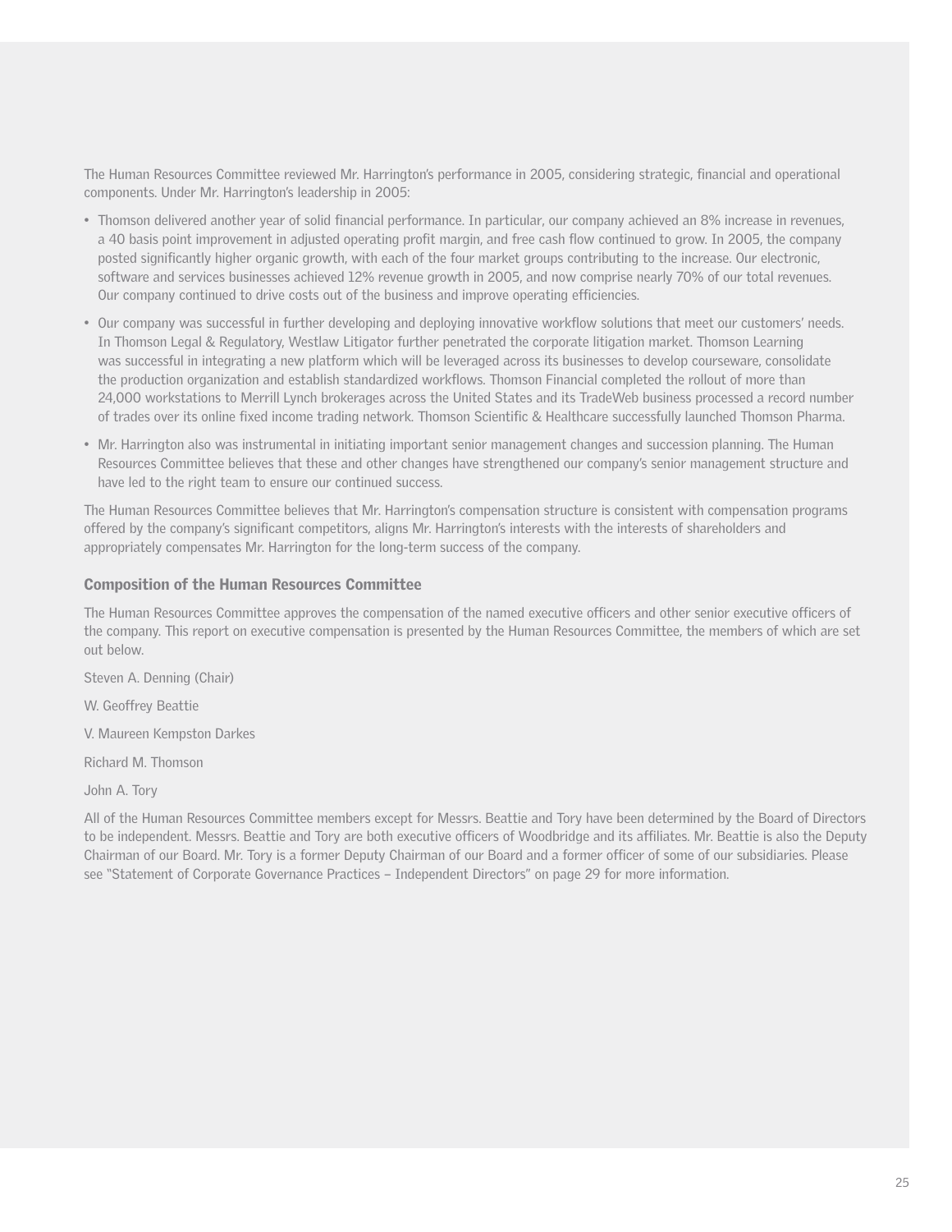The Human Resources Committee reviewed Mr. Harrington's performance in 2005, considering strategic, financial and operational components. Under Mr. Harrington's leadership in 2005:

- Thomson delivered another year of solid financial performance. In particular, our company achieved an 8% increase in revenues, a 40 basis point improvement in adjusted operating profit margin, and free cash flow continued to grow. In 2005, the company posted significantly higher organic growth, with each of the four market groups contributing to the increase. Our electronic, software and services businesses achieved 12% revenue growth in 2005, and now comprise nearly 70% of our total revenues. Our company continued to drive costs out of the business and improve operating efficiencies.
- Our company was successful in further developing and deploying innovative workflow solutions that meet our customers' needs. In Thomson Legal & Regulatory, Westlaw Litigator further penetrated the corporate litigation market. Thomson Learning was successful in integrating a new platform which will be leveraged across its businesses to develop courseware, consolidate the production organization and establish standardized workflows. Thomson Financial completed the rollout of more than 24,000 workstations to Merrill Lynch brokerages across the United States and its TradeWeb business processed a record number of trades over its online fixed income trading network. Thomson Scientific & Healthcare successfully launched Thomson Pharma.
- Mr. Harrington also was instrumental in initiating important senior management changes and succession planning. The Human Resources Committee believes that these and other changes have strengthened our company's senior management structure and have led to the right team to ensure our continued success.

The Human Resources Committee believes that Mr. Harrington's compensation structure is consistent with compensation programs offered by the company's significant competitors, aligns Mr. Harrington's interests with the interests of shareholders and appropriately compensates Mr. Harrington for the long-term success of the company.

### Composition of the Human Resources Committee

The Human Resources Committee approves the compensation of the named executive officers and other senior executive officers of the company. This report on executive compensation is presented by the Human Resources Committee, the members of which are set out below.

Steven A. Denning (Chair)

W. Geoffrey Beattie

V. Maureen Kempston Darkes

Richard M. Thomson

John A. Tory

All of the Human Resources Committee members except for Messrs. Beattie and Tory have been determined by the Board of Directors to be independent. Messrs. Beattie and Tory are both executive officers of Woodbridge and its affiliates. Mr. Beattie is also the Deputy Chairman of our Board. Mr. Tory is a former Deputy Chairman of our Board and a former officer of some of our subsidiaries. Please see "Statement of Corporate Governance Practices – Independent Directors" on page 29 for more information.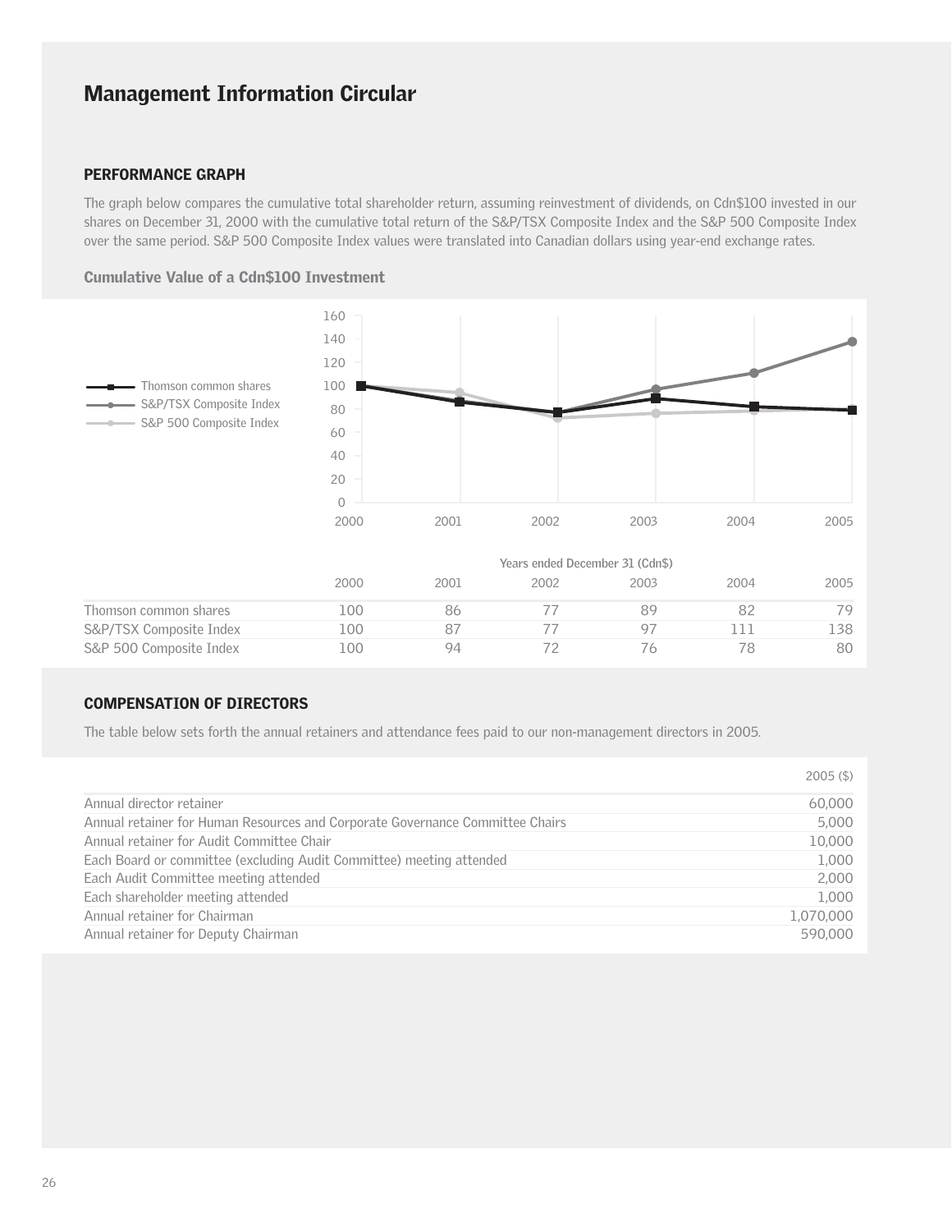# Management Information Circular

## PERFORMANCE GRAPH

The graph below compares the cumulative total shareholder return, assuming reinvestment of dividends, on Cdn$100 invested in our shares on December 31, 2000 with the cumulative total return of the S&P/TSX Composite Index and the S&P 500 Composite Index over the same period. S&P 500 Composite Index values were translated into Canadian dollars using year-end exchange rates.

### Cumulative Value of a Cdn$100 Investment

| Years ended December 31 (Cdn$) | 2000 | 2001 | 2002 | 2003 | 2004 | 2005 |
|---|---|---|---|---|---|---|
| Thomson common shares | 100 | 86 | 77 | 89 | 82 | 79 |
| S&P/TSX Composite Index | 100 | 87 | 77 | 97 | 111 | 138 |
| S&P 500 Composite Index | 100 | 94 | 72 | 76 | 78 | 80 |

## COMPENSATION OF DIRECTORS

The table below sets forth the annual retainers and attendance fees paid to our non-management directors in 2005.

| | 2005 ($) |
|---|---|
| Annual director retainer | 60,000 |
| Annual retainer for Human Resources and Corporate Governance Committee Chairs | 5,000 |
| Annual retainer for Audit Committee Chair | 10,000 |
| Each Board or committee (excluding Audit Committee) meeting attended | 1,000 |
| Each Audit Committee meeting attended | 2,000 |
| Each shareholder meeting attended | 1,000 |
| Annual retainer for Chairman | 1,070,000 |
| Annual retainer for Deputy Chairman | 590,000 |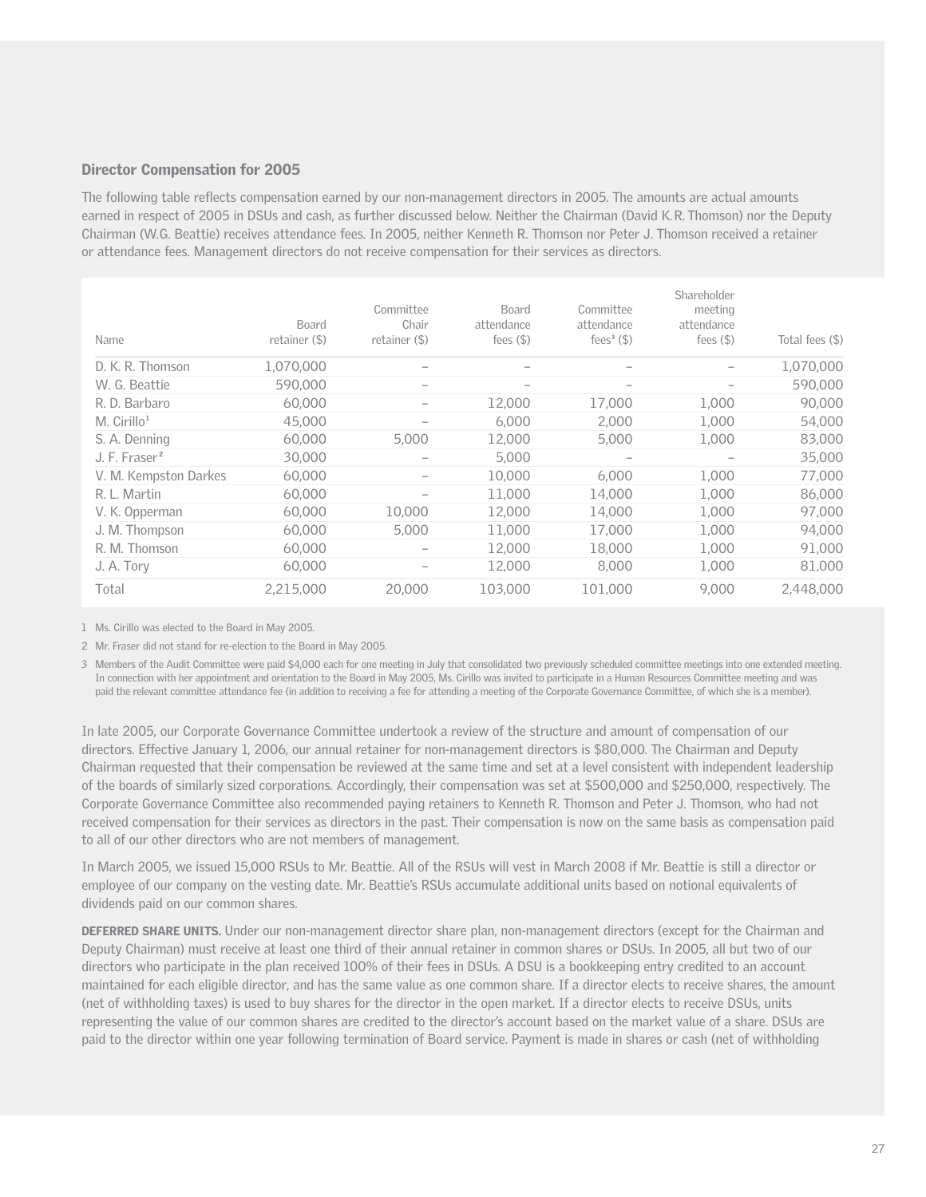## Director Compensation for 2005

The following table reflects compensation earned by our non-management directors in 2005. The amounts are actual amounts earned in respect of 2005 in DSUs and cash, as further discussed below. Neither the Chairman (David K.R. Thomson) nor the Deputy Chairman (W.G. Beattie) receives attendance fees. In 2005, neither Kenneth R. Thomson nor Peter J. Thomson received a retainer or attendance fees. Management directors do not receive compensation for their services as directors.

| Name | Board retainer ($) | Committee Chair retainer ($) | Board attendance fees ($) | Committee attendance fees[3] ($) | Shareholder meeting attendance fees ($) | Total fees ($) |
|---|---|---|---|---|---|---|
| D. K. R. Thomson | 1,070,000 | – | – | – | – | 1,070,000 |
| W. G. Beattie | 590,000 | – | – | – | – | 590,000 |
| R. D. Barbaro | 60,000 | – | 12,000 | 17,000 | 1,000 | 90,000 |
| M. Cirillo[1] | 45,000 | – | 6,000 | 2,000 | 1,000 | 54,000 |
| S. A. Denning | 60,000 | 5,000 | 12,000 | 5,000 | 1,000 | 83,000 |
| J. F. Fraser[2] | 30,000 | – | 5,000 | – | – | 35,000 |
| V. M. Kempston Darkes | 60,000 | – | 10,000 | 6,000 | 1,000 | 77,000 |
| R. L. Martin | 60,000 | – | 11,000 | 14,000 | 1,000 | 86,000 |
| V. K. Opperman | 60,000 | 10,000 | 12,000 | 14,000 | 1,000 | 97,000 |
| J. M. Thompson | 60,000 | 5,000 | 11,000 | 17,000 | 1,000 | 94,000 |
| R. M. Thomson | 60,000 | – | 12,000 | 18,000 | 1,000 | 91,000 |
| J. A. Tory | 60,000 | – | 12,000 | 8,000 | 1,000 | 81,000 |
| Total | 2,215,000 | 20,000 | 103,000 | 101,000 | 9,000 | 2,448,000 |

1 Ms. Cirillo was elected to the Board in May 2005.

2 Mr. Fraser did not stand for re-election to the Board in May 2005.

3 Members of the Audit Committee were paid $4,000 each for one meeting in July that consolidated two previously scheduled committee meetings into one extended meeting. In connection with her appointment and orientation to the Board in May 2005, Ms. Cirillo was invited to participate in a Human Resources Committee meeting and was paid the relevant committee attendance fee (in addition to receiving a fee for attending a meeting of the Corporate Governance Committee, of which she is a member).

In late 2005, our Corporate Governance Committee undertook a review of the structure and amount of compensation of our directors. Effective January 1, 2006, our annual retainer for non-management directors is $80,000. The Chairman and Deputy Chairman requested that their compensation be reviewed at the same time and set at a level consistent with independent leadership of the boards of similarly sized corporations. Accordingly, their compensation was set at $500,000 and $250,000, respectively. The Corporate Governance Committee also recommended paying retainers to Kenneth R. Thomson and Peter J. Thomson, who had not received compensation for their services as directors in the past. Their compensation is now on the same basis as compensation paid to all of our other directors who are not members of management.

In March 2005, we issued 15,000 RSUs to Mr. Beattie. All of the RSUs will vest in March 2008 if Mr. Beattie is still a director or employee of our company on the vesting date. Mr. Beattie's RSUs accumulate additional units based on notional equivalents of dividends paid on our common shares.

**DEFERRED SHARE UNITS.** Under our non-management director share plan, non-management directors (except for the Chairman and Deputy Chairman) must receive at least one third of their annual retainer in common shares or DSUs. In 2005, all but two of our directors who participate in the plan received 100% of their fees in DSUs. A DSU is a bookkeeping entry credited to an account maintained for each eligible director, and has the same value as one common share. If a director elects to receive shares, the amount (net of withholding taxes) is used to buy shares for the director in the open market. If a director elects to receive DSUs, units representing the value of our common shares are credited to the director's account based on the market value of a share. DSUs are paid to the director within one year following termination of Board service. Payment is made in shares or cash (net of withholding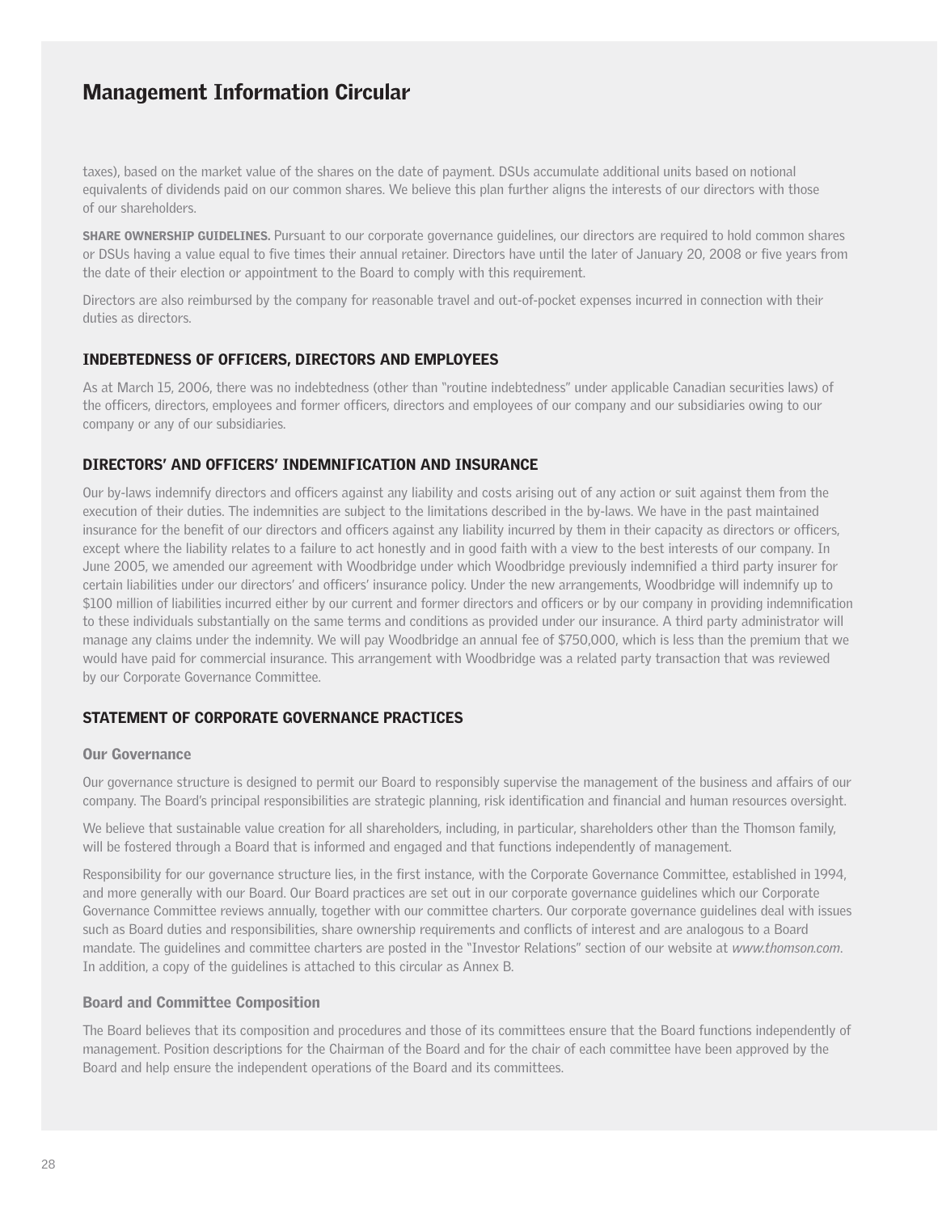taxes), based on the market value of the shares on the date of payment. DSUs accumulate additional units based on notional equivalents of dividends paid on our common shares. We believe this plan further aligns the interests of our directors with those of our shareholders.

**SHARE OWNERSHIP GUIDELINES.** Pursuant to our corporate governance guidelines, our directors are required to hold common shares or DSUs having a value equal to five times their annual retainer. Directors have until the later of January 20, 2008 or five years from the date of their election or appointment to the Board to comply with this requirement.

Directors are also reimbursed by the company for reasonable travel and out-of-pocket expenses incurred in connection with their duties as directors.

## INDEBTEDNESS OF OFFICERS, DIRECTORS AND EMPLOYEES

As at March 15, 2006, there was no indebtedness (other than "routine indebtedness" under applicable Canadian securities laws) of the officers, directors, employees and former officers, directors and employees of our company and our subsidiaries owing to our company or any of our subsidiaries.

## DIRECTORS' AND OFFICERS' INDEMNIFICATION AND INSURANCE

Our by-laws indemnify directors and officers against any liability and costs arising out of any action or suit against them from the execution of their duties. The indemnities are subject to the limitations described in the by-laws. We have in the past maintained insurance for the benefit of our directors and officers against any liability incurred by them in their capacity as directors or officers, except where the liability relates to a failure to act honestly and in good faith with a view to the best interests of our company. In June 2005, we amended our agreement with Woodbridge under which Woodbridge previously indemnified a third party insurer for certain liabilities under our directors' and officers' insurance policy. Under the new arrangements, Woodbridge will indemnify up to $100 million of liabilities incurred either by our current and former directors and officers or by our company in providing indemnification to these individuals substantially on the same terms and conditions as provided under our insurance. A third party administrator will manage any claims under the indemnity. We will pay Woodbridge an annual fee of $750,000, which is less than the premium that we would have paid for commercial insurance. This arrangement with Woodbridge was a related party transaction that was reviewed by our Corporate Governance Committee.

## STATEMENT OF CORPORATE GOVERNANCE PRACTICES

### Our Governance

Our governance structure is designed to permit our Board to responsibly supervise the management of the business and affairs of our company. The Board's principal responsibilities are strategic planning, risk identification and financial and human resources oversight.

We believe that sustainable value creation for all shareholders, including, in particular, shareholders other than the Thomson family, will be fostered through a Board that is informed and engaged and that functions independently of management.

Responsibility for our governance structure lies, in the first instance, with the Corporate Governance Committee, established in 1994, and more generally with our Board. Our Board practices are set out in our corporate governance guidelines which our Corporate Governance Committee reviews annually, together with our committee charters. Our corporate governance guidelines deal with issues such as Board duties and responsibilities, share ownership requirements and conflicts of interest and are analogous to a Board mandate. The guidelines and committee charters are posted in the "Investor Relations" section of our website at *www.thomson.com*. In addition, a copy of the guidelines is attached to this circular as Annex B.

### Board and Committee Composition

The Board believes that its composition and procedures and those of its committees ensure that the Board functions independently of management. Position descriptions for the Chairman of the Board and for the chair of each committee have been approved by the Board and help ensure the independent operations of the Board and its committees.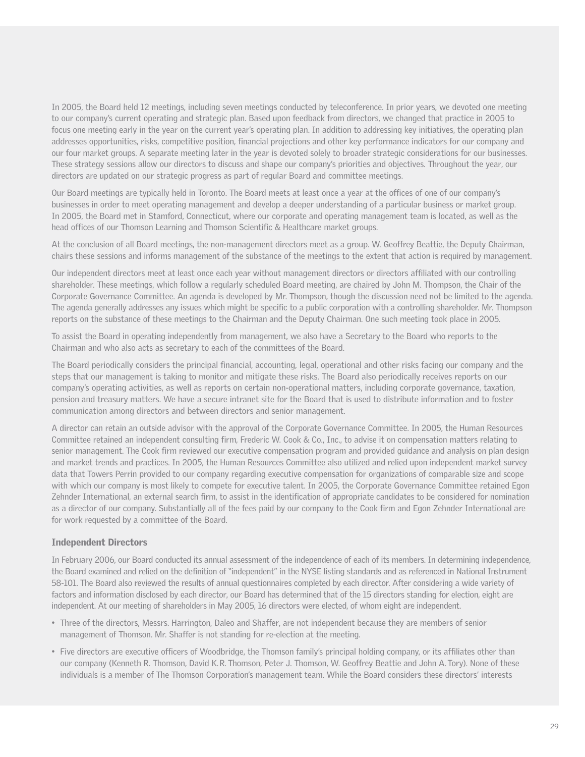In 2005, the Board held 12 meetings, including seven meetings conducted by teleconference. In prior years, we devoted one meeting to our company's current operating and strategic plan. Based upon feedback from directors, we changed that practice in 2005 to focus one meeting early in the year on the current year's operating plan. In addition to addressing key initiatives, the operating plan addresses opportunities, risks, competitive position, financial projections and other key performance indicators for our company and our four market groups. A separate meeting later in the year is devoted solely to broader strategic considerations for our businesses. These strategy sessions allow our directors to discuss and shape our company's priorities and objectives. Throughout the year, our directors are updated on our strategic progress as part of regular Board and committee meetings.

Our Board meetings are typically held in Toronto. The Board meets at least once a year at the offices of one of our company's businesses in order to meet operating management and develop a deeper understanding of a particular business or market group. In 2005, the Board met in Stamford, Connecticut, where our corporate and operating management team is located, as well as the head offices of our Thomson Learning and Thomson Scientific & Healthcare market groups.

At the conclusion of all Board meetings, the non-management directors meet as a group. W. Geoffrey Beattie, the Deputy Chairman, chairs these sessions and informs management of the substance of the meetings to the extent that action is required by management.

Our independent directors meet at least once each year without management directors or directors affiliated with our controlling shareholder. These meetings, which follow a regularly scheduled Board meeting, are chaired by John M. Thompson, the Chair of the Corporate Governance Committee. An agenda is developed by Mr. Thompson, though the discussion need not be limited to the agenda. The agenda generally addresses any issues which might be specific to a public corporation with a controlling shareholder. Mr. Thompson reports on the substance of these meetings to the Chairman and the Deputy Chairman. One such meeting took place in 2005.

To assist the Board in operating independently from management, we also have a Secretary to the Board who reports to the Chairman and who also acts as secretary to each of the committees of the Board.

The Board periodically considers the principal financial, accounting, legal, operational and other risks facing our company and the steps that our management is taking to monitor and mitigate these risks. The Board also periodically receives reports on our company's operating activities, as well as reports on certain non-operational matters, including corporate governance, taxation, pension and treasury matters. We have a secure intranet site for the Board that is used to distribute information and to foster communication among directors and between directors and senior management.

A director can retain an outside advisor with the approval of the Corporate Governance Committee. In 2005, the Human Resources Committee retained an independent consulting firm, Frederic W. Cook & Co., Inc., to advise it on compensation matters relating to senior management. The Cook firm reviewed our executive compensation program and provided guidance and analysis on plan design and market trends and practices. In 2005, the Human Resources Committee also utilized and relied upon independent market survey data that Towers Perrin provided to our company regarding executive compensation for organizations of comparable size and scope with which our company is most likely to compete for executive talent. In 2005, the Corporate Governance Committee retained Egon Zehnder International, an external search firm, to assist in the identification of appropriate candidates to be considered for nomination as a director of our company. Substantially all of the fees paid by our company to the Cook firm and Egon Zehnder International are for work requested by a committee of the Board.

### Independent Directors

In February 2006, our Board conducted its annual assessment of the independence of each of its members. In determining independence, the Board examined and relied on the definition of "independent" in the NYSE listing standards and as referenced in National Instrument 58-101. The Board also reviewed the results of annual questionnaires completed by each director. After considering a wide variety of factors and information disclosed by each director, our Board has determined that of the 15 directors standing for election, eight are independent. At our meeting of shareholders in May 2005, 16 directors were elected, of whom eight are independent.

- Three of the directors, Messrs. Harrington, Daleo and Shaffer, are not independent because they are members of senior management of Thomson. Mr. Shaffer is not standing for re-election at the meeting.
- Five directors are executive officers of Woodbridge, the Thomson family's principal holding company, or its affiliates other than our company (Kenneth R. Thomson, David K.R. Thomson, Peter J. Thomson, W. Geoffrey Beattie and John A. Tory). None of these individuals is a member of The Thomson Corporation's management team. While the Board considers these directors' interests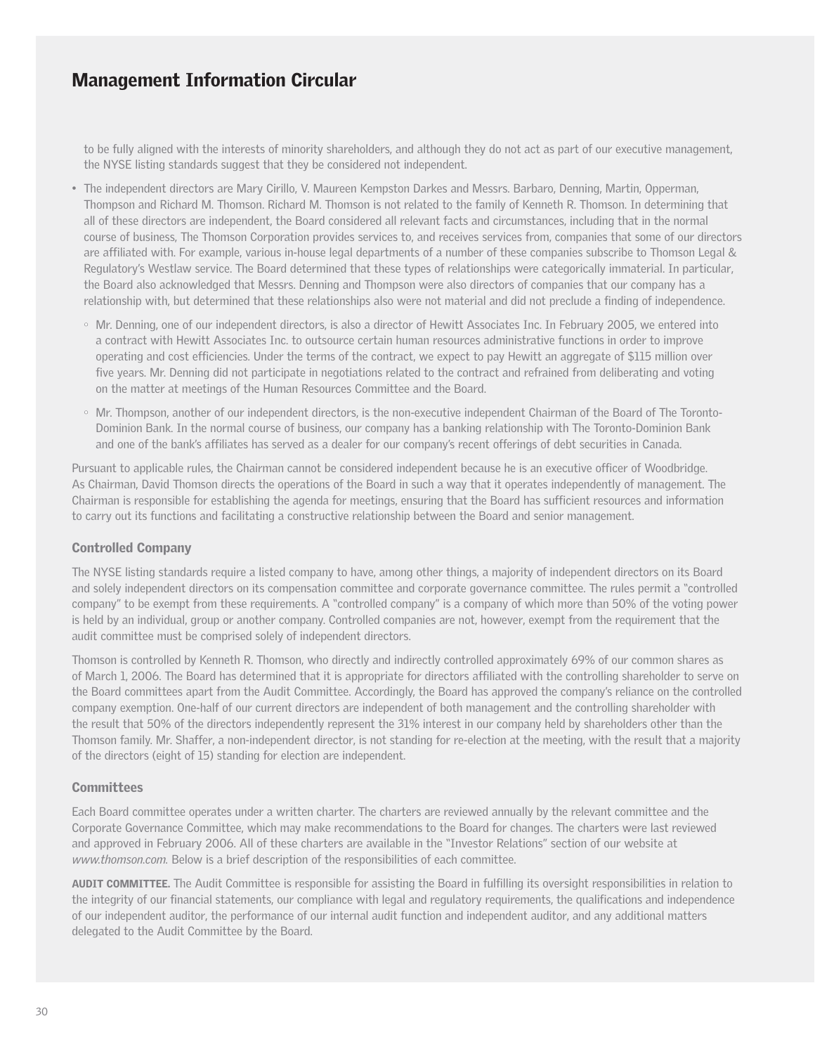## Management Information Circular

to be fully aligned with the interests of minority shareholders, and although they do not act as part of our executive management, the NYSE listing standards suggest that they be considered not independent.

- The independent directors are Mary Cirillo, V. Maureen Kempston Darkes and Messrs. Barbaro, Denning, Martin, Opperman, Thompson and Richard M. Thomson. Richard M. Thomson is not related to the family of Kenneth R. Thomson. In determining that all of these directors are independent, the Board considered all relevant facts and circumstances, including that in the normal course of business, The Thomson Corporation provides services to, and receives services from, companies that some of our directors are affiliated with. For example, various in-house legal departments of a number of these companies subscribe to Thomson Legal & Regulatory's Westlaw service. The Board determined that these types of relationships were categorically immaterial. In particular, the Board also acknowledged that Messrs. Denning and Thompson were also directors of companies that our company has a relationship with, but determined that these relationships also were not material and did not preclude a finding of independence.
  - Mr. Denning, one of our independent directors, is also a director of Hewitt Associates Inc. In February 2005, we entered into a contract with Hewitt Associates Inc. to outsource certain human resources administrative functions in order to improve operating and cost efficiencies. Under the terms of the contract, we expect to pay Hewitt an aggregate of $115 million over five years. Mr. Denning did not participate in negotiations related to the contract and refrained from deliberating and voting on the matter at meetings of the Human Resources Committee and the Board.
  - Mr. Thompson, another of our independent directors, is the non-executive independent Chairman of the Board of The Toronto-Dominion Bank. In the normal course of business, our company has a banking relationship with The Toronto-Dominion Bank and one of the bank's affiliates has served as a dealer for our company's recent offerings of debt securities in Canada.

Pursuant to applicable rules, the Chairman cannot be considered independent because he is an executive officer of Woodbridge. As Chairman, David Thomson directs the operations of the Board in such a way that it operates independently of management. The Chairman is responsible for establishing the agenda for meetings, ensuring that the Board has sufficient resources and information to carry out its functions and facilitating a constructive relationship between the Board and senior management.

### Controlled Company

The NYSE listing standards require a listed company to have, among other things, a majority of independent directors on its Board and solely independent directors on its compensation committee and corporate governance committee. The rules permit a "controlled company" to be exempt from these requirements. A "controlled company" is a company of which more than 50% of the voting power is held by an individual, group or another company. Controlled companies are not, however, exempt from the requirement that the audit committee must be comprised solely of independent directors.

Thomson is controlled by Kenneth R. Thomson, who directly and indirectly controlled approximately 69% of our common shares as of March 1, 2006. The Board has determined that it is appropriate for directors affiliated with the controlling shareholder to serve on the Board committees apart from the Audit Committee. Accordingly, the Board has approved the company's reliance on the controlled company exemption. One-half of our current directors are independent of both management and the controlling shareholder with the result that 50% of the directors independently represent the 31% interest in our company held by shareholders other than the Thomson family. Mr. Shaffer, a non-independent director, is not standing for re-election at the meeting, with the result that a majority of the directors (eight of 15) standing for election are independent.

### Committees

Each Board committee operates under a written charter. The charters are reviewed annually by the relevant committee and the Corporate Governance Committee, which may make recommendations to the Board for changes. The charters were last reviewed and approved in February 2006. All of these charters are available in the "Investor Relations" section of our website at *www.thomson.com.* Below is a brief description of the responsibilities of each committee.

**AUDIT COMMITTEE.** The Audit Committee is responsible for assisting the Board in fulfilling its oversight responsibilities in relation to the integrity of our financial statements, our compliance with legal and regulatory requirements, the qualifications and independence of our independent auditor, the performance of our internal audit function and independent auditor, and any additional matters delegated to the Audit Committee by the Board.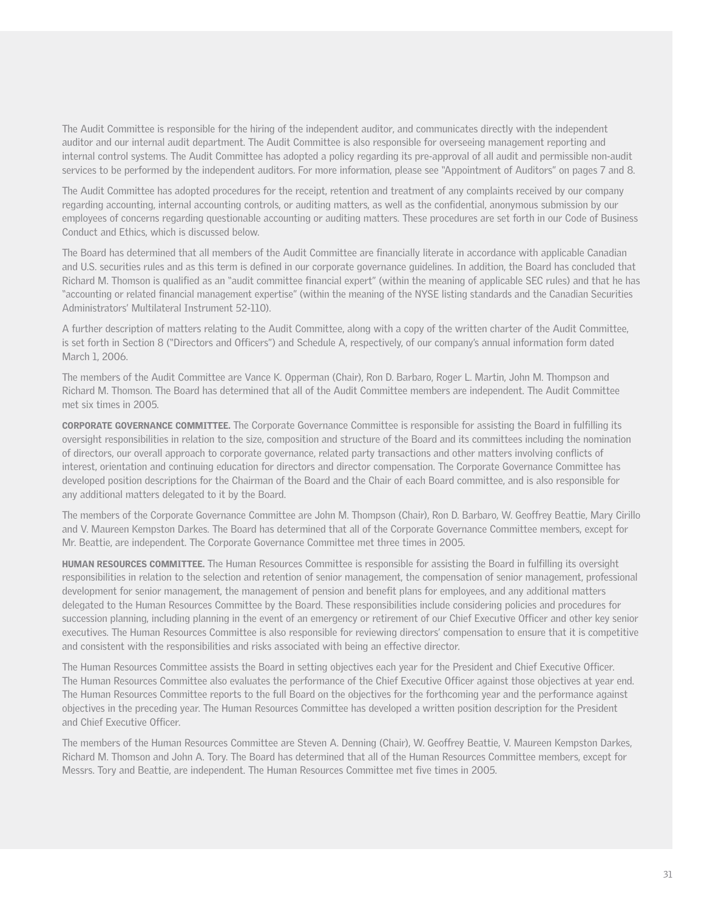The Audit Committee is responsible for the hiring of the independent auditor, and communicates directly with the independent auditor and our internal audit department. The Audit Committee is also responsible for overseeing management reporting and internal control systems. The Audit Committee has adopted a policy regarding its pre-approval of all audit and permissible non-audit services to be performed by the independent auditors. For more information, please see "Appointment of Auditors" on pages 7 and 8.

The Audit Committee has adopted procedures for the receipt, retention and treatment of any complaints received by our company regarding accounting, internal accounting controls, or auditing matters, as well as the confidential, anonymous submission by our employees of concerns regarding questionable accounting or auditing matters. These procedures are set forth in our Code of Business Conduct and Ethics, which is discussed below.

The Board has determined that all members of the Audit Committee are financially literate in accordance with applicable Canadian and U.S. securities rules and as this term is defined in our corporate governance guidelines. In addition, the Board has concluded that Richard M. Thomson is qualified as an "audit committee financial expert" (within the meaning of applicable SEC rules) and that he has "accounting or related financial management expertise" (within the meaning of the NYSE listing standards and the Canadian Securities Administrators' Multilateral Instrument 52-110).

A further description of matters relating to the Audit Committee, along with a copy of the written charter of the Audit Committee, is set forth in Section 8 ("Directors and Officers") and Schedule A, respectively, of our company's annual information form dated March 1, 2006.

The members of the Audit Committee are Vance K. Opperman (Chair), Ron D. Barbaro, Roger L. Martin, John M. Thompson and Richard M. Thomson. The Board has determined that all of the Audit Committee members are independent. The Audit Committee met six times in 2005.

**CORPORATE GOVERNANCE COMMITTEE.** The Corporate Governance Committee is responsible for assisting the Board in fulfilling its oversight responsibilities in relation to the size, composition and structure of the Board and its committees including the nomination of directors, our overall approach to corporate governance, related party transactions and other matters involving conflicts of interest, orientation and continuing education for directors and director compensation. The Corporate Governance Committee has developed position descriptions for the Chairman of the Board and the Chair of each Board committee, and is also responsible for any additional matters delegated to it by the Board.

The members of the Corporate Governance Committee are John M. Thompson (Chair), Ron D. Barbaro, W. Geoffrey Beattie, Mary Cirillo and V. Maureen Kempston Darkes. The Board has determined that all of the Corporate Governance Committee members, except for Mr. Beattie, are independent. The Corporate Governance Committee met three times in 2005.

**HUMAN RESOURCES COMMITTEE.** The Human Resources Committee is responsible for assisting the Board in fulfilling its oversight responsibilities in relation to the selection and retention of senior management, the compensation of senior management, professional development for senior management, the management of pension and benefit plans for employees, and any additional matters delegated to the Human Resources Committee by the Board. These responsibilities include considering policies and procedures for succession planning, including planning in the event of an emergency or retirement of our Chief Executive Officer and other key senior executives. The Human Resources Committee is also responsible for reviewing directors' compensation to ensure that it is competitive and consistent with the responsibilities and risks associated with being an effective director.

The Human Resources Committee assists the Board in setting objectives each year for the President and Chief Executive Officer. The Human Resources Committee also evaluates the performance of the Chief Executive Officer against those objectives at year end. The Human Resources Committee reports to the full Board on the objectives for the forthcoming year and the performance against objectives in the preceding year. The Human Resources Committee has developed a written position description for the President and Chief Executive Officer.

The members of the Human Resources Committee are Steven A. Denning (Chair), W. Geoffrey Beattie, V. Maureen Kempston Darkes, Richard M. Thomson and John A. Tory. The Board has determined that all of the Human Resources Committee members, except for Messrs. Tory and Beattie, are independent. The Human Resources Committee met five times in 2005.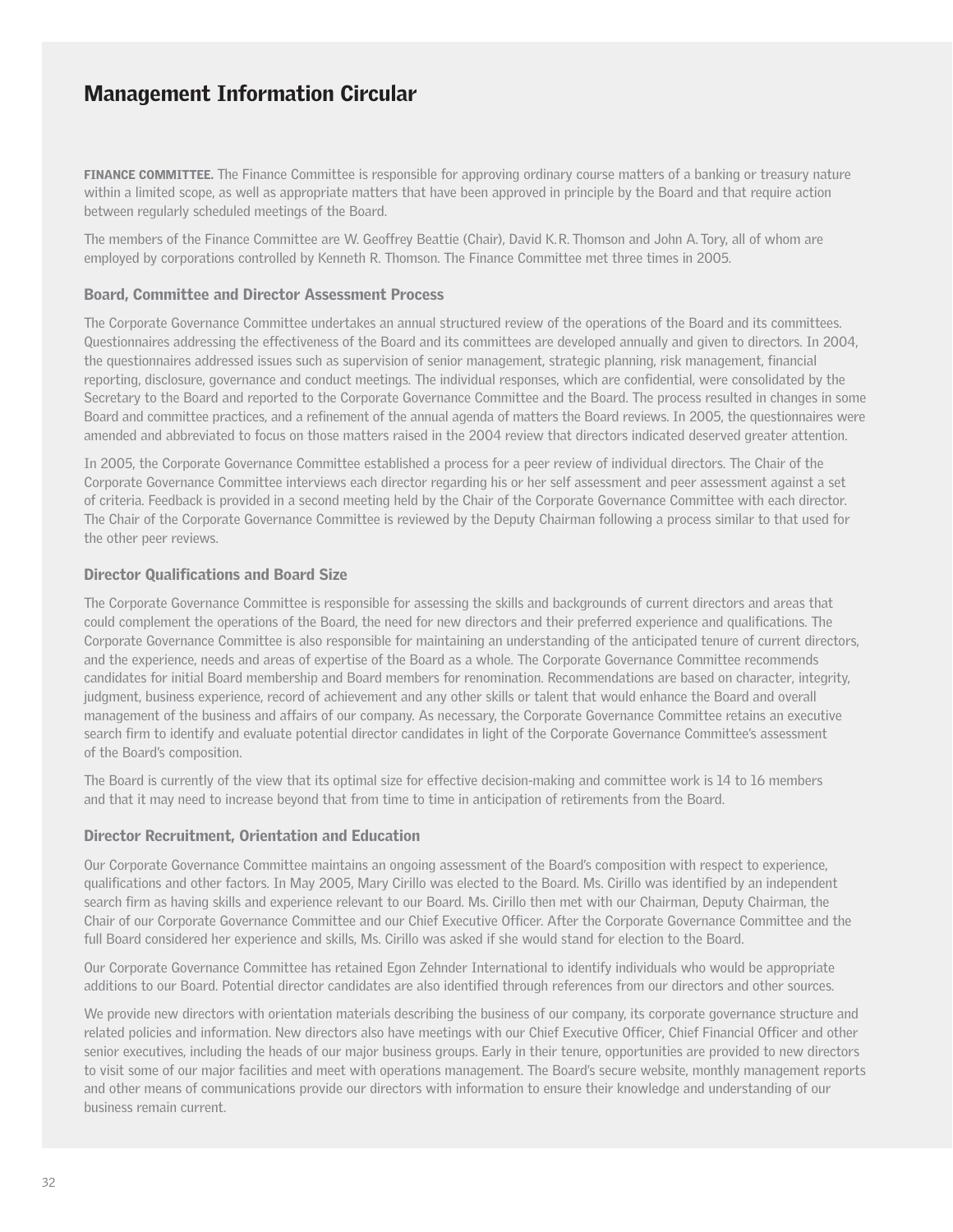# Management Information Circular

**FINANCE COMMITTEE.** The Finance Committee is responsible for approving ordinary course matters of a banking or treasury nature within a limited scope, as well as appropriate matters that have been approved in principle by the Board and that require action between regularly scheduled meetings of the Board.

The members of the Finance Committee are W. Geoffrey Beattie (Chair), David K.R. Thomson and John A. Tory, all of whom are employed by corporations controlled by Kenneth R. Thomson. The Finance Committee met three times in 2005.

### Board, Committee and Director Assessment Process

The Corporate Governance Committee undertakes an annual structured review of the operations of the Board and its committees. Questionnaires addressing the effectiveness of the Board and its committees are developed annually and given to directors. In 2004, the questionnaires addressed issues such as supervision of senior management, strategic planning, risk management, financial reporting, disclosure, governance and conduct meetings. The individual responses, which are confidential, were consolidated by the Secretary to the Board and reported to the Corporate Governance Committee and the Board. The process resulted in changes in some Board and committee practices, and a refinement of the annual agenda of matters the Board reviews. In 2005, the questionnaires were amended and abbreviated to focus on those matters raised in the 2004 review that directors indicated deserved greater attention.

In 2005, the Corporate Governance Committee established a process for a peer review of individual directors. The Chair of the Corporate Governance Committee interviews each director regarding his or her self assessment and peer assessment against a set of criteria. Feedback is provided in a second meeting held by the Chair of the Corporate Governance Committee with each director. The Chair of the Corporate Governance Committee is reviewed by the Deputy Chairman following a process similar to that used for the other peer reviews.

### Director Qualifications and Board Size

The Corporate Governance Committee is responsible for assessing the skills and backgrounds of current directors and areas that could complement the operations of the Board, the need for new directors and their preferred experience and qualifications. The Corporate Governance Committee is also responsible for maintaining an understanding of the anticipated tenure of current directors, and the experience, needs and areas of expertise of the Board as a whole. The Corporate Governance Committee recommends candidates for initial Board membership and Board members for renomination. Recommendations are based on character, integrity, judgment, business experience, record of achievement and any other skills or talent that would enhance the Board and overall management of the business and affairs of our company. As necessary, the Corporate Governance Committee retains an executive search firm to identify and evaluate potential director candidates in light of the Corporate Governance Committee's assessment of the Board's composition.

The Board is currently of the view that its optimal size for effective decision-making and committee work is 14 to 16 members and that it may need to increase beyond that from time to time in anticipation of retirements from the Board.

### Director Recruitment, Orientation and Education

Our Corporate Governance Committee maintains an ongoing assessment of the Board's composition with respect to experience, qualifications and other factors. In May 2005, Mary Cirillo was elected to the Board. Ms. Cirillo was identified by an independent search firm as having skills and experience relevant to our Board. Ms. Cirillo then met with our Chairman, Deputy Chairman, the Chair of our Corporate Governance Committee and our Chief Executive Officer. After the Corporate Governance Committee and the full Board considered her experience and skills, Ms. Cirillo was asked if she would stand for election to the Board.

Our Corporate Governance Committee has retained Egon Zehnder International to identify individuals who would be appropriate additions to our Board. Potential director candidates are also identified through references from our directors and other sources.

We provide new directors with orientation materials describing the business of our company, its corporate governance structure and related policies and information. New directors also have meetings with our Chief Executive Officer, Chief Financial Officer and other senior executives, including the heads of our major business groups. Early in their tenure, opportunities are provided to new directors to visit some of our major facilities and meet with operations management. The Board's secure website, monthly management reports and other means of communications provide our directors with information to ensure their knowledge and understanding of our business remain current.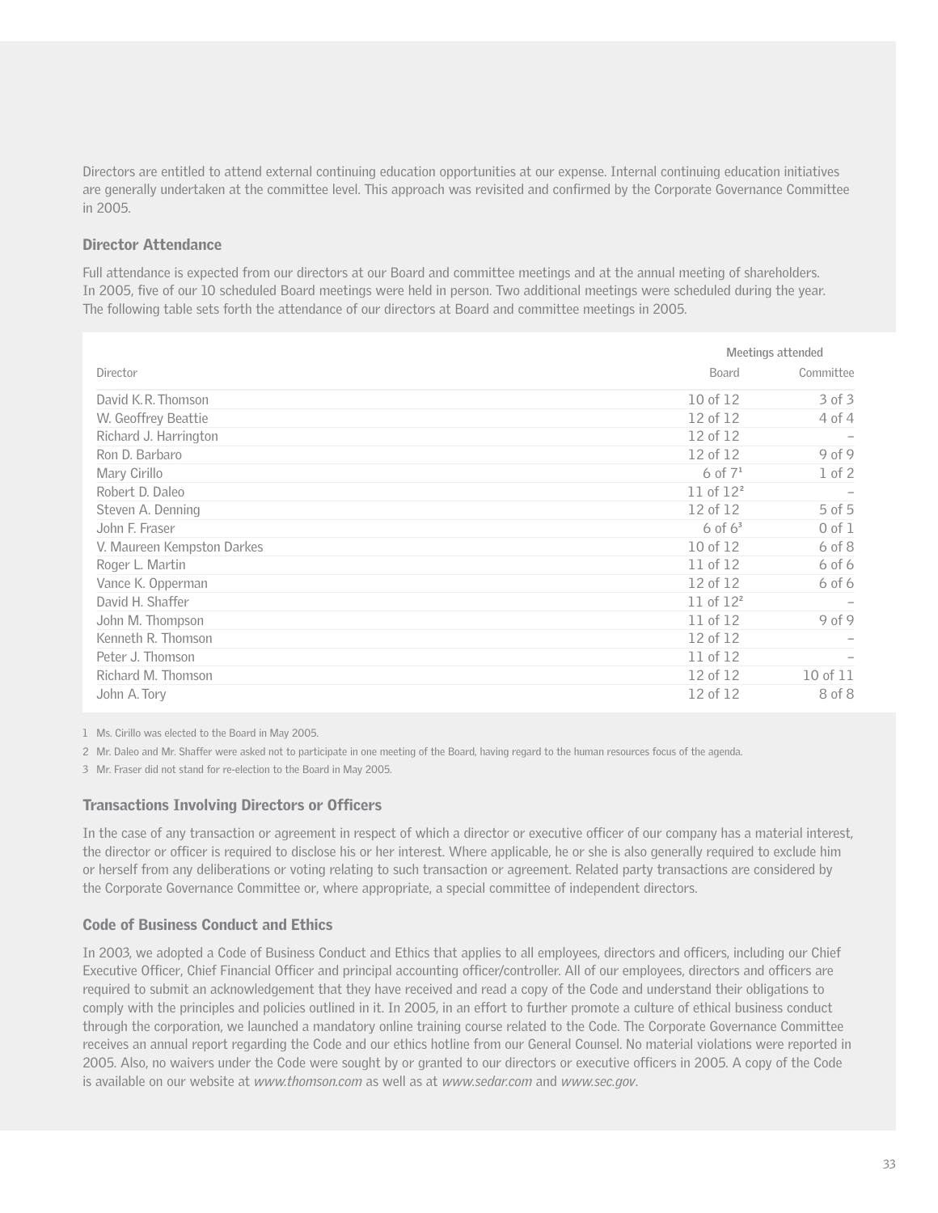Directors are entitled to attend external continuing education opportunities at our expense. Internal continuing education initiatives are generally undertaken at the committee level. This approach was revisited and confirmed by the Corporate Governance Committee in 2005.

### Director Attendance

Full attendance is expected from our directors at our Board and committee meetings and at the annual meeting of shareholders. In 2005, five of our 10 scheduled Board meetings were held in person. Two additional meetings were scheduled during the year. The following table sets forth the attendance of our directors at Board and committee meetings in 2005.

| | Meetings attended | |
|---|---|---|
| Director | Board | Committee |
| David K.R. Thomson | 10 of 12 | 3 of 3 |
| W. Geoffrey Beattie | 12 of 12 | 4 of 4 |
| Richard J. Harrington | 12 of 12 | – |
| Ron D. Barbaro | 12 of 12 | 9 of 9 |
| Mary Cirillo | 6 of 7[1] | 1 of 2 |
| Robert D. Daleo | 11 of 12[2] | – |
| Steven A. Denning | 12 of 12 | 5 of 5 |
| John F. Fraser | 6 of 6[3] | 0 of 1 |
| V. Maureen Kempston Darkes | 10 of 12 | 6 of 8 |
| Roger L. Martin | 11 of 12 | 6 of 6 |
| Vance K. Opperman | 12 of 12 | 6 of 6 |
| David H. Shaffer | 11 of 12[2] | – |
| John M. Thompson | 11 of 12 | 9 of 9 |
| Kenneth R. Thomson | 12 of 12 | – |
| Peter J. Thomson | 11 of 12 | – |
| Richard M. Thomson | 12 of 12 | 10 of 11 |
| John A. Tory | 12 of 12 | 8 of 8 |

1 Ms. Cirillo was elected to the Board in May 2005.

2 Mr. Daleo and Mr. Shaffer were asked not to participate in one meeting of the Board, having regard to the human resources focus of the agenda.

3 Mr. Fraser did not stand for re-election to the Board in May 2005.

### Transactions Involving Directors or Officers

In the case of any transaction or agreement in respect of which a director or executive officer of our company has a material interest, the director or officer is required to disclose his or her interest. Where applicable, he or she is also generally required to exclude him or herself from any deliberations or voting relating to such transaction or agreement. Related party transactions are considered by the Corporate Governance Committee or, where appropriate, a special committee of independent directors.

### Code of Business Conduct and Ethics

In 2003, we adopted a Code of Business Conduct and Ethics that applies to all employees, directors and officers, including our Chief Executive Officer, Chief Financial Officer and principal accounting officer/controller. All of our employees, directors and officers are required to submit an acknowledgement that they have received and read a copy of the Code and understand their obligations to comply with the principles and policies outlined in it. In 2005, in an effort to further promote a culture of ethical business conduct through the corporation, we launched a mandatory online training course related to the Code. The Corporate Governance Committee receives an annual report regarding the Code and our ethics hotline from our General Counsel. No material violations were reported in 2005. Also, no waivers under the Code were sought by or granted to our directors or executive officers in 2005. A copy of the Code is available on our website at *www.thomson.com* as well as at *www.sedar.com* and *www.sec.gov*.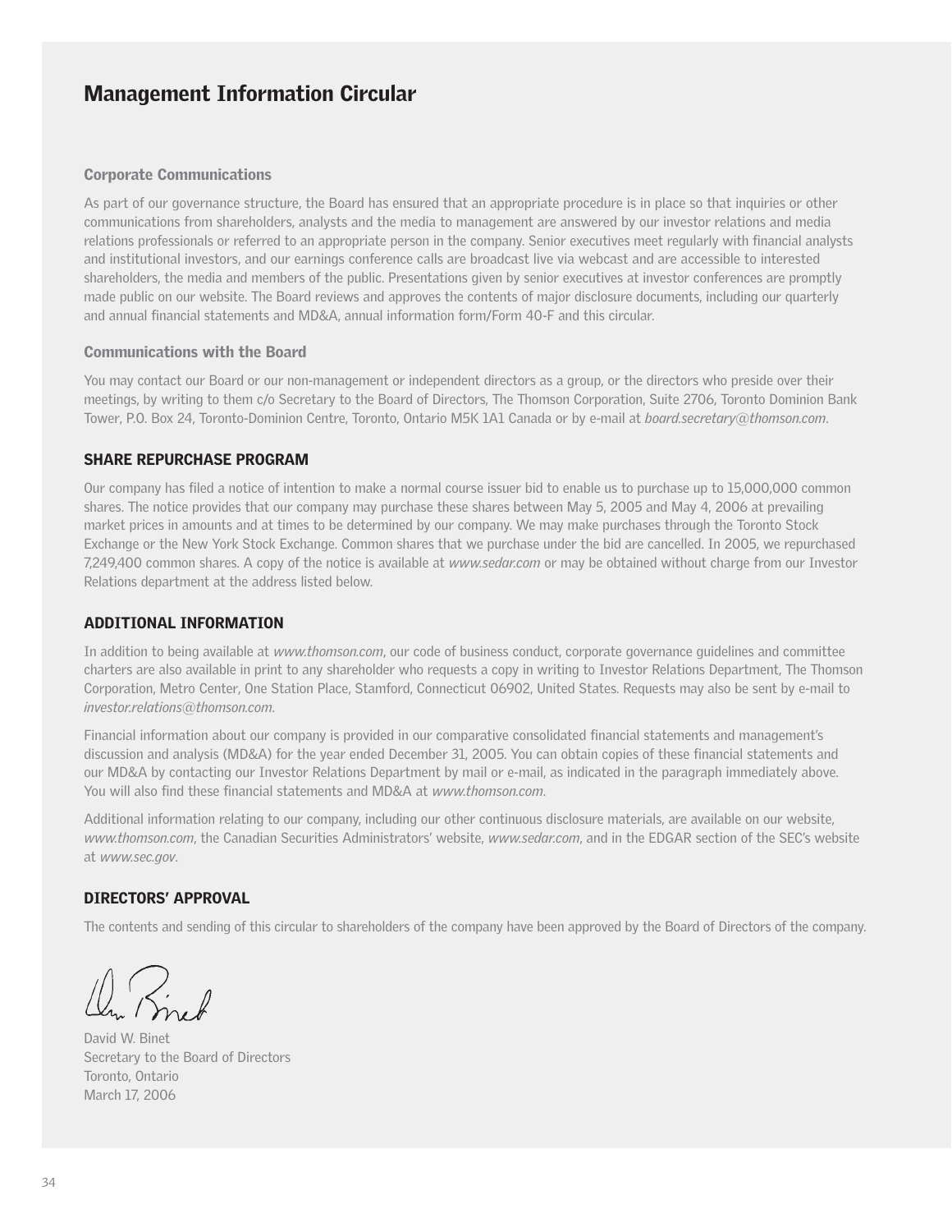# Management Information Circular

### Corporate Communications

As part of our governance structure, the Board has ensured that an appropriate procedure is in place so that inquiries or other communications from shareholders, analysts and the media to management are answered by our investor relations and media relations professionals or referred to an appropriate person in the company. Senior executives meet regularly with financial analysts and institutional investors, and our earnings conference calls are broadcast live via webcast and are accessible to interested shareholders, the media and members of the public. Presentations given by senior executives at investor conferences are promptly made public on our website. The Board reviews and approves the contents of major disclosure documents, including our quarterly and annual financial statements and MD&A, annual information form/Form 40-F and this circular.

### Communications with the Board

You may contact our Board or our non-management or independent directors as a group, or the directors who preside over their meetings, by writing to them c/o Secretary to the Board of Directors, The Thomson Corporation, Suite 2706, Toronto Dominion Bank Tower, P.O. Box 24, Toronto-Dominion Centre, Toronto, Ontario M5K 1A1 Canada or by e-mail at *board.secretary@thomson.com*.

## SHARE REPURCHASE PROGRAM

Our company has filed a notice of intention to make a normal course issuer bid to enable us to purchase up to 15,000,000 common shares. The notice provides that our company may purchase these shares between May 5, 2005 and May 4, 2006 at prevailing market prices in amounts and at times to be determined by our company. We may make purchases through the Toronto Stock Exchange or the New York Stock Exchange. Common shares that we purchase under the bid are cancelled. In 2005, we repurchased 7,249,400 common shares. A copy of the notice is available at *www.sedar.com* or may be obtained without charge from our Investor Relations department at the address listed below.

## ADDITIONAL INFORMATION

In addition to being available at *www.thomson.com*, our code of business conduct, corporate governance guidelines and committee charters are also available in print to any shareholder who requests a copy in writing to Investor Relations Department, The Thomson Corporation, Metro Center, One Station Place, Stamford, Connecticut 06902, United States. Requests may also be sent by e-mail to *investor.relations@thomson.com*.

Financial information about our company is provided in our comparative consolidated financial statements and management's discussion and analysis (MD&A) for the year ended December 31, 2005. You can obtain copies of these financial statements and our MD&A by contacting our Investor Relations Department by mail or e-mail, as indicated in the paragraph immediately above. You will also find these financial statements and MD&A at *www.thomson.com*.

Additional information relating to our company, including our other continuous disclosure materials, are available on our website, *www.thomson.com*, the Canadian Securities Administrators' website, *www.sedar.com*, and in the EDGAR section of the SEC's website at *www.sec.gov*.

## DIRECTORS' APPROVAL

The contents and sending of this circular to shareholders of the company have been approved by the Board of Directors of the company.

David W. Binet
Secretary to the Board of Directors
Toronto, Ontario
March 17, 2006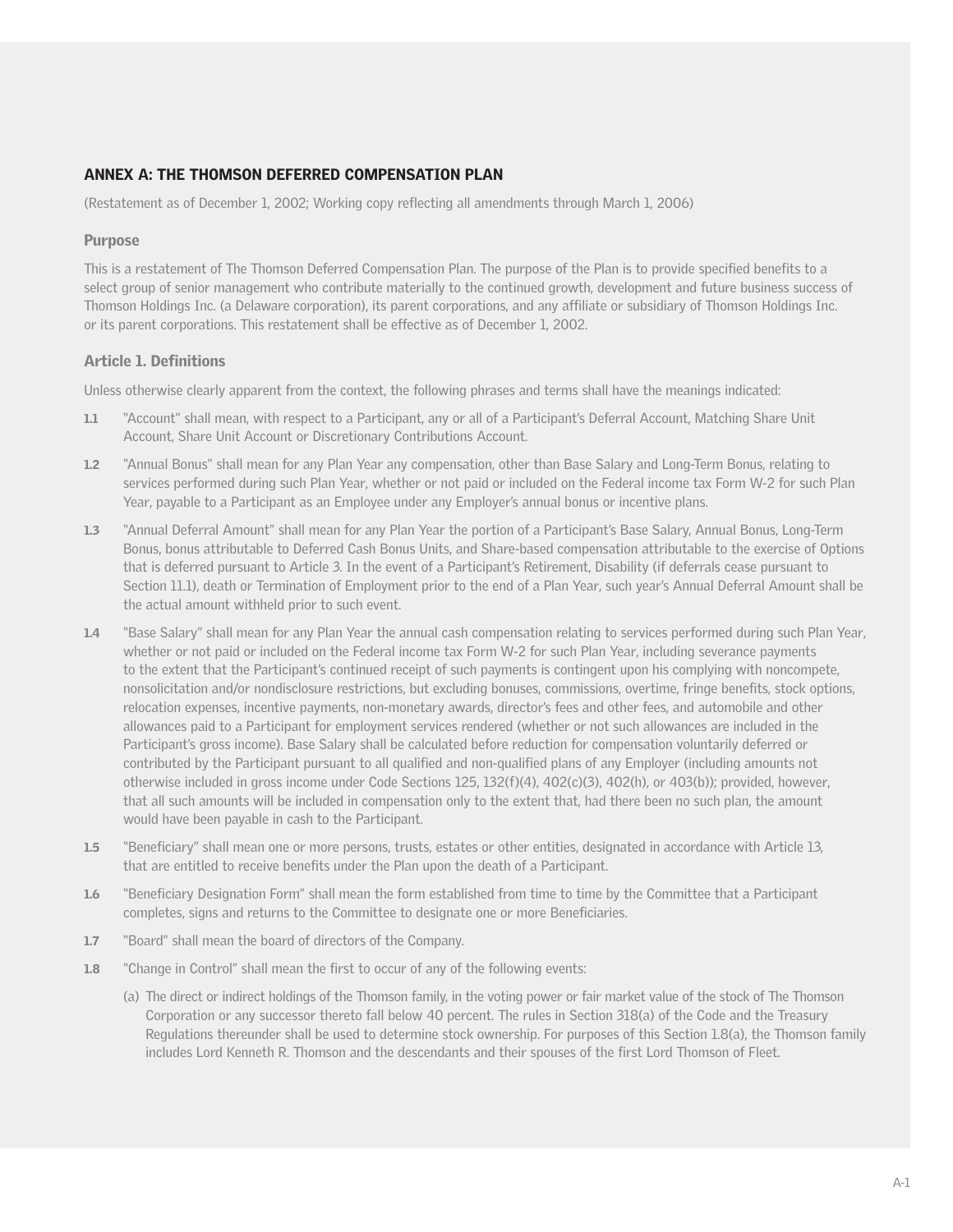## ANNEX A: THE THOMSON DEFERRED COMPENSATION PLAN

(Restatement as of December 1, 2002; Working copy reflecting all amendments through March 1, 2006)

### Purpose

This is a restatement of The Thomson Deferred Compensation Plan. The purpose of the Plan is to provide specified benefits to a select group of senior management who contribute materially to the continued growth, development and future business success of Thomson Holdings Inc. (a Delaware corporation), its parent corporations, and any affiliate or subsidiary of Thomson Holdings Inc. or its parent corporations. This restatement shall be effective as of December 1, 2002.

### Article 1. Definitions

Unless otherwise clearly apparent from the context, the following phrases and terms shall have the meanings indicated:

**1.1** "Account" shall mean, with respect to a Participant, any or all of a Participant's Deferral Account, Matching Share Unit Account, Share Unit Account or Discretionary Contributions Account.

**1.2** "Annual Bonus" shall mean for any Plan Year any compensation, other than Base Salary and Long-Term Bonus, relating to services performed during such Plan Year, whether or not paid or included on the Federal income tax Form W-2 for such Plan Year, payable to a Participant as an Employee under any Employer's annual bonus or incentive plans.

**1.3** "Annual Deferral Amount" shall mean for any Plan Year the portion of a Participant's Base Salary, Annual Bonus, Long-Term Bonus, bonus attributable to Deferred Cash Bonus Units, and Share-based compensation attributable to the exercise of Options that is deferred pursuant to Article 3. In the event of a Participant's Retirement, Disability (if deferrals cease pursuant to Section 11.1), death or Termination of Employment prior to the end of a Plan Year, such year's Annual Deferral Amount shall be the actual amount withheld prior to such event.

**1.4** "Base Salary" shall mean for any Plan Year the annual cash compensation relating to services performed during such Plan Year, whether or not paid or included on the Federal income tax Form W-2 for such Plan Year, including severance payments to the extent that the Participant's continued receipt of such payments is contingent upon his complying with noncompete, nonsolicitation and/or nondisclosure restrictions, but excluding bonuses, commissions, overtime, fringe benefits, stock options, relocation expenses, incentive payments, non-monetary awards, director's fees and other fees, and automobile and other allowances paid to a Participant for employment services rendered (whether or not such allowances are included in the Participant's gross income). Base Salary shall be calculated before reduction for compensation voluntarily deferred or contributed by the Participant pursuant to all qualified and non-qualified plans of any Employer (including amounts not otherwise included in gross income under Code Sections 125, 132(f)(4), 402(c)(3), 402(h), or 403(b)); provided, however, that all such amounts will be included in compensation only to the extent that, had there been no such plan, the amount would have been payable in cash to the Participant.

**1.5** "Beneficiary" shall mean one or more persons, trusts, estates or other entities, designated in accordance with Article 13, that are entitled to receive benefits under the Plan upon the death of a Participant.

**1.6** "Beneficiary Designation Form" shall mean the form established from time to time by the Committee that a Participant completes, signs and returns to the Committee to designate one or more Beneficiaries.

**1.7** "Board" shall mean the board of directors of the Company.

**1.8** "Change in Control" shall mean the first to occur of any of the following events:

(a) The direct or indirect holdings of the Thomson family, in the voting power or fair market value of the stock of The Thomson Corporation or any successor thereto fall below 40 percent. The rules in Section 318(a) of the Code and the Treasury Regulations thereunder shall be used to determine stock ownership. For purposes of this Section 1.8(a), the Thomson family includes Lord Kenneth R. Thomson and the descendants and their spouses of the first Lord Thomson of Fleet.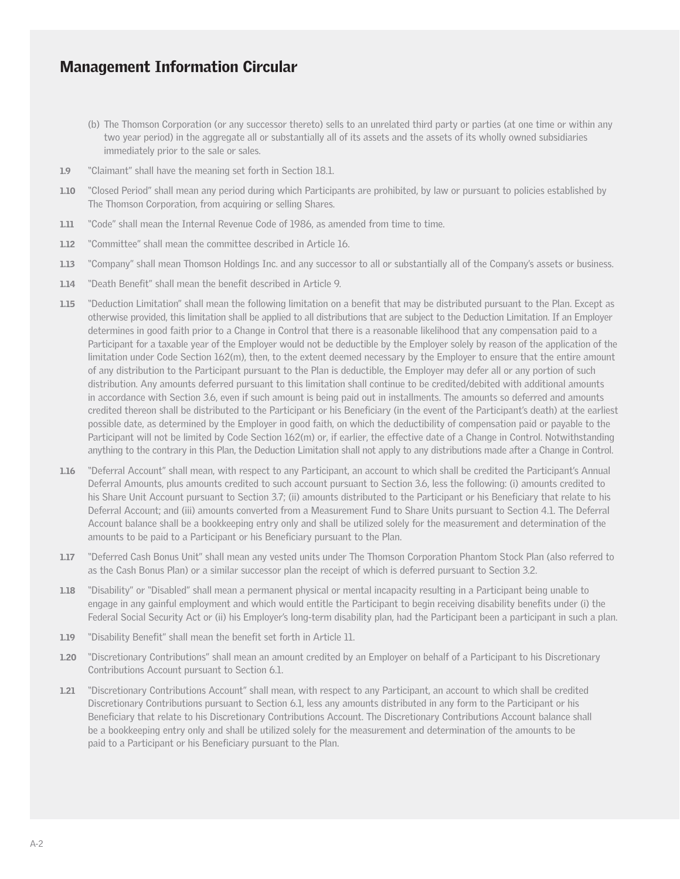(b) The Thomson Corporation (or any successor thereto) sells to an unrelated third party or parties (at one time or within any two year period) in the aggregate all or substantially all of its assets and the assets of its wholly owned subsidiaries immediately prior to the sale or sales.

**1.9** "Claimant" shall have the meaning set forth in Section 18.1.

**1.10** "Closed Period" shall mean any period during which Participants are prohibited, by law or pursuant to policies established by The Thomson Corporation, from acquiring or selling Shares.

**1.11** "Code" shall mean the Internal Revenue Code of 1986, as amended from time to time.

**1.12** "Committee" shall mean the committee described in Article 16.

**1.13** "Company" shall mean Thomson Holdings Inc. and any successor to all or substantially all of the Company's assets or business.

**1.14** "Death Benefit" shall mean the benefit described in Article 9.

**1.15** "Deduction Limitation" shall mean the following limitation on a benefit that may be distributed pursuant to the Plan. Except as otherwise provided, this limitation shall be applied to all distributions that are subject to the Deduction Limitation. If an Employer determines in good faith prior to a Change in Control that there is a reasonable likelihood that any compensation paid to a Participant for a taxable year of the Employer would not be deductible by the Employer solely by reason of the application of the limitation under Code Section 162(m), then, to the extent deemed necessary by the Employer to ensure that the entire amount of any distribution to the Participant pursuant to the Plan is deductible, the Employer may defer all or any portion of such distribution. Any amounts deferred pursuant to this limitation shall continue to be credited/debited with additional amounts in accordance with Section 3.6, even if such amount is being paid out in installments. The amounts so deferred and amounts credited thereon shall be distributed to the Participant or his Beneficiary (in the event of the Participant's death) at the earliest possible date, as determined by the Employer in good faith, on which the deductibility of compensation paid or payable to the Participant will not be limited by Code Section 162(m) or, if earlier, the effective date of a Change in Control. Notwithstanding anything to the contrary in this Plan, the Deduction Limitation shall not apply to any distributions made after a Change in Control.

**1.16** "Deferral Account" shall mean, with respect to any Participant, an account to which shall be credited the Participant's Annual Deferral Amounts, plus amounts credited to such account pursuant to Section 3.6, less the following: (i) amounts credited to his Share Unit Account pursuant to Section 3.7; (ii) amounts distributed to the Participant or his Beneficiary that relate to his Deferral Account; and (iii) amounts converted from a Measurement Fund to Share Units pursuant to Section 4.1. The Deferral Account balance shall be a bookkeeping entry only and shall be utilized solely for the measurement and determination of the amounts to be paid to a Participant or his Beneficiary pursuant to the Plan.

**1.17** "Deferred Cash Bonus Unit" shall mean any vested units under The Thomson Corporation Phantom Stock Plan (also referred to as the Cash Bonus Plan) or a similar successor plan the receipt of which is deferred pursuant to Section 3.2.

**1.18** "Disability" or "Disabled" shall mean a permanent physical or mental incapacity resulting in a Participant being unable to engage in any gainful employment and which would entitle the Participant to begin receiving disability benefits under (i) the Federal Social Security Act or (ii) his Employer's long-term disability plan, had the Participant been a participant in such a plan.

**1.19** "Disability Benefit" shall mean the benefit set forth in Article 11.

**1.20** "Discretionary Contributions" shall mean an amount credited by an Employer on behalf of a Participant to his Discretionary Contributions Account pursuant to Section 6.1.

**1.21** "Discretionary Contributions Account" shall mean, with respect to any Participant, an account to which shall be credited Discretionary Contributions pursuant to Section 6.1, less any amounts distributed in any form to the Participant or his Beneficiary that relate to his Discretionary Contributions Account. The Discretionary Contributions Account balance shall be a bookkeeping entry only and shall be utilized solely for the measurement and determination of the amounts to be paid to a Participant or his Beneficiary pursuant to the Plan.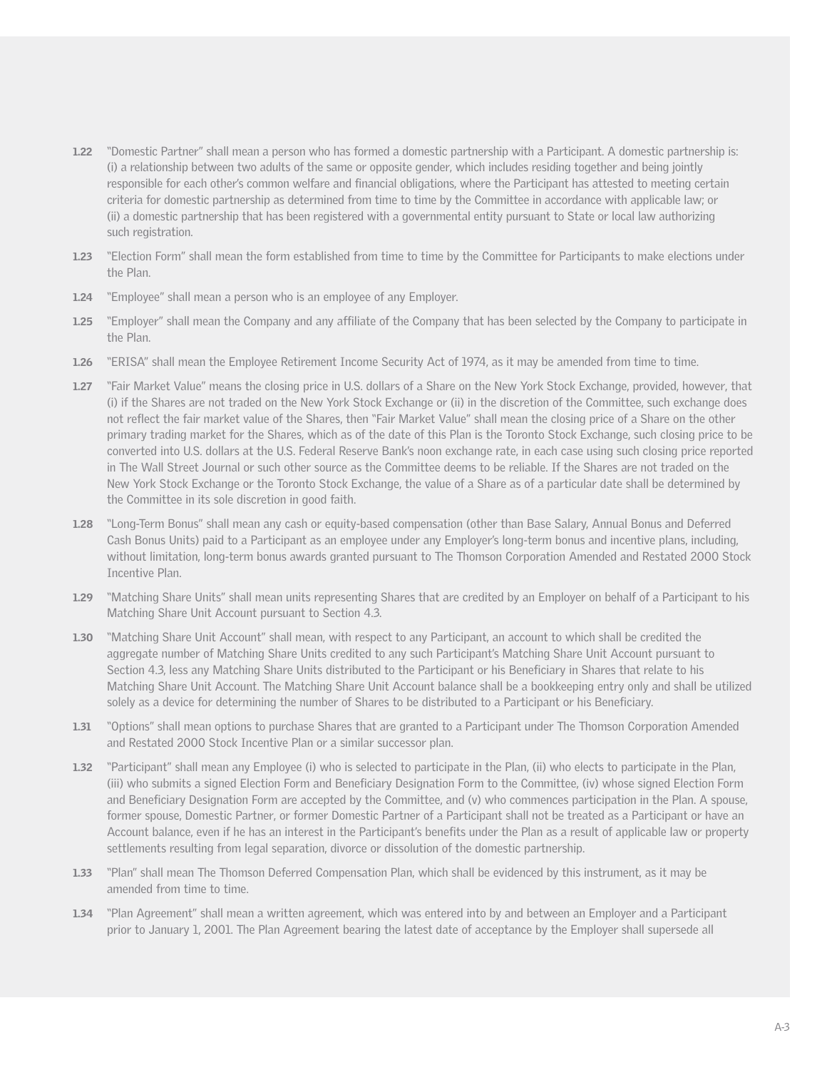**1.22** "Domestic Partner" shall mean a person who has formed a domestic partnership with a Participant. A domestic partnership is: (i) a relationship between two adults of the same or opposite gender, which includes residing together and being jointly responsible for each other's common welfare and financial obligations, where the Participant has attested to meeting certain criteria for domestic partnership as determined from time to time by the Committee in accordance with applicable law; or (ii) a domestic partnership that has been registered with a governmental entity pursuant to State or local law authorizing such registration.

**1.23** "Election Form" shall mean the form established from time to time by the Committee for Participants to make elections under the Plan.

**1.24** "Employee" shall mean a person who is an employee of any Employer.

**1.25** "Employer" shall mean the Company and any affiliate of the Company that has been selected by the Company to participate in the Plan.

**1.26** "ERISA" shall mean the Employee Retirement Income Security Act of 1974, as it may be amended from time to time.

**1.27** "Fair Market Value" means the closing price in U.S. dollars of a Share on the New York Stock Exchange, provided, however, that (i) if the Shares are not traded on the New York Stock Exchange or (ii) in the discretion of the Committee, such exchange does not reflect the fair market value of the Shares, then "Fair Market Value" shall mean the closing price of a Share on the other primary trading market for the Shares, which as of the date of this Plan is the Toronto Stock Exchange, such closing price to be converted into U.S. dollars at the U.S. Federal Reserve Bank's noon exchange rate, in each case using such closing price reported in The Wall Street Journal or such other source as the Committee deems to be reliable. If the Shares are not traded on the New York Stock Exchange or the Toronto Stock Exchange, the value of a Share as of a particular date shall be determined by the Committee in its sole discretion in good faith.

**1.28** "Long-Term Bonus" shall mean any cash or equity-based compensation (other than Base Salary, Annual Bonus and Deferred Cash Bonus Units) paid to a Participant as an employee under any Employer's long-term bonus and incentive plans, including, without limitation, long-term bonus awards granted pursuant to The Thomson Corporation Amended and Restated 2000 Stock Incentive Plan.

**1.29** "Matching Share Units" shall mean units representing Shares that are credited by an Employer on behalf of a Participant to his Matching Share Unit Account pursuant to Section 4.3.

**1.30** "Matching Share Unit Account" shall mean, with respect to any Participant, an account to which shall be credited the aggregate number of Matching Share Units credited to any such Participant's Matching Share Unit Account pursuant to Section 4.3, less any Matching Share Units distributed to the Participant or his Beneficiary in Shares that relate to his Matching Share Unit Account. The Matching Share Unit Account balance shall be a bookkeeping entry only and shall be utilized solely as a device for determining the number of Shares to be distributed to a Participant or his Beneficiary.

**1.31** "Options" shall mean options to purchase Shares that are granted to a Participant under The Thomson Corporation Amended and Restated 2000 Stock Incentive Plan or a similar successor plan.

**1.32** "Participant" shall mean any Employee (i) who is selected to participate in the Plan, (ii) who elects to participate in the Plan, (iii) who submits a signed Election Form and Beneficiary Designation Form to the Committee, (iv) whose signed Election Form and Beneficiary Designation Form are accepted by the Committee, and (v) who commences participation in the Plan. A spouse, former spouse, Domestic Partner, or former Domestic Partner of a Participant shall not be treated as a Participant or have an Account balance, even if he has an interest in the Participant's benefits under the Plan as a result of applicable law or property settlements resulting from legal separation, divorce or dissolution of the domestic partnership.

**1.33** "Plan" shall mean The Thomson Deferred Compensation Plan, which shall be evidenced by this instrument, as it may be amended from time to time.

**1.34** "Plan Agreement" shall mean a written agreement, which was entered into by and between an Employer and a Participant prior to January 1, 2001. The Plan Agreement bearing the latest date of acceptance by the Employer shall supersede all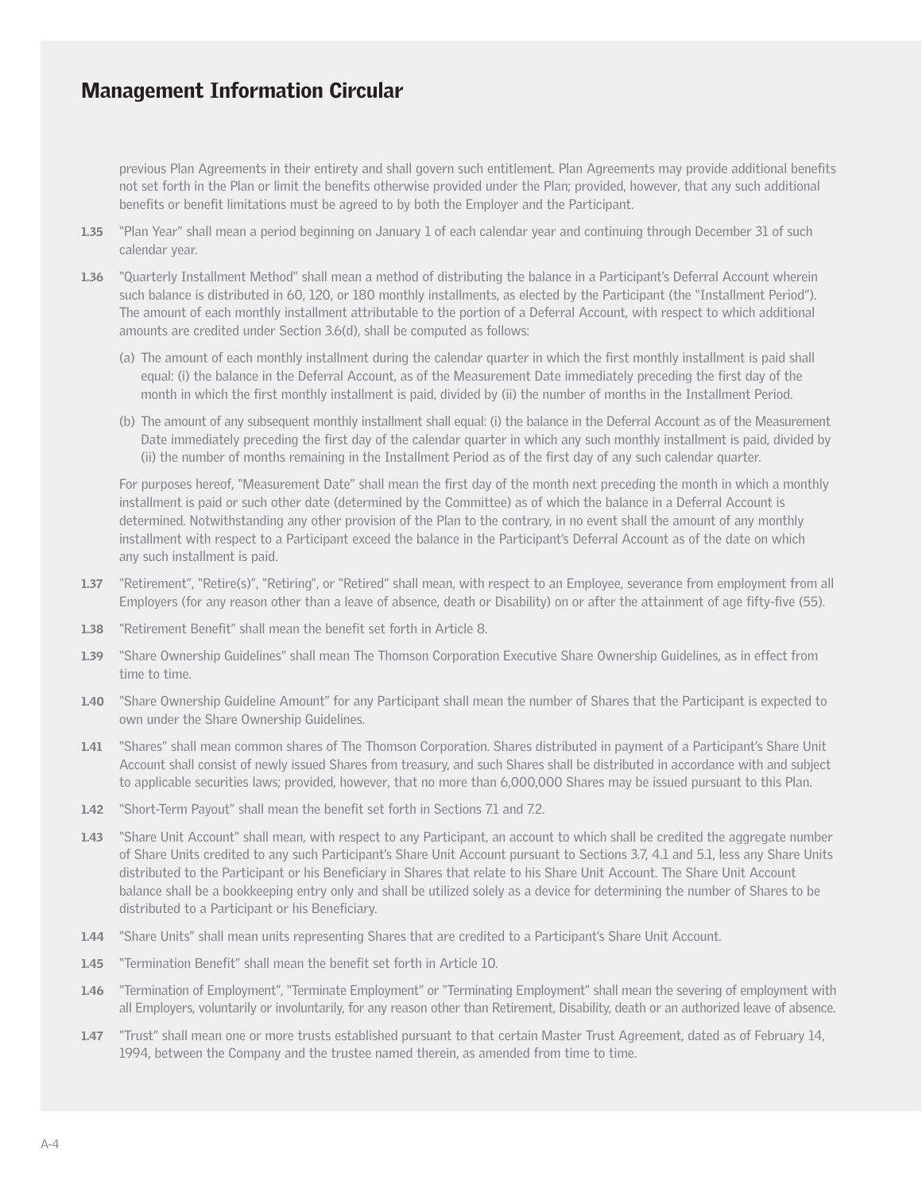previous Plan Agreements in their entirety and shall govern such entitlement. Plan Agreements may provide additional benefits not set forth in the Plan or limit the benefits otherwise provided under the Plan; provided, however, that any such additional benefits or benefit limitations must be agreed to by both the Employer and the Participant.

**1.35** "Plan Year" shall mean a period beginning on January 1 of each calendar year and continuing through December 31 of such calendar year.

**1.36** "Quarterly Installment Method" shall mean a method of distributing the balance in a Participant's Deferral Account wherein such balance is distributed in 60, 120, or 180 monthly installments, as elected by the Participant (the "Installment Period"). The amount of each monthly installment attributable to the portion of a Deferral Account, with respect to which additional amounts are credited under Section 3.6(d), shall be computed as follows:

(a) The amount of each monthly installment during the calendar quarter in which the first monthly installment is paid shall equal: (i) the balance in the Deferral Account, as of the Measurement Date immediately preceding the first day of the month in which the first monthly installment is paid, divided by (ii) the number of months in the Installment Period.

(b) The amount of any subsequent monthly installment shall equal: (i) the balance in the Deferral Account as of the Measurement Date immediately preceding the first day of the calendar quarter in which any such monthly installment is paid, divided by (ii) the number of months remaining in the Installment Period as of the first day of any such calendar quarter.

For purposes hereof, "Measurement Date" shall mean the first day of the month next preceding the month in which a monthly installment is paid or such other date (determined by the Committee) as of which the balance in a Deferral Account is determined. Notwithstanding any other provision of the Plan to the contrary, in no event shall the amount of any monthly installment with respect to a Participant exceed the balance in the Participant's Deferral Account as of the date on which any such installment is paid.

**1.37** "Retirement", "Retire(s)", "Retiring", or "Retired" shall mean, with respect to an Employee, severance from employment from all Employers (for any reason other than a leave of absence, death or Disability) on or after the attainment of age fifty-five (55).

**1.38** "Retirement Benefit" shall mean the benefit set forth in Article 8.

**1.39** "Share Ownership Guidelines" shall mean The Thomson Corporation Executive Share Ownership Guidelines, as in effect from time to time.

**1.40** "Share Ownership Guideline Amount" for any Participant shall mean the number of Shares that the Participant is expected to own under the Share Ownership Guidelines.

**1.41** "Shares" shall mean common shares of The Thomson Corporation. Shares distributed in payment of a Participant's Share Unit Account shall consist of newly issued Shares from treasury, and such Shares shall be distributed in accordance with and subject to applicable securities laws; provided, however, that no more than 6,000,000 Shares may be issued pursuant to this Plan.

**1.42** "Short-Term Payout" shall mean the benefit set forth in Sections 7.1 and 7.2.

**1.43** "Share Unit Account" shall mean, with respect to any Participant, an account to which shall be credited the aggregate number of Share Units credited to any such Participant's Share Unit Account pursuant to Sections 3.7, 4.1 and 5.1, less any Share Units distributed to the Participant or his Beneficiary in Shares that relate to his Share Unit Account. The Share Unit Account balance shall be a bookkeeping entry only and shall be utilized solely as a device for determining the number of Shares to be distributed to a Participant or his Beneficiary.

**1.44** "Share Units" shall mean units representing Shares that are credited to a Participant's Share Unit Account.

**1.45** "Termination Benefit" shall mean the benefit set forth in Article 10.

**1.46** "Termination of Employment", "Terminate Employment" or "Terminating Employment" shall mean the severing of employment with all Employers, voluntarily or involuntarily, for any reason other than Retirement, Disability, death or an authorized leave of absence.

**1.47** "Trust" shall mean one or more trusts established pursuant to that certain Master Trust Agreement, dated as of February 14, 1994, between the Company and the trustee named therein, as amended from time to time.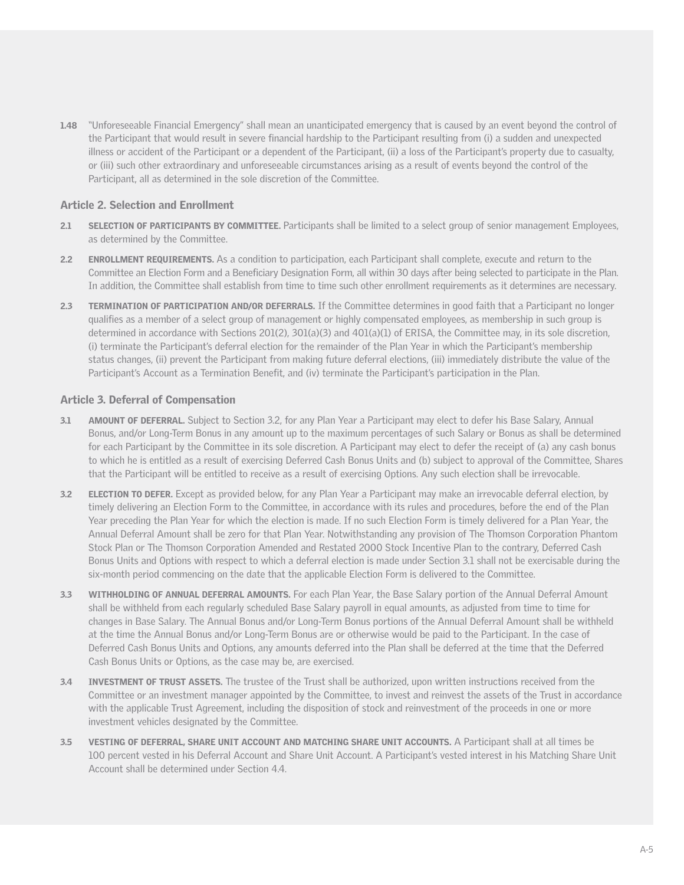**1.48** "Unforeseeable Financial Emergency" shall mean an unanticipated emergency that is caused by an event beyond the control of the Participant that would result in severe financial hardship to the Participant resulting from (i) a sudden and unexpected illness or accident of the Participant or a dependent of the Participant, (ii) a loss of the Participant's property due to casualty, or (iii) such other extraordinary and unforeseeable circumstances arising as a result of events beyond the control of the Participant, all as determined in the sole discretion of the Committee.

## Article 2. Selection and Enrollment

**2.1** **SELECTION OF PARTICIPANTS BY COMMITTEE.** Participants shall be limited to a select group of senior management Employees, as determined by the Committee.

**2.2** **ENROLLMENT REQUIREMENTS.** As a condition to participation, each Participant shall complete, execute and return to the Committee an Election Form and a Beneficiary Designation Form, all within 30 days after being selected to participate in the Plan. In addition, the Committee shall establish from time to time such other enrollment requirements as it determines are necessary.

**2.3** **TERMINATION OF PARTICIPATION AND/OR DEFERRALS.** If the Committee determines in good faith that a Participant no longer qualifies as a member of a select group of management or highly compensated employees, as membership in such group is determined in accordance with Sections 201(2), 301(a)(3) and 401(a)(1) of ERISA, the Committee may, in its sole discretion, (i) terminate the Participant's deferral election for the remainder of the Plan Year in which the Participant's membership status changes, (ii) prevent the Participant from making future deferral elections, (iii) immediately distribute the value of the Participant's Account as a Termination Benefit, and (iv) terminate the Participant's participation in the Plan.

## Article 3. Deferral of Compensation

**3.1** **AMOUNT OF DEFERRAL.** Subject to Section 3.2, for any Plan Year a Participant may elect to defer his Base Salary, Annual Bonus, and/or Long-Term Bonus in any amount up to the maximum percentages of such Salary or Bonus as shall be determined for each Participant by the Committee in its sole discretion. A Participant may elect to defer the receipt of (a) any cash bonus to which he is entitled as a result of exercising Deferred Cash Bonus Units and (b) subject to approval of the Committee, Shares that the Participant will be entitled to receive as a result of exercising Options. Any such election shall be irrevocable.

**3.2** **ELECTION TO DEFER.** Except as provided below, for any Plan Year a Participant may make an irrevocable deferral election, by timely delivering an Election Form to the Committee, in accordance with its rules and procedures, before the end of the Plan Year preceding the Plan Year for which the election is made. If no such Election Form is timely delivered for a Plan Year, the Annual Deferral Amount shall be zero for that Plan Year. Notwithstanding any provision of The Thomson Corporation Phantom Stock Plan or The Thomson Corporation Amended and Restated 2000 Stock Incentive Plan to the contrary, Deferred Cash Bonus Units and Options with respect to which a deferral election is made under Section 3.1 shall not be exercisable during the six-month period commencing on the date that the applicable Election Form is delivered to the Committee.

**3.3** **WITHHOLDING OF ANNUAL DEFERRAL AMOUNTS.** For each Plan Year, the Base Salary portion of the Annual Deferral Amount shall be withheld from each regularly scheduled Base Salary payroll in equal amounts, as adjusted from time to time for changes in Base Salary. The Annual Bonus and/or Long-Term Bonus portions of the Annual Deferral Amount shall be withheld at the time the Annual Bonus and/or Long-Term Bonus are or otherwise would be paid to the Participant. In the case of Deferred Cash Bonus Units and Options, any amounts deferred into the Plan shall be deferred at the time that the Deferred Cash Bonus Units or Options, as the case may be, are exercised.

**3.4** **INVESTMENT OF TRUST ASSETS.** The trustee of the Trust shall be authorized, upon written instructions received from the Committee or an investment manager appointed by the Committee, to invest and reinvest the assets of the Trust in accordance with the applicable Trust Agreement, including the disposition of stock and reinvestment of the proceeds in one or more investment vehicles designated by the Committee.

**3.5** **VESTING OF DEFERRAL, SHARE UNIT ACCOUNT AND MATCHING SHARE UNIT ACCOUNTS.** A Participant shall at all times be 100 percent vested in his Deferral Account and Share Unit Account. A Participant's vested interest in his Matching Share Unit Account shall be determined under Section 4.4.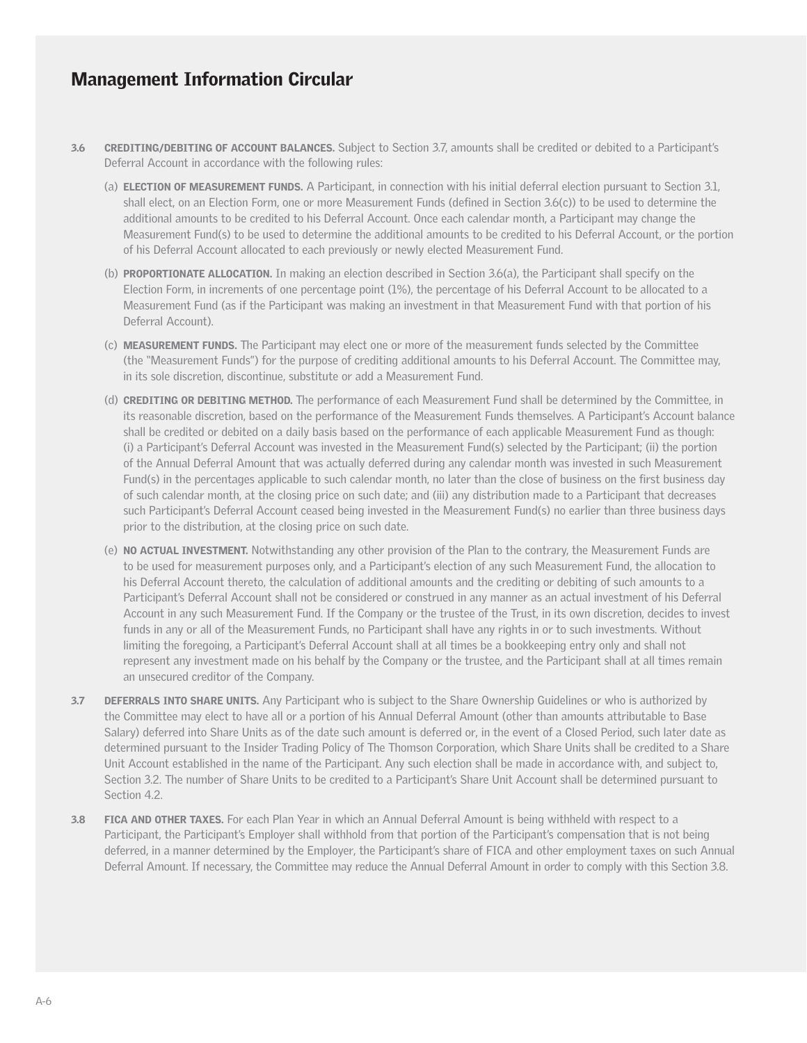## Management Information Circular

**3.6 CREDITING/DEBITING OF ACCOUNT BALANCES.** Subject to Section 3.7, amounts shall be credited or debited to a Participant's Deferral Account in accordance with the following rules:

(a) **ELECTION OF MEASUREMENT FUNDS.** A Participant, in connection with his initial deferral election pursuant to Section 3.1, shall elect, on an Election Form, one or more Measurement Funds (defined in Section 3.6(c)) to be used to determine the additional amounts to be credited to his Deferral Account. Once each calendar month, a Participant may change the Measurement Fund(s) to be used to determine the additional amounts to be credited to his Deferral Account, or the portion of his Deferral Account allocated to each previously or newly elected Measurement Fund.

(b) **PROPORTIONATE ALLOCATION.** In making an election described in Section 3.6(a), the Participant shall specify on the Election Form, in increments of one percentage point (1%), the percentage of his Deferral Account to be allocated to a Measurement Fund (as if the Participant was making an investment in that Measurement Fund with that portion of his Deferral Account).

(c) **MEASUREMENT FUNDS.** The Participant may elect one or more of the measurement funds selected by the Committee (the "Measurement Funds") for the purpose of crediting additional amounts to his Deferral Account. The Committee may, in its sole discretion, discontinue, substitute or add a Measurement Fund.

(d) **CREDITING OR DEBITING METHOD.** The performance of each Measurement Fund shall be determined by the Committee, in its reasonable discretion, based on the performance of the Measurement Funds themselves. A Participant's Account balance shall be credited or debited on a daily basis based on the performance of each applicable Measurement Fund as though: (i) a Participant's Deferral Account was invested in the Measurement Fund(s) selected by the Participant; (ii) the portion of the Annual Deferral Amount that was actually deferred during any calendar month was invested in such Measurement Fund(s) in the percentages applicable to such calendar month, no later than the close of business on the first business day of such calendar month, at the closing price on such date; and (iii) any distribution made to a Participant that decreases such Participant's Deferral Account ceased being invested in the Measurement Fund(s) no earlier than three business days prior to the distribution, at the closing price on such date.

(e) **NO ACTUAL INVESTMENT.** Notwithstanding any other provision of the Plan to the contrary, the Measurement Funds are to be used for measurement purposes only, and a Participant's election of any such Measurement Fund, the allocation to his Deferral Account thereto, the calculation of additional amounts and the crediting or debiting of such amounts to a Participant's Deferral Account shall not be considered or construed in any manner as an actual investment of his Deferral Account in any such Measurement Fund. If the Company or the trustee of the Trust, in its own discretion, decides to invest funds in any or all of the Measurement Funds, no Participant shall have any rights in or to such investments. Without limiting the foregoing, a Participant's Deferral Account shall at all times be a bookkeeping entry only and shall not represent any investment made on his behalf by the Company or the trustee, and the Participant shall at all times remain an unsecured creditor of the Company.

**3.7 DEFERRALS INTO SHARE UNITS.** Any Participant who is subject to the Share Ownership Guidelines or who is authorized by the Committee may elect to have all or a portion of his Annual Deferral Amount (other than amounts attributable to Base Salary) deferred into Share Units as of the date such amount is deferred or, in the event of a Closed Period, such later date as determined pursuant to the Insider Trading Policy of The Thomson Corporation, which Share Units shall be credited to a Share Unit Account established in the name of the Participant. Any such election shall be made in accordance with, and subject to, Section 3.2. The number of Share Units to be credited to a Participant's Share Unit Account shall be determined pursuant to Section 4.2.

**3.8 FICA AND OTHER TAXES.** For each Plan Year in which an Annual Deferral Amount is being withheld with respect to a Participant, the Participant's Employer shall withhold from that portion of the Participant's compensation that is not being deferred, in a manner determined by the Employer, the Participant's share of FICA and other employment taxes on such Annual Deferral Amount. If necessary, the Committee may reduce the Annual Deferral Amount in order to comply with this Section 3.8.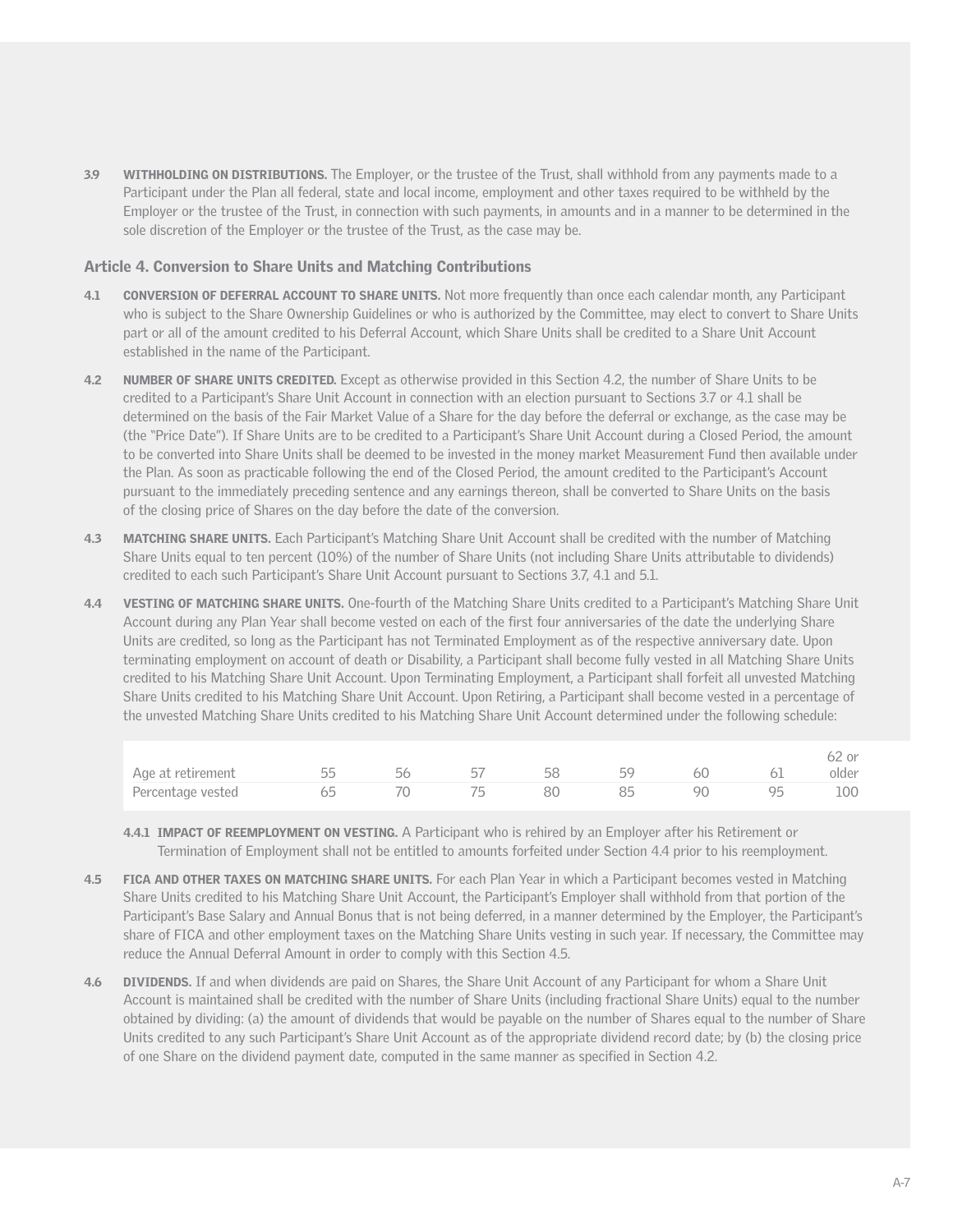**3.9 WITHHOLDING ON DISTRIBUTIONS.** The Employer, or the trustee of the Trust, shall withhold from any payments made to a Participant under the Plan all federal, state and local income, employment and other taxes required to be withheld by the Employer or the trustee of the Trust, in connection with such payments, in amounts and in a manner to be determined in the sole discretion of the Employer or the trustee of the Trust, as the case may be.

## Article 4. Conversion to Share Units and Matching Contributions

**4.1 CONVERSION OF DEFERRAL ACCOUNT TO SHARE UNITS.** Not more frequently than once each calendar month, any Participant who is subject to the Share Ownership Guidelines or who is authorized by the Committee, may elect to convert to Share Units part or all of the amount credited to his Deferral Account, which Share Units shall be credited to a Share Unit Account established in the name of the Participant.

**4.2 NUMBER OF SHARE UNITS CREDITED.** Except as otherwise provided in this Section 4.2, the number of Share Units to be credited to a Participant's Share Unit Account in connection with an election pursuant to Sections 3.7 or 4.1 shall be determined on the basis of the Fair Market Value of a Share for the day before the deferral or exchange, as the case may be (the "Price Date"). If Share Units are to be credited to a Participant's Share Unit Account during a Closed Period, the amount to be converted into Share Units shall be deemed to be invested in the money market Measurement Fund then available under the Plan. As soon as practicable following the end of the Closed Period, the amount credited to the Participant's Account pursuant to the immediately preceding sentence and any earnings thereon, shall be converted to Share Units on the basis of the closing price of Shares on the day before the date of the conversion.

**4.3 MATCHING SHARE UNITS.** Each Participant's Matching Share Unit Account shall be credited with the number of Matching Share Units equal to ten percent (10%) of the number of Share Units (not including Share Units attributable to dividends) credited to each such Participant's Share Unit Account pursuant to Sections 3.7, 4.1 and 5.1.

**4.4 VESTING OF MATCHING SHARE UNITS.** One-fourth of the Matching Share Units credited to a Participant's Matching Share Unit Account during any Plan Year shall become vested on each of the first four anniversaries of the date the underlying Share Units are credited, so long as the Participant has not Terminated Employment as of the respective anniversary date. Upon terminating employment on account of death or Disability, a Participant shall become fully vested in all Matching Share Units credited to his Matching Share Unit Account. Upon Terminating Employment, a Participant shall forfeit all unvested Matching Share Units credited to his Matching Share Unit Account. Upon Retiring, a Participant shall become vested in a percentage of the unvested Matching Share Units credited to his Matching Share Unit Account determined under the following schedule:

| Age at retirement | 55 | 56 | 57 | 58 | 59 | 60 | 61 | 62 or older |
|---|---|---|---|---|---|---|---|---|
| Percentage vested | 65 | 70 | 75 | 80 | 85 | 90 | 95 | 100 |

**4.4.1 IMPACT OF REEMPLOYMENT ON VESTING.** A Participant who is rehired by an Employer after his Retirement or Termination of Employment shall not be entitled to amounts forfeited under Section 4.4 prior to his reemployment.

**4.5 FICA AND OTHER TAXES ON MATCHING SHARE UNITS.** For each Plan Year in which a Participant becomes vested in Matching Share Units credited to his Matching Share Unit Account, the Participant's Employer shall withhold from that portion of the Participant's Base Salary and Annual Bonus that is not being deferred, in a manner determined by the Employer, the Participant's share of FICA and other employment taxes on the Matching Share Units vesting in such year. If necessary, the Committee may reduce the Annual Deferral Amount in order to comply with this Section 4.5.

**4.6 DIVIDENDS.** If and when dividends are paid on Shares, the Share Unit Account of any Participant for whom a Share Unit Account is maintained shall be credited with the number of Share Units (including fractional Share Units) equal to the number obtained by dividing: (a) the amount of dividends that would be payable on the number of Shares equal to the number of Share Units credited to any such Participant's Share Unit Account as of the appropriate dividend record date; by (b) the closing price of one Share on the dividend payment date, computed in the same manner as specified in Section 4.2.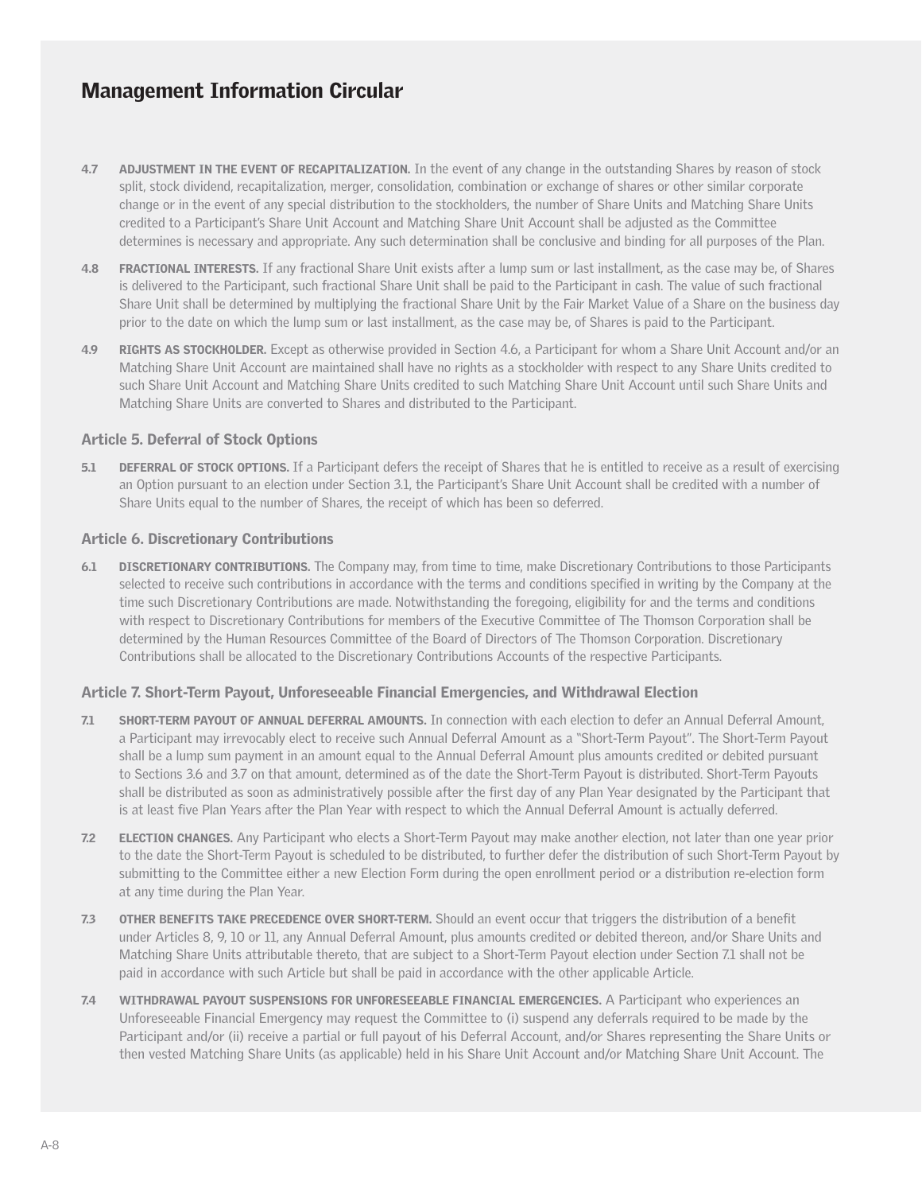**4.7 ADJUSTMENT IN THE EVENT OF RECAPITALIZATION.** In the event of any change in the outstanding Shares by reason of stock split, stock dividend, recapitalization, merger, consolidation, combination or exchange of shares or other similar corporate change or in the event of any special distribution to the stockholders, the number of Share Units and Matching Share Units credited to a Participant's Share Unit Account and Matching Share Unit Account shall be adjusted as the Committee determines is necessary and appropriate. Any such determination shall be conclusive and binding for all purposes of the Plan.

**4.8 FRACTIONAL INTERESTS.** If any fractional Share Unit exists after a lump sum or last installment, as the case may be, of Shares is delivered to the Participant, such fractional Share Unit shall be paid to the Participant in cash. The value of such fractional Share Unit shall be determined by multiplying the fractional Share Unit by the Fair Market Value of a Share on the business day prior to the date on which the lump sum or last installment, as the case may be, of Shares is paid to the Participant.

**4.9 RIGHTS AS STOCKHOLDER.** Except as otherwise provided in Section 4.6, a Participant for whom a Share Unit Account and/or an Matching Share Unit Account are maintained shall have no rights as a stockholder with respect to any Share Units credited to such Share Unit Account and Matching Share Units credited to such Matching Share Unit Account until such Share Units and Matching Share Units are converted to Shares and distributed to the Participant.

### Article 5. Deferral of Stock Options

**5.1 DEFERRAL OF STOCK OPTIONS.** If a Participant defers the receipt of Shares that he is entitled to receive as a result of exercising an Option pursuant to an election under Section 3.1, the Participant's Share Unit Account shall be credited with a number of Share Units equal to the number of Shares, the receipt of which has been so deferred.

### Article 6. Discretionary Contributions

**6.1 DISCRETIONARY CONTRIBUTIONS.** The Company may, from time to time, make Discretionary Contributions to those Participants selected to receive such contributions in accordance with the terms and conditions specified in writing by the Company at the time such Discretionary Contributions are made. Notwithstanding the foregoing, eligibility for and the terms and conditions with respect to Discretionary Contributions for members of the Executive Committee of The Thomson Corporation shall be determined by the Human Resources Committee of the Board of Directors of The Thomson Corporation. Discretionary Contributions shall be allocated to the Discretionary Contributions Accounts of the respective Participants.

### Article 7. Short-Term Payout, Unforeseeable Financial Emergencies, and Withdrawal Election

**7.1 SHORT-TERM PAYOUT OF ANNUAL DEFERRAL AMOUNTS.** In connection with each election to defer an Annual Deferral Amount, a Participant may irrevocably elect to receive such Annual Deferral Amount as a "Short-Term Payout". The Short-Term Payout shall be a lump sum payment in an amount equal to the Annual Deferral Amount plus amounts credited or debited pursuant to Sections 3.6 and 3.7 on that amount, determined as of the date the Short-Term Payout is distributed. Short-Term Payouts shall be distributed as soon as administratively possible after the first day of any Plan Year designated by the Participant that is at least five Plan Years after the Plan Year with respect to which the Annual Deferral Amount is actually deferred.

**7.2 ELECTION CHANGES.** Any Participant who elects a Short-Term Payout may make another election, not later than one year prior to the date the Short-Term Payout is scheduled to be distributed, to further defer the distribution of such Short-Term Payout by submitting to the Committee either a new Election Form during the open enrollment period or a distribution re-election form at any time during the Plan Year.

**7.3 OTHER BENEFITS TAKE PRECEDENCE OVER SHORT-TERM.** Should an event occur that triggers the distribution of a benefit under Articles 8, 9, 10 or 11, any Annual Deferral Amount, plus amounts credited or debited thereon, and/or Share Units and Matching Share Units attributable thereto, that are subject to a Short-Term Payout election under Section 7.1 shall not be paid in accordance with such Article but shall be paid in accordance with the other applicable Article.

**7.4 WITHDRAWAL PAYOUT SUSPENSIONS FOR UNFORESEEABLE FINANCIAL EMERGENCIES.** A Participant who experiences an Unforeseeable Financial Emergency may request the Committee to (i) suspend any deferrals required to be made by the Participant and/or (ii) receive a partial or full payout of his Deferral Account, and/or Shares representing the Share Units or then vested Matching Share Units (as applicable) held in his Share Unit Account and/or Matching Share Unit Account. The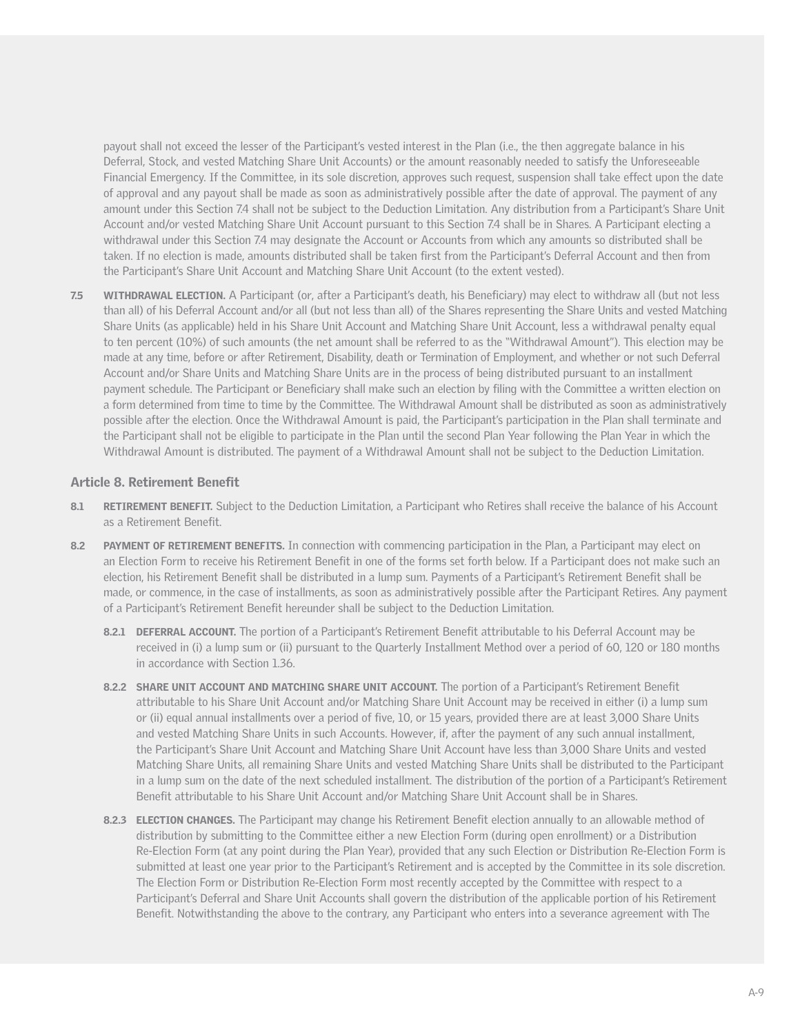payout shall not exceed the lesser of the Participant's vested interest in the Plan (i.e., the then aggregate balance in his Deferral, Stock, and vested Matching Share Unit Accounts) or the amount reasonably needed to satisfy the Unforeseeable Financial Emergency. If the Committee, in its sole discretion, approves such request, suspension shall take effect upon the date of approval and any payout shall be made as soon as administratively possible after the date of approval. The payment of any amount under this Section 7.4 shall not be subject to the Deduction Limitation. Any distribution from a Participant's Share Unit Account and/or vested Matching Share Unit Account pursuant to this Section 7.4 shall be in Shares. A Participant electing a withdrawal under this Section 7.4 may designate the Account or Accounts from which any amounts so distributed shall be taken. If no election is made, amounts distributed shall be taken first from the Participant's Deferral Account and then from the Participant's Share Unit Account and Matching Share Unit Account (to the extent vested).

**7.5 WITHDRAWAL ELECTION.** A Participant (or, after a Participant's death, his Beneficiary) may elect to withdraw all (but not less than all) of his Deferral Account and/or all (but not less than all) of the Shares representing the Share Units and vested Matching Share Units (as applicable) held in his Share Unit Account and Matching Share Unit Account, less a withdrawal penalty equal to ten percent (10%) of such amounts (the net amount shall be referred to as the "Withdrawal Amount"). This election may be made at any time, before or after Retirement, Disability, death or Termination of Employment, and whether or not such Deferral Account and/or Share Units and Matching Share Units are in the process of being distributed pursuant to an installment payment schedule. The Participant or Beneficiary shall make such an election by filing with the Committee a written election on a form determined from time to time by the Committee. The Withdrawal Amount shall be distributed as soon as administratively possible after the election. Once the Withdrawal Amount is paid, the Participant's participation in the Plan shall terminate and the Participant shall not be eligible to participate in the Plan until the second Plan Year following the Plan Year in which the Withdrawal Amount is distributed. The payment of a Withdrawal Amount shall not be subject to the Deduction Limitation.

## Article 8. Retirement Benefit

**8.1 RETIREMENT BENEFIT.** Subject to the Deduction Limitation, a Participant who Retires shall receive the balance of his Account as a Retirement Benefit.

**8.2 PAYMENT OF RETIREMENT BENEFITS.** In connection with commencing participation in the Plan, a Participant may elect on an Election Form to receive his Retirement Benefit in one of the forms set forth below. If a Participant does not make such an election, his Retirement Benefit shall be distributed in a lump sum. Payments of a Participant's Retirement Benefit shall be made, or commence, in the case of installments, as soon as administratively possible after the Participant Retires. Any payment of a Participant's Retirement Benefit hereunder shall be subject to the Deduction Limitation.

**8.2.1 DEFERRAL ACCOUNT.** The portion of a Participant's Retirement Benefit attributable to his Deferral Account may be received in (i) a lump sum or (ii) pursuant to the Quarterly Installment Method over a period of 60, 120 or 180 months in accordance with Section 1.36.

**8.2.2 SHARE UNIT ACCOUNT AND MATCHING SHARE UNIT ACCOUNT.** The portion of a Participant's Retirement Benefit attributable to his Share Unit Account and/or Matching Share Unit Account may be received in either (i) a lump sum or (ii) equal annual installments over a period of five, 10, or 15 years, provided there are at least 3,000 Share Units and vested Matching Share Units in such Accounts. However, if, after the payment of any such annual installment, the Participant's Share Unit Account and Matching Share Unit Account have less than 3,000 Share Units and vested Matching Share Units, all remaining Share Units and vested Matching Share Units shall be distributed to the Participant in a lump sum on the date of the next scheduled installment. The distribution of the portion of a Participant's Retirement Benefit attributable to his Share Unit Account and/or Matching Share Unit Account shall be in Shares.

**8.2.3 ELECTION CHANGES.** The Participant may change his Retirement Benefit election annually to an allowable method of distribution by submitting to the Committee either a new Election Form (during open enrollment) or a Distribution Re-Election Form (at any point during the Plan Year), provided that any such Election or Distribution Re-Election Form is submitted at least one year prior to the Participant's Retirement and is accepted by the Committee in its sole discretion. The Election Form or Distribution Re-Election Form most recently accepted by the Committee with respect to a Participant's Deferral and Share Unit Accounts shall govern the distribution of the applicable portion of his Retirement Benefit. Notwithstanding the above to the contrary, any Participant who enters into a severance agreement with The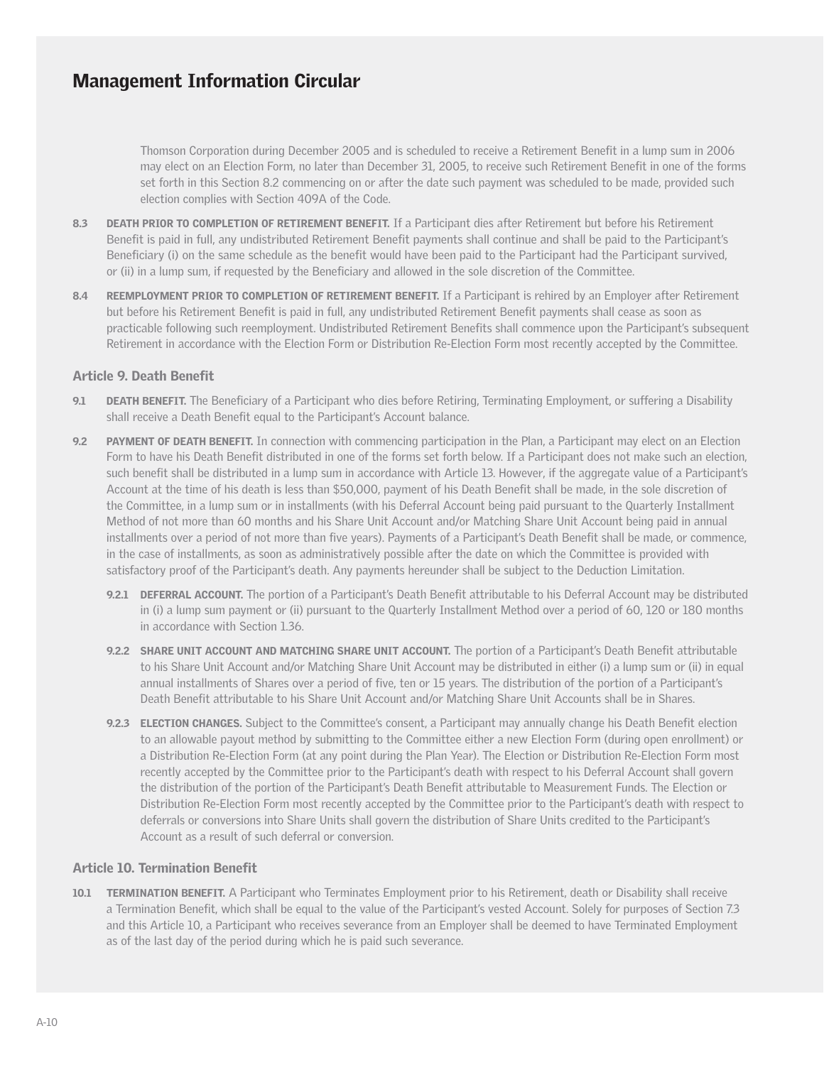Thomson Corporation during December 2005 and is scheduled to receive a Retirement Benefit in a lump sum in 2006 may elect on an Election Form, no later than December 31, 2005, to receive such Retirement Benefit in one of the forms set forth in this Section 8.2 commencing on or after the date such payment was scheduled to be made, provided such election complies with Section 409A of the Code.

**8.3 DEATH PRIOR TO COMPLETION OF RETIREMENT BENEFIT.** If a Participant dies after Retirement but before his Retirement Benefit is paid in full, any undistributed Retirement Benefit payments shall continue and shall be paid to the Participant's Beneficiary (i) on the same schedule as the benefit would have been paid to the Participant had the Participant survived, or (ii) in a lump sum, if requested by the Beneficiary and allowed in the sole discretion of the Committee.

**8.4 REEMPLOYMENT PRIOR TO COMPLETION OF RETIREMENT BENEFIT.** If a Participant is rehired by an Employer after Retirement but before his Retirement Benefit is paid in full, any undistributed Retirement Benefit payments shall cease as soon as practicable following such reemployment. Undistributed Retirement Benefits shall commence upon the Participant's subsequent Retirement in accordance with the Election Form or Distribution Re-Election Form most recently accepted by the Committee.

## Article 9. Death Benefit

**9.1 DEATH BENEFIT.** The Beneficiary of a Participant who dies before Retiring, Terminating Employment, or suffering a Disability shall receive a Death Benefit equal to the Participant's Account balance.

**9.2 PAYMENT OF DEATH BENEFIT.** In connection with commencing participation in the Plan, a Participant may elect on an Election Form to have his Death Benefit distributed in one of the forms set forth below. If a Participant does not make such an election, such benefit shall be distributed in a lump sum in accordance with Article 13. However, if the aggregate value of a Participant's Account at the time of his death is less than $50,000, payment of his Death Benefit shall be made, in the sole discretion of the Committee, in a lump sum or in installments (with his Deferral Account being paid pursuant to the Quarterly Installment Method of not more than 60 months and his Share Unit Account and/or Matching Share Unit Account being paid in annual installments over a period of not more than five years). Payments of a Participant's Death Benefit shall be made, or commence, in the case of installments, as soon as administratively possible after the date on which the Committee is provided with satisfactory proof of the Participant's death. Any payments hereunder shall be subject to the Deduction Limitation.

**9.2.1 DEFERRAL ACCOUNT.** The portion of a Participant's Death Benefit attributable to his Deferral Account may be distributed in (i) a lump sum payment or (ii) pursuant to the Quarterly Installment Method over a period of 60, 120 or 180 months in accordance with Section 1.36.

**9.2.2 SHARE UNIT ACCOUNT AND MATCHING SHARE UNIT ACCOUNT.** The portion of a Participant's Death Benefit attributable to his Share Unit Account and/or Matching Share Unit Account may be distributed in either (i) a lump sum or (ii) in equal annual installments of Shares over a period of five, ten or 15 years. The distribution of the portion of a Participant's Death Benefit attributable to his Share Unit Account and/or Matching Share Unit Accounts shall be in Shares.

**9.2.3 ELECTION CHANGES.** Subject to the Committee's consent, a Participant may annually change his Death Benefit election to an allowable payout method by submitting to the Committee either a new Election Form (during open enrollment) or a Distribution Re-Election Form (at any point during the Plan Year). The Election or Distribution Re-Election Form most recently accepted by the Committee prior to the Participant's death with respect to his Deferral Account shall govern the distribution of the portion of the Participant's Death Benefit attributable to Measurement Funds. The Election or Distribution Re-Election Form most recently accepted by the Committee prior to the Participant's death with respect to deferrals or conversions into Share Units shall govern the distribution of Share Units credited to the Participant's Account as a result of such deferral or conversion.

## Article 10. Termination Benefit

**10.1 TERMINATION BENEFIT.** A Participant who Terminates Employment prior to his Retirement, death or Disability shall receive a Termination Benefit, which shall be equal to the value of the Participant's vested Account. Solely for purposes of Section 7.3 and this Article 10, a Participant who receives severance from an Employer shall be deemed to have Terminated Employment as of the last day of the period during which he is paid such severance.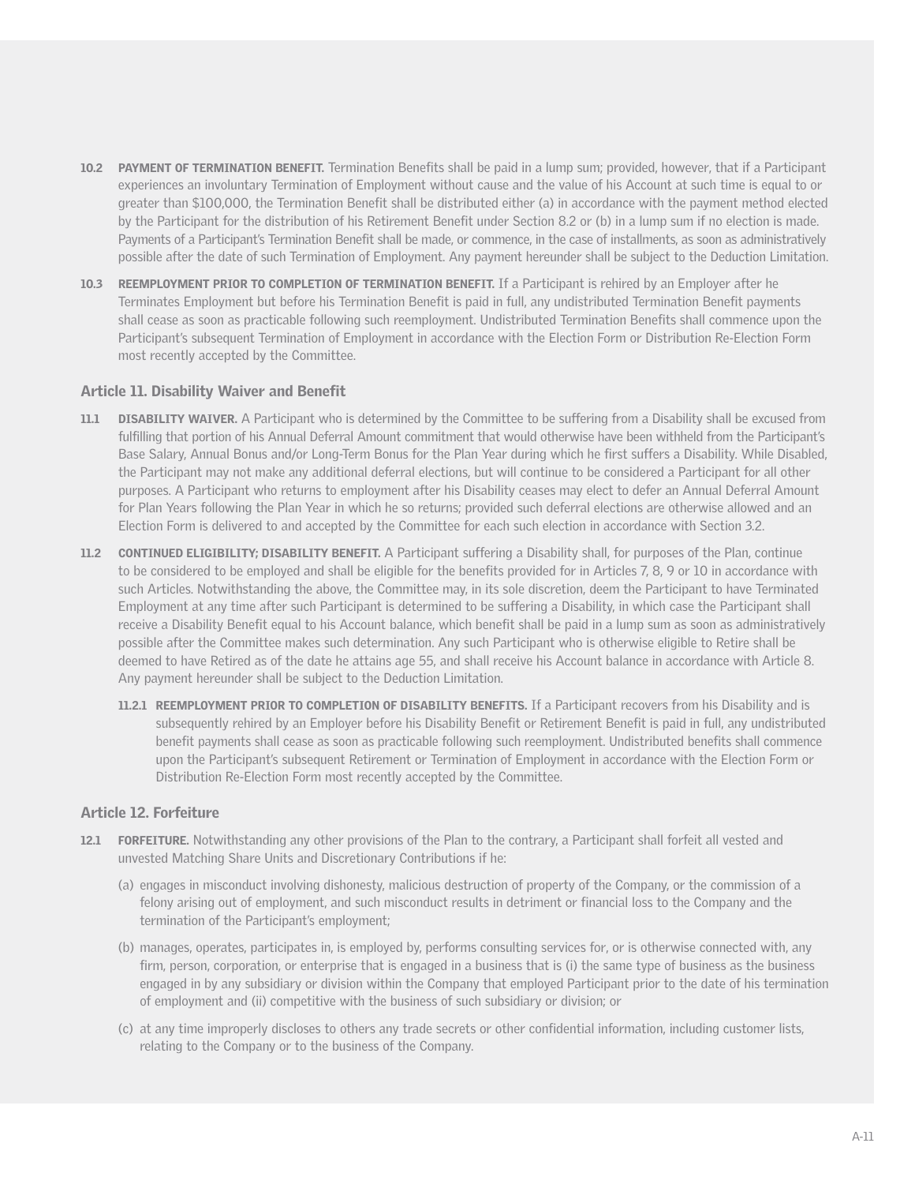**10.2 PAYMENT OF TERMINATION BENEFIT.** Termination Benefits shall be paid in a lump sum; provided, however, that if a Participant experiences an involuntary Termination of Employment without cause and the value of his Account at such time is equal to or greater than $100,000, the Termination Benefit shall be distributed either (a) in accordance with the payment method elected by the Participant for the distribution of his Retirement Benefit under Section 8.2 or (b) in a lump sum if no election is made. Payments of a Participant's Termination Benefit shall be made, or commence, in the case of installments, as soon as administratively possible after the date of such Termination of Employment. Any payment hereunder shall be subject to the Deduction Limitation.

**10.3 REEMPLOYMENT PRIOR TO COMPLETION OF TERMINATION BENEFIT.** If a Participant is rehired by an Employer after he Terminates Employment but before his Termination Benefit is paid in full, any undistributed Termination Benefit payments shall cease as soon as practicable following such reemployment. Undistributed Termination Benefits shall commence upon the Participant's subsequent Termination of Employment in accordance with the Election Form or Distribution Re-Election Form most recently accepted by the Committee.

### Article 11. Disability Waiver and Benefit

**11.1 DISABILITY WAIVER.** A Participant who is determined by the Committee to be suffering from a Disability shall be excused from fulfilling that portion of his Annual Deferral Amount commitment that would otherwise have been withheld from the Participant's Base Salary, Annual Bonus and/or Long-Term Bonus for the Plan Year during which he first suffers a Disability. While Disabled, the Participant may not make any additional deferral elections, but will continue to be considered a Participant for all other purposes. A Participant who returns to employment after his Disability ceases may elect to defer an Annual Deferral Amount for Plan Years following the Plan Year in which he so returns; provided such deferral elections are otherwise allowed and an Election Form is delivered to and accepted by the Committee for each such election in accordance with Section 3.2.

**11.2 CONTINUED ELIGIBILITY; DISABILITY BENEFIT.** A Participant suffering a Disability shall, for purposes of the Plan, continue to be considered to be employed and shall be eligible for the benefits provided for in Articles 7, 8, 9 or 10 in accordance with such Articles. Notwithstanding the above, the Committee may, in its sole discretion, deem the Participant to have Terminated Employment at any time after such Participant is determined to be suffering a Disability, in which case the Participant shall receive a Disability Benefit equal to his Account balance, which benefit shall be paid in a lump sum as soon as administratively possible after the Committee makes such determination. Any such Participant who is otherwise eligible to Retire shall be deemed to have Retired as of the date he attains age 55, and shall receive his Account balance in accordance with Article 8. Any payment hereunder shall be subject to the Deduction Limitation.

**11.2.1 REEMPLOYMENT PRIOR TO COMPLETION OF DISABILITY BENEFITS.** If a Participant recovers from his Disability and is subsequently rehired by an Employer before his Disability Benefit or Retirement Benefit is paid in full, any undistributed benefit payments shall cease as soon as practicable following such reemployment. Undistributed benefits shall commence upon the Participant's subsequent Retirement or Termination of Employment in accordance with the Election Form or Distribution Re-Election Form most recently accepted by the Committee.

### Article 12. Forfeiture

**12.1 FORFEITURE.** Notwithstanding any other provisions of the Plan to the contrary, a Participant shall forfeit all vested and unvested Matching Share Units and Discretionary Contributions if he:

(a) engages in misconduct involving dishonesty, malicious destruction of property of the Company, or the commission of a felony arising out of employment, and such misconduct results in detriment or financial loss to the Company and the termination of the Participant's employment;

(b) manages, operates, participates in, is employed by, performs consulting services for, or is otherwise connected with, any firm, person, corporation, or enterprise that is engaged in a business that is (i) the same type of business as the business engaged in by any subsidiary or division within the Company that employed Participant prior to the date of his termination of employment and (ii) competitive with the business of such subsidiary or division; or

(c) at any time improperly discloses to others any trade secrets or other confidential information, including customer lists, relating to the Company or to the business of the Company.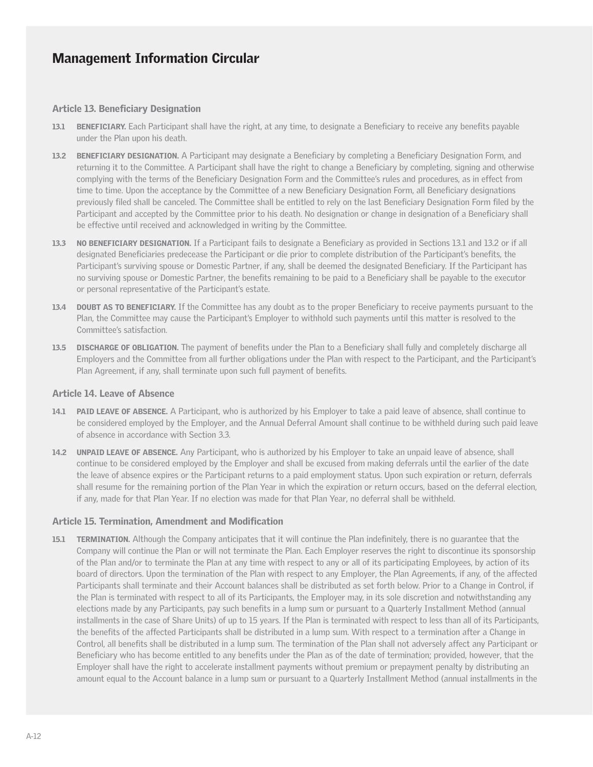### Article 13. Beneficiary Designation

**13.1 BENEFICIARY.** Each Participant shall have the right, at any time, to designate a Beneficiary to receive any benefits payable under the Plan upon his death.

**13.2 BENEFICIARY DESIGNATION.** A Participant may designate a Beneficiary by completing a Beneficiary Designation Form, and returning it to the Committee. A Participant shall have the right to change a Beneficiary by completing, signing and otherwise complying with the terms of the Beneficiary Designation Form and the Committee's rules and procedures, as in effect from time to time. Upon the acceptance by the Committee of a new Beneficiary Designation Form, all Beneficiary designations previously filed shall be canceled. The Committee shall be entitled to rely on the last Beneficiary Designation Form filed by the Participant and accepted by the Committee prior to his death. No designation or change in designation of a Beneficiary shall be effective until received and acknowledged in writing by the Committee.

**13.3 NO BENEFICIARY DESIGNATION.** If a Participant fails to designate a Beneficiary as provided in Sections 13.1 and 13.2 or if all designated Beneficiaries predecease the Participant or die prior to complete distribution of the Participant's benefits, the Participant's surviving spouse or Domestic Partner, if any, shall be deemed the designated Beneficiary. If the Participant has no surviving spouse or Domestic Partner, the benefits remaining to be paid to a Beneficiary shall be payable to the executor or personal representative of the Participant's estate.

**13.4 DOUBT AS TO BENEFICIARY.** If the Committee has any doubt as to the proper Beneficiary to receive payments pursuant to the Plan, the Committee may cause the Participant's Employer to withhold such payments until this matter is resolved to the Committee's satisfaction.

**13.5 DISCHARGE OF OBLIGATION.** The payment of benefits under the Plan to a Beneficiary shall fully and completely discharge all Employers and the Committee from all further obligations under the Plan with respect to the Participant, and the Participant's Plan Agreement, if any, shall terminate upon such full payment of benefits.

### Article 14. Leave of Absence

**14.1 PAID LEAVE OF ABSENCE.** A Participant, who is authorized by his Employer to take a paid leave of absence, shall continue to be considered employed by the Employer, and the Annual Deferral Amount shall continue to be withheld during such paid leave of absence in accordance with Section 3.3.

**14.2 UNPAID LEAVE OF ABSENCE.** Any Participant, who is authorized by his Employer to take an unpaid leave of absence, shall continue to be considered employed by the Employer and shall be excused from making deferrals until the earlier of the date the leave of absence expires or the Participant returns to a paid employment status. Upon such expiration or return, deferrals shall resume for the remaining portion of the Plan Year in which the expiration or return occurs, based on the deferral election, if any, made for that Plan Year. If no election was made for that Plan Year, no deferral shall be withheld.

### Article 15. Termination, Amendment and Modification

**15.1 TERMINATION.** Although the Company anticipates that it will continue the Plan indefinitely, there is no guarantee that the Company will continue the Plan or will not terminate the Plan. Each Employer reserves the right to discontinue its sponsorship of the Plan and/or to terminate the Plan at any time with respect to any or all of its participating Employees, by action of its board of directors. Upon the termination of the Plan with respect to any Employer, the Plan Agreements, if any, of the affected Participants shall terminate and their Account balances shall be distributed as set forth below. Prior to a Change in Control, if the Plan is terminated with respect to all of its Participants, the Employer may, in its sole discretion and notwithstanding any elections made by any Participants, pay such benefits in a lump sum or pursuant to a Quarterly Installment Method (annual installments in the case of Share Units) of up to 15 years. If the Plan is terminated with respect to less than all of its Participants, the benefits of the affected Participants shall be distributed in a lump sum. With respect to a termination after a Change in Control, all benefits shall be distributed in a lump sum. The termination of the Plan shall not adversely affect any Participant or Beneficiary who has become entitled to any benefits under the Plan as of the date of termination; provided, however, that the Employer shall have the right to accelerate installment payments without premium or prepayment penalty by distributing an amount equal to the Account balance in a lump sum or pursuant to a Quarterly Installment Method (annual installments in the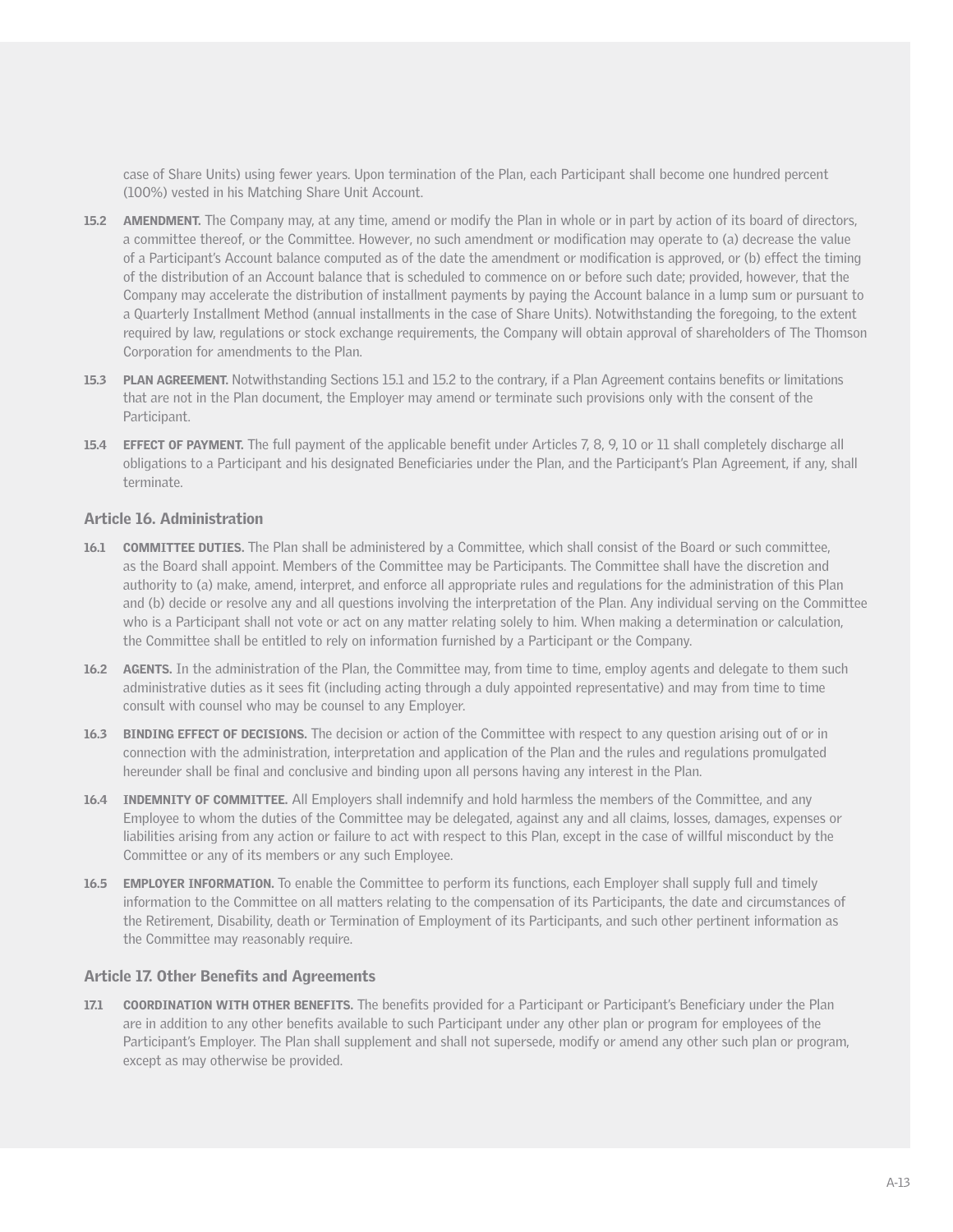case of Share Units) using fewer years. Upon termination of the Plan, each Participant shall become one hundred percent (100%) vested in his Matching Share Unit Account.

**15.2 AMENDMENT.** The Company may, at any time, amend or modify the Plan in whole or in part by action of its board of directors, a committee thereof, or the Committee. However, no such amendment or modification may operate to (a) decrease the value of a Participant's Account balance computed as of the date the amendment or modification is approved, or (b) effect the timing of the distribution of an Account balance that is scheduled to commence on or before such date; provided, however, that the Company may accelerate the distribution of installment payments by paying the Account balance in a lump sum or pursuant to a Quarterly Installment Method (annual installments in the case of Share Units). Notwithstanding the foregoing, to the extent required by law, regulations or stock exchange requirements, the Company will obtain approval of shareholders of The Thomson Corporation for amendments to the Plan.

**15.3 PLAN AGREEMENT.** Notwithstanding Sections 15.1 and 15.2 to the contrary, if a Plan Agreement contains benefits or limitations that are not in the Plan document, the Employer may amend or terminate such provisions only with the consent of the Participant.

**15.4 EFFECT OF PAYMENT.** The full payment of the applicable benefit under Articles 7, 8, 9, 10 or 11 shall completely discharge all obligations to a Participant and his designated Beneficiaries under the Plan, and the Participant's Plan Agreement, if any, shall terminate.

## Article 16. Administration

**16.1 COMMITTEE DUTIES.** The Plan shall be administered by a Committee, which shall consist of the Board or such committee, as the Board shall appoint. Members of the Committee may be Participants. The Committee shall have the discretion and authority to (a) make, amend, interpret, and enforce all appropriate rules and regulations for the administration of this Plan and (b) decide or resolve any and all questions involving the interpretation of the Plan. Any individual serving on the Committee who is a Participant shall not vote or act on any matter relating solely to him. When making a determination or calculation, the Committee shall be entitled to rely on information furnished by a Participant or the Company.

**16.2 AGENTS.** In the administration of the Plan, the Committee may, from time to time, employ agents and delegate to them such administrative duties as it sees fit (including acting through a duly appointed representative) and may from time to time consult with counsel who may be counsel to any Employer.

**16.3 BINDING EFFECT OF DECISIONS.** The decision or action of the Committee with respect to any question arising out of or in connection with the administration, interpretation and application of the Plan and the rules and regulations promulgated hereunder shall be final and conclusive and binding upon all persons having any interest in the Plan.

**16.4 INDEMNITY OF COMMITTEE.** All Employers shall indemnify and hold harmless the members of the Committee, and any Employee to whom the duties of the Committee may be delegated, against any and all claims, losses, damages, expenses or liabilities arising from any action or failure to act with respect to this Plan, except in the case of willful misconduct by the Committee or any of its members or any such Employee.

**16.5 EMPLOYER INFORMATION.** To enable the Committee to perform its functions, each Employer shall supply full and timely information to the Committee on all matters relating to the compensation of its Participants, the date and circumstances of the Retirement, Disability, death or Termination of Employment of its Participants, and such other pertinent information as the Committee may reasonably require.

## Article 17. Other Benefits and Agreements

**17.1 COORDINATION WITH OTHER BENEFITS.** The benefits provided for a Participant or Participant's Beneficiary under the Plan are in addition to any other benefits available to such Participant under any other plan or program for employees of the Participant's Employer. The Plan shall supplement and shall not supersede, modify or amend any other such plan or program, except as may otherwise be provided.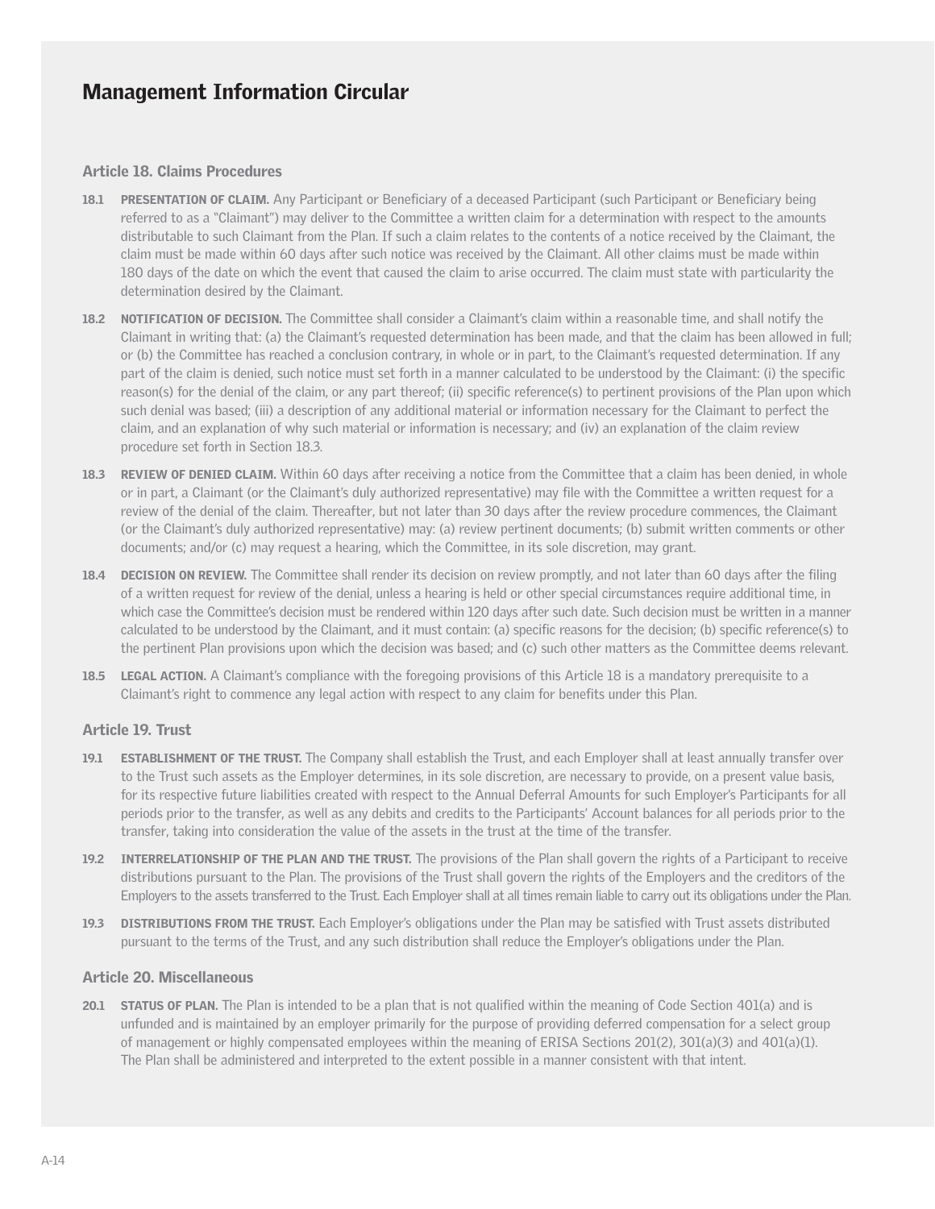# Management Information Circular

## Article 18. Claims Procedures

**18.1 PRESENTATION OF CLAIM.** Any Participant or Beneficiary of a deceased Participant (such Participant or Beneficiary being referred to as a "Claimant") may deliver to the Committee a written claim for a determination with respect to the amounts distributable to such Claimant from the Plan. If such a claim relates to the contents of a notice received by the Claimant, the claim must be made within 60 days after such notice was received by the Claimant. All other claims must be made within 180 days of the date on which the event that caused the claim to arise occurred. The claim must state with particularity the determination desired by the Claimant.

**18.2 NOTIFICATION OF DECISION.** The Committee shall consider a Claimant's claim within a reasonable time, and shall notify the Claimant in writing that: (a) the Claimant's requested determination has been made, and that the claim has been allowed in full; or (b) the Committee has reached a conclusion contrary, in whole or in part, to the Claimant's requested determination. If any part of the claim is denied, such notice must set forth in a manner calculated to be understood by the Claimant: (i) the specific reason(s) for the denial of the claim, or any part thereof; (ii) specific reference(s) to pertinent provisions of the Plan upon which such denial was based; (iii) a description of any additional material or information necessary for the Claimant to perfect the claim, and an explanation of why such material or information is necessary; and (iv) an explanation of the claim review procedure set forth in Section 18.3.

**18.3 REVIEW OF DENIED CLAIM.** Within 60 days after receiving a notice from the Committee that a claim has been denied, in whole or in part, a Claimant (or the Claimant's duly authorized representative) may file with the Committee a written request for a review of the denial of the claim. Thereafter, but not later than 30 days after the review procedure commences, the Claimant (or the Claimant's duly authorized representative) may: (a) review pertinent documents; (b) submit written comments or other documents; and/or (c) may request a hearing, which the Committee, in its sole discretion, may grant.

**18.4 DECISION ON REVIEW.** The Committee shall render its decision on review promptly, and not later than 60 days after the filing of a written request for review of the denial, unless a hearing is held or other special circumstances require additional time, in which case the Committee's decision must be rendered within 120 days after such date. Such decision must be written in a manner calculated to be understood by the Claimant, and it must contain: (a) specific reasons for the decision; (b) specific reference(s) to the pertinent Plan provisions upon which the decision was based; and (c) such other matters as the Committee deems relevant.

**18.5 LEGAL ACTION.** A Claimant's compliance with the foregoing provisions of this Article 18 is a mandatory prerequisite to a Claimant's right to commence any legal action with respect to any claim for benefits under this Plan.

## Article 19. Trust

**19.1 ESTABLISHMENT OF THE TRUST.** The Company shall establish the Trust, and each Employer shall at least annually transfer over to the Trust such assets as the Employer determines, in its sole discretion, are necessary to provide, on a present value basis, for its respective future liabilities created with respect to the Annual Deferral Amounts for such Employer's Participants for all periods prior to the transfer, as well as any debits and credits to the Participants' Account balances for all periods prior to the transfer, taking into consideration the value of the assets in the trust at the time of the transfer.

**19.2 INTERRELATIONSHIP OF THE PLAN AND THE TRUST.** The provisions of the Plan shall govern the rights of a Participant to receive distributions pursuant to the Plan. The provisions of the Trust shall govern the rights of the Employers and the creditors of the Employers to the assets transferred to the Trust. Each Employer shall at all times remain liable to carry out its obligations under the Plan.

**19.3 DISTRIBUTIONS FROM THE TRUST.** Each Employer's obligations under the Plan may be satisfied with Trust assets distributed pursuant to the terms of the Trust, and any such distribution shall reduce the Employer's obligations under the Plan.

## Article 20. Miscellaneous

**20.1 STATUS OF PLAN.** The Plan is intended to be a plan that is not qualified within the meaning of Code Section 401(a) and is unfunded and is maintained by an employer primarily for the purpose of providing deferred compensation for a select group of management or highly compensated employees within the meaning of ERISA Sections 201(2), 301(a)(3) and 401(a)(1). The Plan shall be administered and interpreted to the extent possible in a manner consistent with that intent.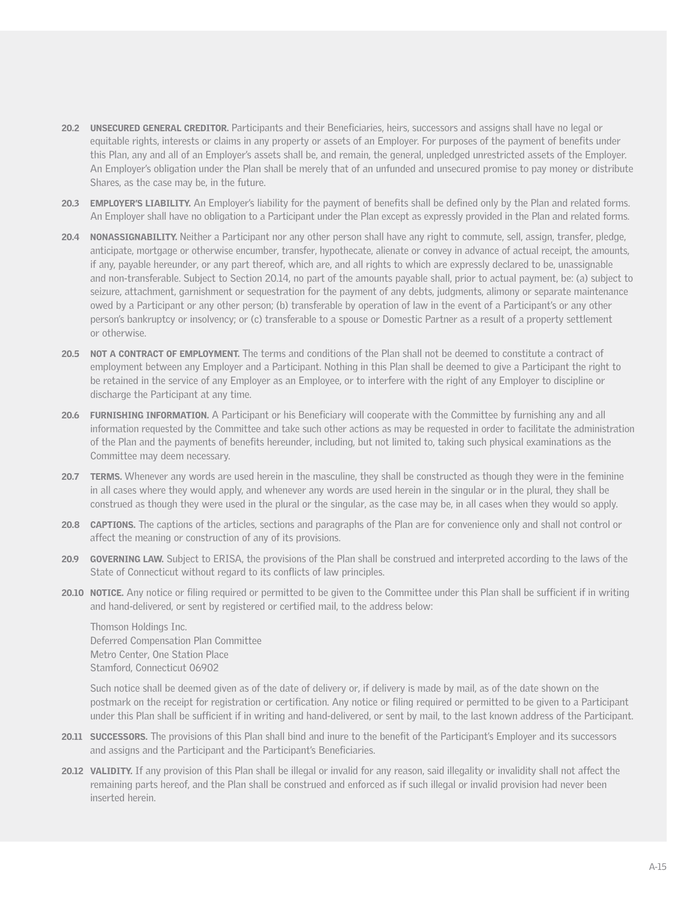**20.2 UNSECURED GENERAL CREDITOR.** Participants and their Beneficiaries, heirs, successors and assigns shall have no legal or equitable rights, interests or claims in any property or assets of an Employer. For purposes of the payment of benefits under this Plan, any and all of an Employer's assets shall be, and remain, the general, unpledged unrestricted assets of the Employer. An Employer's obligation under the Plan shall be merely that of an unfunded and unsecured promise to pay money or distribute Shares, as the case may be, in the future.

**20.3 EMPLOYER'S LIABILITY.** An Employer's liability for the payment of benefits shall be defined only by the Plan and related forms. An Employer shall have no obligation to a Participant under the Plan except as expressly provided in the Plan and related forms.

**20.4 NONASSIGNABILITY.** Neither a Participant nor any other person shall have any right to commute, sell, assign, transfer, pledge, anticipate, mortgage or otherwise encumber, transfer, hypothecate, alienate or convey in advance of actual receipt, the amounts, if any, payable hereunder, or any part thereof, which are, and all rights to which are expressly declared to be, unassignable and non-transferable. Subject to Section 20.14, no part of the amounts payable shall, prior to actual payment, be: (a) subject to seizure, attachment, garnishment or sequestration for the payment of any debts, judgments, alimony or separate maintenance owed by a Participant or any other person; (b) transferable by operation of law in the event of a Participant's or any other person's bankruptcy or insolvency; or (c) transferable to a spouse or Domestic Partner as a result of a property settlement or otherwise.

**20.5 NOT A CONTRACT OF EMPLOYMENT.** The terms and conditions of the Plan shall not be deemed to constitute a contract of employment between any Employer and a Participant. Nothing in this Plan shall be deemed to give a Participant the right to be retained in the service of any Employer as an Employee, or to interfere with the right of any Employer to discipline or discharge the Participant at any time.

**20.6 FURNISHING INFORMATION.** A Participant or his Beneficiary will cooperate with the Committee by furnishing any and all information requested by the Committee and take such other actions as may be requested in order to facilitate the administration of the Plan and the payments of benefits hereunder, including, but not limited to, taking such physical examinations as the Committee may deem necessary.

**20.7 TERMS.** Whenever any words are used herein in the masculine, they shall be constructed as though they were in the feminine in all cases where they would apply, and whenever any words are used herein in the singular or in the plural, they shall be construed as though they were used in the plural or the singular, as the case may be, in all cases when they would so apply.

**20.8 CAPTIONS.** The captions of the articles, sections and paragraphs of the Plan are for convenience only and shall not control or affect the meaning or construction of any of its provisions.

**20.9 GOVERNING LAW.** Subject to ERISA, the provisions of the Plan shall be construed and interpreted according to the laws of the State of Connecticut without regard to its conflicts of law principles.

**20.10 NOTICE.** Any notice or filing required or permitted to be given to the Committee under this Plan shall be sufficient if in writing and hand-delivered, or sent by registered or certified mail, to the address below:

Thomson Holdings Inc.
Deferred Compensation Plan Committee
Metro Center, One Station Place
Stamford, Connecticut 06902

Such notice shall be deemed given as of the date of delivery or, if delivery is made by mail, as of the date shown on the postmark on the receipt for registration or certification. Any notice or filing required or permitted to be given to a Participant under this Plan shall be sufficient if in writing and hand-delivered, or sent by mail, to the last known address of the Participant.

**20.11 SUCCESSORS.** The provisions of this Plan shall bind and inure to the benefit of the Participant's Employer and its successors and assigns and the Participant and the Participant's Beneficiaries.

**20.12 VALIDITY.** If any provision of this Plan shall be illegal or invalid for any reason, said illegality or invalidity shall not affect the remaining parts hereof, and the Plan shall be construed and enforced as if such illegal or invalid provision had never been inserted herein.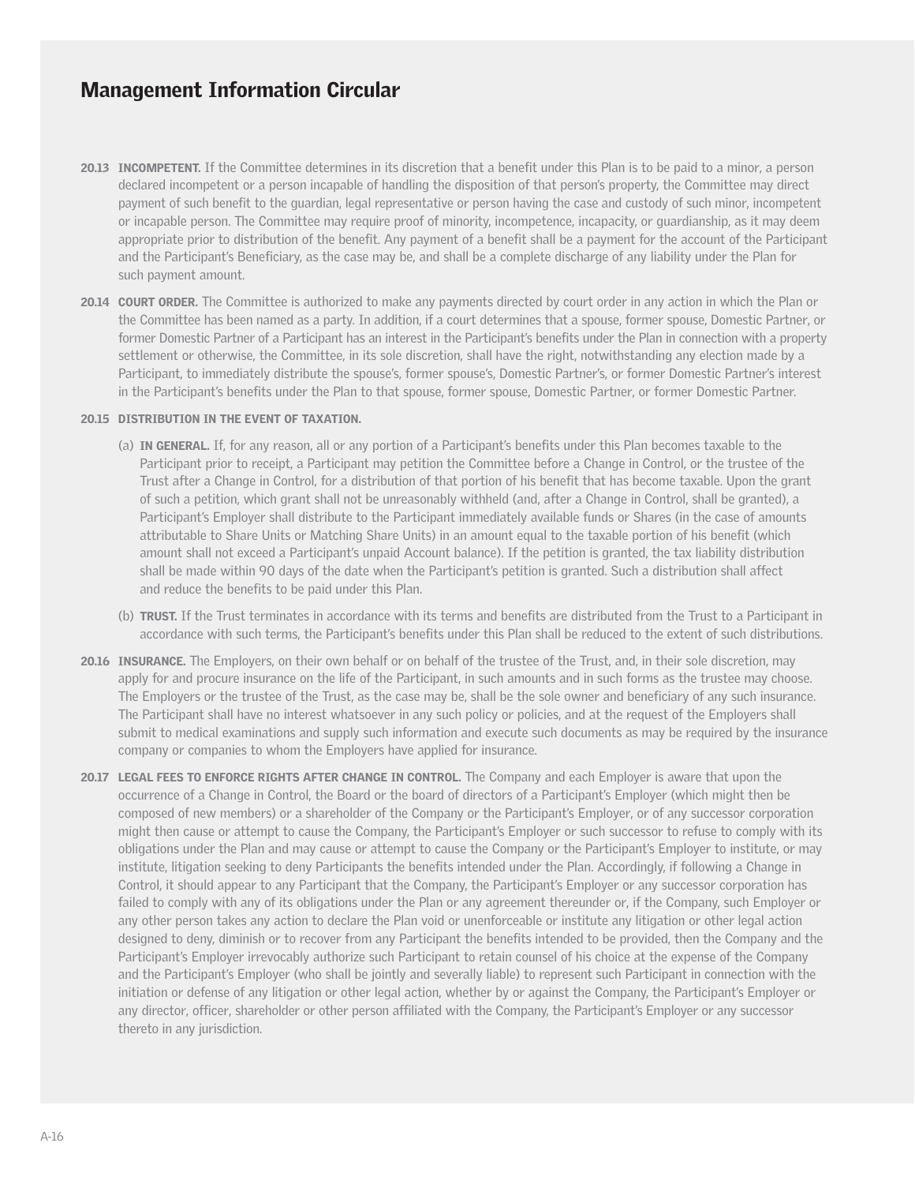**20.13 INCOMPETENT.** If the Committee determines in its discretion that a benefit under this Plan is to be paid to a minor, a person declared incompetent or a person incapable of handling the disposition of that person's property, the Committee may direct payment of such benefit to the guardian, legal representative or person having the case and custody of such minor, incompetent or incapable person. The Committee may require proof of minority, incompetence, incapacity, or guardianship, as it may deem appropriate prior to distribution of the benefit. Any payment of a benefit shall be a payment for the account of the Participant and the Participant's Beneficiary, as the case may be, and shall be a complete discharge of any liability under the Plan for such payment amount.

**20.14 COURT ORDER.** The Committee is authorized to make any payments directed by court order in any action in which the Plan or the Committee has been named as a party. In addition, if a court determines that a spouse, former spouse, Domestic Partner, or former Domestic Partner of a Participant has an interest in the Participant's benefits under the Plan in connection with a property settlement or otherwise, the Committee, in its sole discretion, shall have the right, notwithstanding any election made by a Participant, to immediately distribute the spouse's, former spouse's, Domestic Partner's, or former Domestic Partner's interest in the Participant's benefits under the Plan to that spouse, former spouse, Domestic Partner, or former Domestic Partner.

**20.15 DISTRIBUTION IN THE EVENT OF TAXATION.**

(a) **IN GENERAL.** If, for any reason, all or any portion of a Participant's benefits under this Plan becomes taxable to the Participant prior to receipt, a Participant may petition the Committee before a Change in Control, or the trustee of the Trust after a Change in Control, for a distribution of that portion of his benefit that has become taxable. Upon the grant of such a petition, which grant shall not be unreasonably withheld (and, after a Change in Control, shall be granted), a Participant's Employer shall distribute to the Participant immediately available funds or Shares (in the case of amounts attributable to Share Units or Matching Share Units) in an amount equal to the taxable portion of his benefit (which amount shall not exceed a Participant's unpaid Account balance). If the petition is granted, the tax liability distribution shall be made within 90 days of the date when the Participant's petition is granted. Such a distribution shall affect and reduce the benefits to be paid under this Plan.

(b) **TRUST.** If the Trust terminates in accordance with its terms and benefits are distributed from the Trust to a Participant in accordance with such terms, the Participant's benefits under this Plan shall be reduced to the extent of such distributions.

**20.16 INSURANCE.** The Employers, on their own behalf or on behalf of the trustee of the Trust, and, in their sole discretion, may apply for and procure insurance on the life of the Participant, in such amounts and in such forms as the trustee may choose. The Employers or the trustee of the Trust, as the case may be, shall be the sole owner and beneficiary of any such insurance. The Participant shall have no interest whatsoever in any such policy or policies, and at the request of the Employers shall submit to medical examinations and supply such information and execute such documents as may be required by the insurance company or companies to whom the Employers have applied for insurance.

**20.17 LEGAL FEES TO ENFORCE RIGHTS AFTER CHANGE IN CONTROL.** The Company and each Employer is aware that upon the occurrence of a Change in Control, the Board or the board of directors of a Participant's Employer (which might then be composed of new members) or a shareholder of the Company or the Participant's Employer, or of any successor corporation might then cause or attempt to cause the Company, the Participant's Employer or such successor to refuse to comply with its obligations under the Plan and may cause or attempt to cause the Company or the Participant's Employer to institute, or may institute, litigation seeking to deny Participants the benefits intended under the Plan. Accordingly, if following a Change in Control, it should appear to any Participant that the Company, the Participant's Employer or any successor corporation has failed to comply with any of its obligations under the Plan or any agreement thereunder or, if the Company, such Employer or any other person takes any action to declare the Plan void or unenforceable or institute any litigation or other legal action designed to deny, diminish or to recover from any Participant the benefits intended to be provided, then the Company and the Participant's Employer irrevocably authorize such Participant to retain counsel of his choice at the expense of the Company and the Participant's Employer (who shall be jointly and severally liable) to represent such Participant in connection with the initiation or defense of any litigation or other legal action, whether by or against the Company, the Participant's Employer or any director, officer, shareholder or other person affiliated with the Company, the Participant's Employer or any successor thereto in any jurisdiction.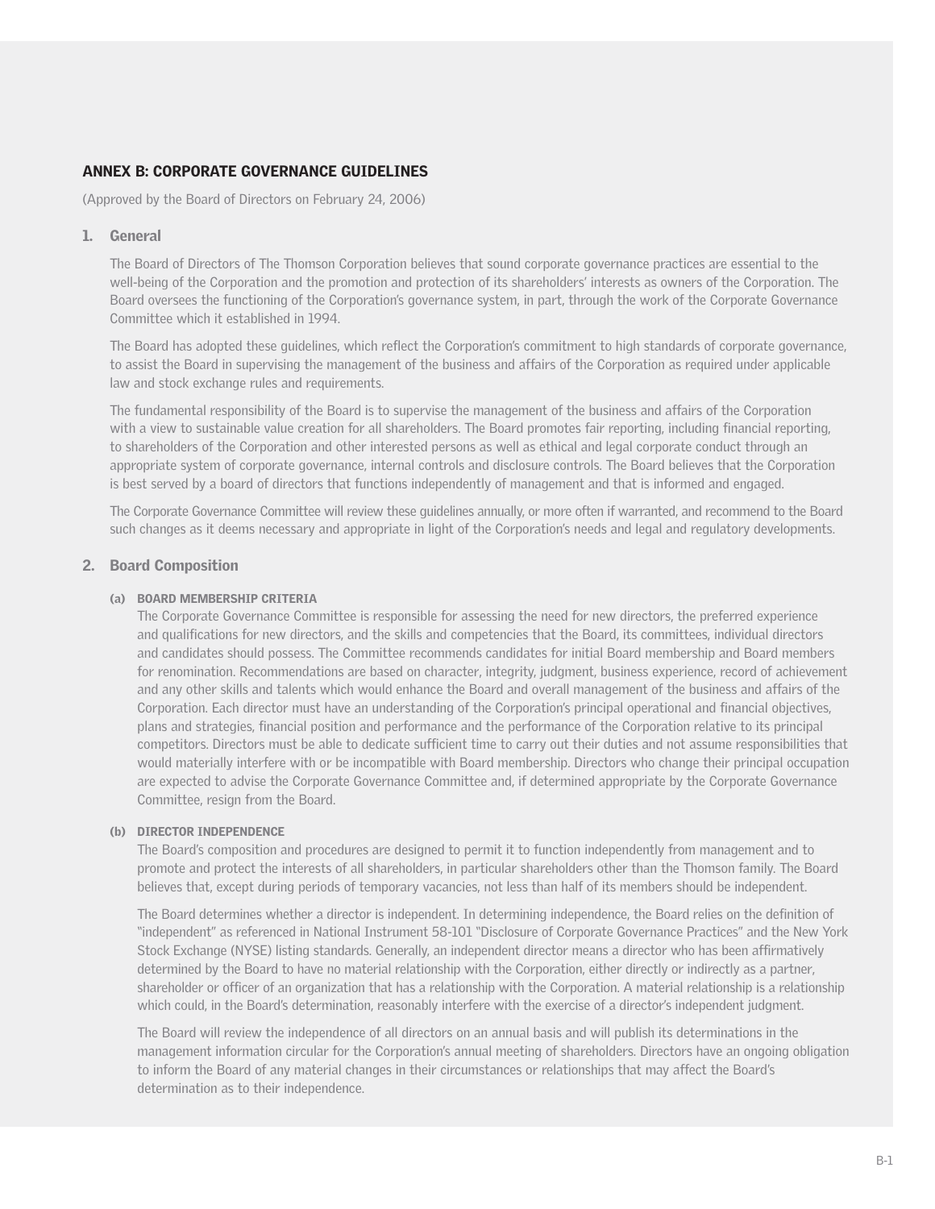## ANNEX B: CORPORATE GOVERNANCE GUIDELINES

(Approved by the Board of Directors on February 24, 2006)

### 1. General

The Board of Directors of The Thomson Corporation believes that sound corporate governance practices are essential to the well-being of the Corporation and the promotion and protection of its shareholders' interests as owners of the Corporation. The Board oversees the functioning of the Corporation's governance system, in part, through the work of the Corporate Governance Committee which it established in 1994.

The Board has adopted these guidelines, which reflect the Corporation's commitment to high standards of corporate governance, to assist the Board in supervising the management of the business and affairs of the Corporation as required under applicable law and stock exchange rules and requirements.

The fundamental responsibility of the Board is to supervise the management of the business and affairs of the Corporation with a view to sustainable value creation for all shareholders. The Board promotes fair reporting, including financial reporting, to shareholders of the Corporation and other interested persons as well as ethical and legal corporate conduct through an appropriate system of corporate governance, internal controls and disclosure controls. The Board believes that the Corporation is best served by a board of directors that functions independently of management and that is informed and engaged.

The Corporate Governance Committee will review these guidelines annually, or more often if warranted, and recommend to the Board such changes as it deems necessary and appropriate in light of the Corporation's needs and legal and regulatory developments.

### 2. Board Composition

#### (a) BOARD MEMBERSHIP CRITERIA

The Corporate Governance Committee is responsible for assessing the need for new directors, the preferred experience and qualifications for new directors, and the skills and competencies that the Board, its committees, individual directors and candidates should possess. The Committee recommends candidates for initial Board membership and Board members for renomination. Recommendations are based on character, integrity, judgment, business experience, record of achievement and any other skills and talents which would enhance the Board and overall management of the business and affairs of the Corporation. Each director must have an understanding of the Corporation's principal operational and financial objectives, plans and strategies, financial position and performance and the performance of the Corporation relative to its principal competitors. Directors must be able to dedicate sufficient time to carry out their duties and not assume responsibilities that would materially interfere with or be incompatible with Board membership. Directors who change their principal occupation are expected to advise the Corporate Governance Committee and, if determined appropriate by the Corporate Governance Committee, resign from the Board.

#### (b) DIRECTOR INDEPENDENCE

The Board's composition and procedures are designed to permit it to function independently from management and to promote and protect the interests of all shareholders, in particular shareholders other than the Thomson family. The Board believes that, except during periods of temporary vacancies, not less than half of its members should be independent.

The Board determines whether a director is independent. In determining independence, the Board relies on the definition of "independent" as referenced in National Instrument 58-101 "Disclosure of Corporate Governance Practices" and the New York Stock Exchange (NYSE) listing standards. Generally, an independent director means a director who has been affirmatively determined by the Board to have no material relationship with the Corporation, either directly or indirectly as a partner, shareholder or officer of an organization that has a relationship with the Corporation. A material relationship is a relationship which could, in the Board's determination, reasonably interfere with the exercise of a director's independent judgment.

The Board will review the independence of all directors on an annual basis and will publish its determinations in the management information circular for the Corporation's annual meeting of shareholders. Directors have an ongoing obligation to inform the Board of any material changes in their circumstances or relationships that may affect the Board's determination as to their independence.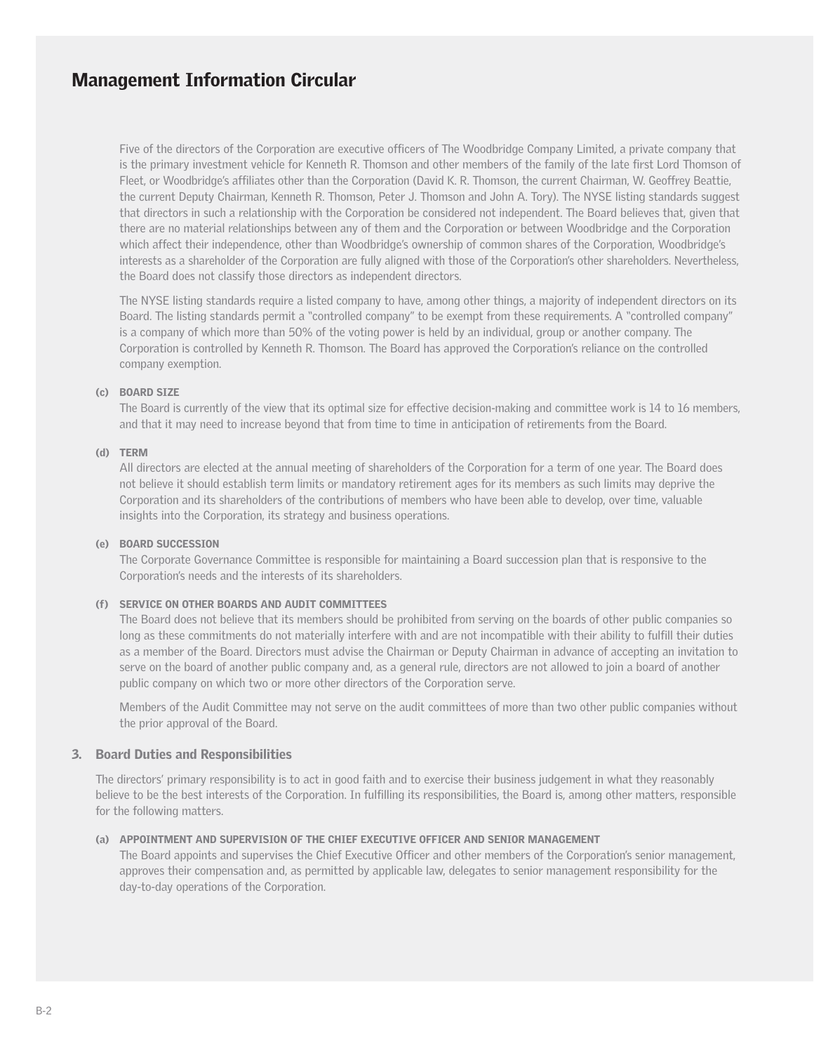Five of the directors of the Corporation are executive officers of The Woodbridge Company Limited, a private company that is the primary investment vehicle for Kenneth R. Thomson and other members of the family of the late first Lord Thomson of Fleet, or Woodbridge's affiliates other than the Corporation (David K. R. Thomson, the current Chairman, W. Geoffrey Beattie, the current Deputy Chairman, Kenneth R. Thomson, Peter J. Thomson and John A. Tory). The NYSE listing standards suggest that directors in such a relationship with the Corporation be considered not independent. The Board believes that, given that there are no material relationships between any of them and the Corporation or between Woodbridge and the Corporation which affect their independence, other than Woodbridge's ownership of common shares of the Corporation, Woodbridge's interests as a shareholder of the Corporation are fully aligned with those of the Corporation's other shareholders. Nevertheless, the Board does not classify those directors as independent directors.

The NYSE listing standards require a listed company to have, among other things, a majority of independent directors on its Board. The listing standards permit a "controlled company" to be exempt from these requirements. A "controlled company" is a company of which more than 50% of the voting power is held by an individual, group or another company. The Corporation is controlled by Kenneth R. Thomson. The Board has approved the Corporation's reliance on the controlled company exemption.

**(c) BOARD SIZE**

The Board is currently of the view that its optimal size for effective decision-making and committee work is 14 to 16 members, and that it may need to increase beyond that from time to time in anticipation of retirements from the Board.

**(d) TERM**

All directors are elected at the annual meeting of shareholders of the Corporation for a term of one year. The Board does not believe it should establish term limits or mandatory retirement ages for its members as such limits may deprive the Corporation and its shareholders of the contributions of members who have been able to develop, over time, valuable insights into the Corporation, its strategy and business operations.

**(e) BOARD SUCCESSION**

The Corporate Governance Committee is responsible for maintaining a Board succession plan that is responsive to the Corporation's needs and the interests of its shareholders.

**(f) SERVICE ON OTHER BOARDS AND AUDIT COMMITTEES**

The Board does not believe that its members should be prohibited from serving on the boards of other public companies so long as these commitments do not materially interfere with and are not incompatible with their ability to fulfill their duties as a member of the Board. Directors must advise the Chairman or Deputy Chairman in advance of accepting an invitation to serve on the board of another public company and, as a general rule, directors are not allowed to join a board of another public company on which two or more other directors of the Corporation serve.

Members of the Audit Committee may not serve on the audit committees of more than two other public companies without the prior approval of the Board.

## 3. Board Duties and Responsibilities

The directors' primary responsibility is to act in good faith and to exercise their business judgement in what they reasonably believe to be the best interests of the Corporation. In fulfilling its responsibilities, the Board is, among other matters, responsible for the following matters.

**(a) APPOINTMENT AND SUPERVISION OF THE CHIEF EXECUTIVE OFFICER AND SENIOR MANAGEMENT**

The Board appoints and supervises the Chief Executive Officer and other members of the Corporation's senior management, approves their compensation and, as permitted by applicable law, delegates to senior management responsibility for the day-to-day operations of the Corporation.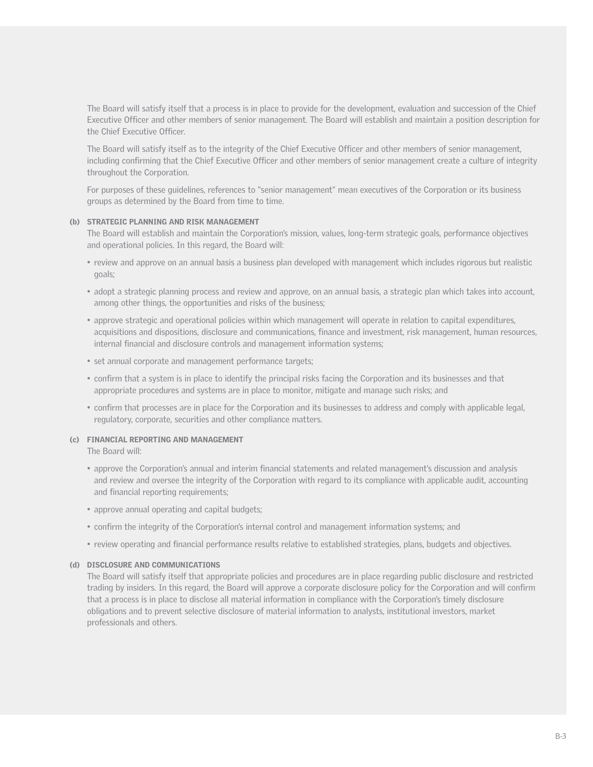The Board will satisfy itself that a process is in place to provide for the development, evaluation and succession of the Chief Executive Officer and other members of senior management. The Board will establish and maintain a position description for the Chief Executive Officer.

The Board will satisfy itself as to the integrity of the Chief Executive Officer and other members of senior management, including confirming that the Chief Executive Officer and other members of senior management create a culture of integrity throughout the Corporation.

For purposes of these guidelines, references to "senior management" mean executives of the Corporation or its business groups as determined by the Board from time to time.

**(b) STRATEGIC PLANNING AND RISK MANAGEMENT**

The Board will establish and maintain the Corporation's mission, values, long-term strategic goals, performance objectives and operational policies. In this regard, the Board will:

- review and approve on an annual basis a business plan developed with management which includes rigorous but realistic goals;
- adopt a strategic planning process and review and approve, on an annual basis, a strategic plan which takes into account, among other things, the opportunities and risks of the business;
- approve strategic and operational policies within which management will operate in relation to capital expenditures, acquisitions and dispositions, disclosure and communications, finance and investment, risk management, human resources, internal financial and disclosure controls and management information systems;
- set annual corporate and management performance targets;
- confirm that a system is in place to identify the principal risks facing the Corporation and its businesses and that appropriate procedures and systems are in place to monitor, mitigate and manage such risks; and
- confirm that processes are in place for the Corporation and its businesses to address and comply with applicable legal, regulatory, corporate, securities and other compliance matters.

**(c) FINANCIAL REPORTING AND MANAGEMENT**

The Board will:

- approve the Corporation's annual and interim financial statements and related management's discussion and analysis and review and oversee the integrity of the Corporation with regard to its compliance with applicable audit, accounting and financial reporting requirements;
- approve annual operating and capital budgets;
- confirm the integrity of the Corporation's internal control and management information systems; and
- review operating and financial performance results relative to established strategies, plans, budgets and objectives.

**(d) DISCLOSURE AND COMMUNICATIONS**

The Board will satisfy itself that appropriate policies and procedures are in place regarding public disclosure and restricted trading by insiders. In this regard, the Board will approve a corporate disclosure policy for the Corporation and will confirm that a process is in place to disclose all material information in compliance with the Corporation's timely disclosure obligations and to prevent selective disclosure of material information to analysts, institutional investors, market professionals and others.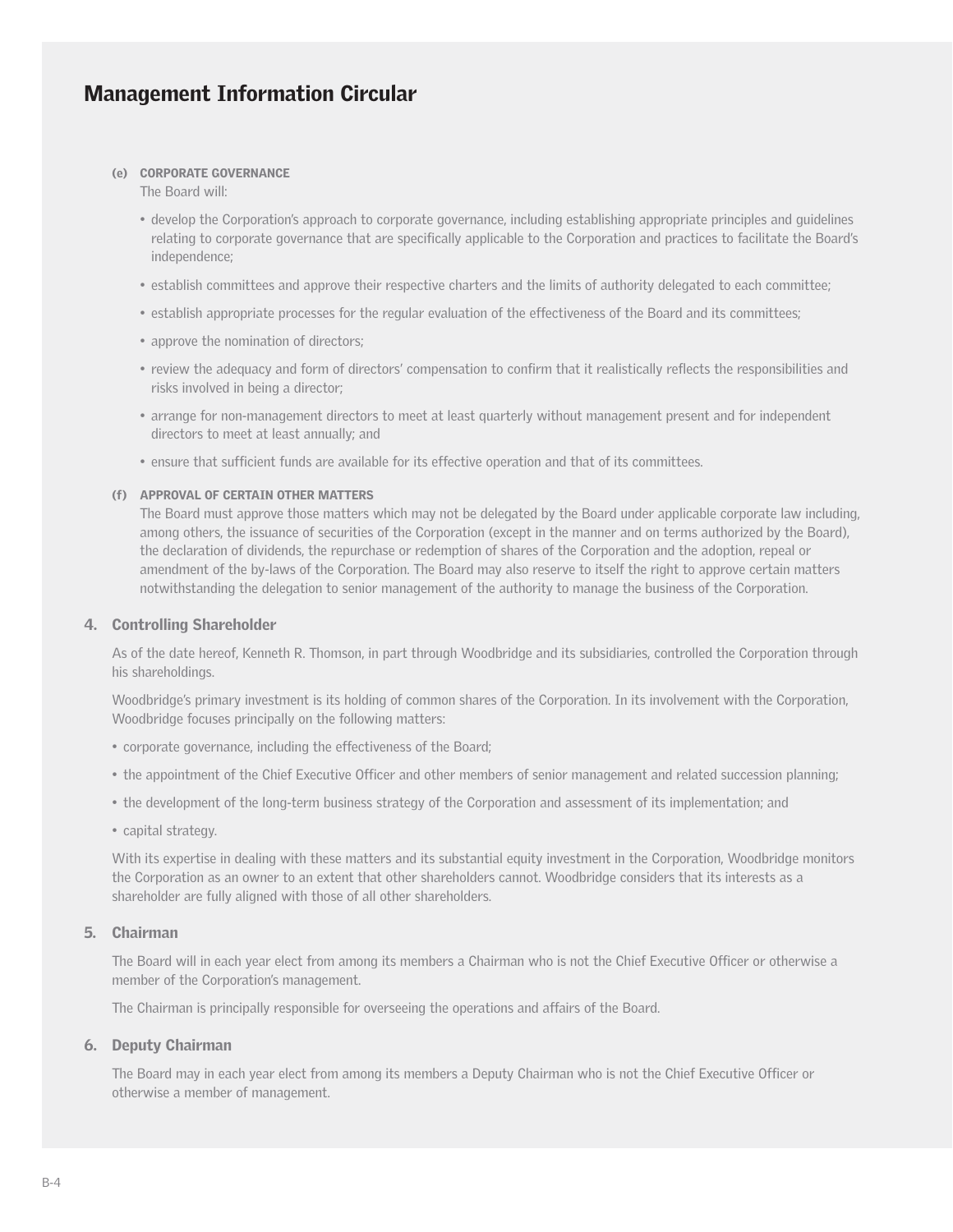# Management Information Circular

**(e) CORPORATE GOVERNANCE**

The Board will:

- develop the Corporation's approach to corporate governance, including establishing appropriate principles and guidelines relating to corporate governance that are specifically applicable to the Corporation and practices to facilitate the Board's independence;
- establish committees and approve their respective charters and the limits of authority delegated to each committee;
- establish appropriate processes for the regular evaluation of the effectiveness of the Board and its committees;
- approve the nomination of directors;
- review the adequacy and form of directors' compensation to confirm that it realistically reflects the responsibilities and risks involved in being a director;
- arrange for non-management directors to meet at least quarterly without management present and for independent directors to meet at least annually; and
- ensure that sufficient funds are available for its effective operation and that of its committees.

**(f) APPROVAL OF CERTAIN OTHER MATTERS**

The Board must approve those matters which may not be delegated by the Board under applicable corporate law including, among others, the issuance of securities of the Corporation (except in the manner and on terms authorized by the Board), the declaration of dividends, the repurchase or redemption of shares of the Corporation and the adoption, repeal or amendment of the by-laws of the Corporation. The Board may also reserve to itself the right to approve certain matters notwithstanding the delegation to senior management of the authority to manage the business of the Corporation.

## 4. Controlling Shareholder

As of the date hereof, Kenneth R. Thomson, in part through Woodbridge and its subsidiaries, controlled the Corporation through his shareholdings.

Woodbridge's primary investment is its holding of common shares of the Corporation. In its involvement with the Corporation, Woodbridge focuses principally on the following matters:

- corporate governance, including the effectiveness of the Board;
- the appointment of the Chief Executive Officer and other members of senior management and related succession planning;
- the development of the long-term business strategy of the Corporation and assessment of its implementation; and
- capital strategy.

With its expertise in dealing with these matters and its substantial equity investment in the Corporation, Woodbridge monitors the Corporation as an owner to an extent that other shareholders cannot. Woodbridge considers that its interests as a shareholder are fully aligned with those of all other shareholders.

## 5. Chairman

The Board will in each year elect from among its members a Chairman who is not the Chief Executive Officer or otherwise a member of the Corporation's management.

The Chairman is principally responsible for overseeing the operations and affairs of the Board.

## 6. Deputy Chairman

The Board may in each year elect from among its members a Deputy Chairman who is not the Chief Executive Officer or otherwise a member of management.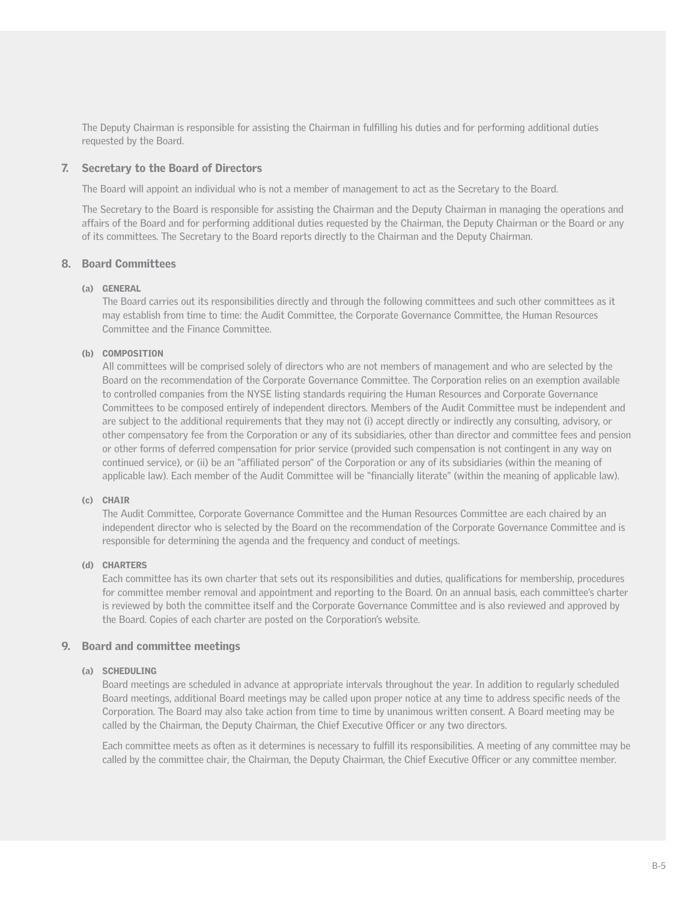The Deputy Chairman is responsible for assisting the Chairman in fulfilling his duties and for performing additional duties requested by the Board.

## 7. Secretary to the Board of Directors

The Board will appoint an individual who is not a member of management to act as the Secretary to the Board.

The Secretary to the Board is responsible for assisting the Chairman and the Deputy Chairman in managing the operations and affairs of the Board and for performing additional duties requested by the Chairman, the Deputy Chairman or the Board or any of its committees. The Secretary to the Board reports directly to the Chairman and the Deputy Chairman.

## 8. Board Committees

### (a) GENERAL

The Board carries out its responsibilities directly and through the following committees and such other committees as it may establish from time to time: the Audit Committee, the Corporate Governance Committee, the Human Resources Committee and the Finance Committee.

### (b) COMPOSITION

All committees will be comprised solely of directors who are not members of management and who are selected by the Board on the recommendation of the Corporate Governance Committee. The Corporation relies on an exemption available to controlled companies from the NYSE listing standards requiring the Human Resources and Corporate Governance Committees to be composed entirely of independent directors. Members of the Audit Committee must be independent and are subject to the additional requirements that they may not (i) accept directly or indirectly any consulting, advisory, or other compensatory fee from the Corporation or any of its subsidiaries, other than director and committee fees and pension or other forms of deferred compensation for prior service (provided such compensation is not contingent in any way on continued service), or (ii) be an "affiliated person" of the Corporation or any of its subsidiaries (within the meaning of applicable law). Each member of the Audit Committee will be "financially literate" (within the meaning of applicable law).

### (c) CHAIR

The Audit Committee, Corporate Governance Committee and the Human Resources Committee are each chaired by an independent director who is selected by the Board on the recommendation of the Corporate Governance Committee and is responsible for determining the agenda and the frequency and conduct of meetings.

### (d) CHARTERS

Each committee has its own charter that sets out its responsibilities and duties, qualifications for membership, procedures for committee member removal and appointment and reporting to the Board. On an annual basis, each committee's charter is reviewed by both the committee itself and the Corporate Governance Committee and is also reviewed and approved by the Board. Copies of each charter are posted on the Corporation's website.

## 9. Board and committee meetings

### (a) SCHEDULING

Board meetings are scheduled in advance at appropriate intervals throughout the year. In addition to regularly scheduled Board meetings, additional Board meetings may be called upon proper notice at any time to address specific needs of the Corporation. The Board may also take action from time to time by unanimous written consent. A Board meeting may be called by the Chairman, the Deputy Chairman, the Chief Executive Officer or any two directors.

Each committee meets as often as it determines is necessary to fulfill its responsibilities. A meeting of any committee may be called by the committee chair, the Chairman, the Deputy Chairman, the Chief Executive Officer or any committee member.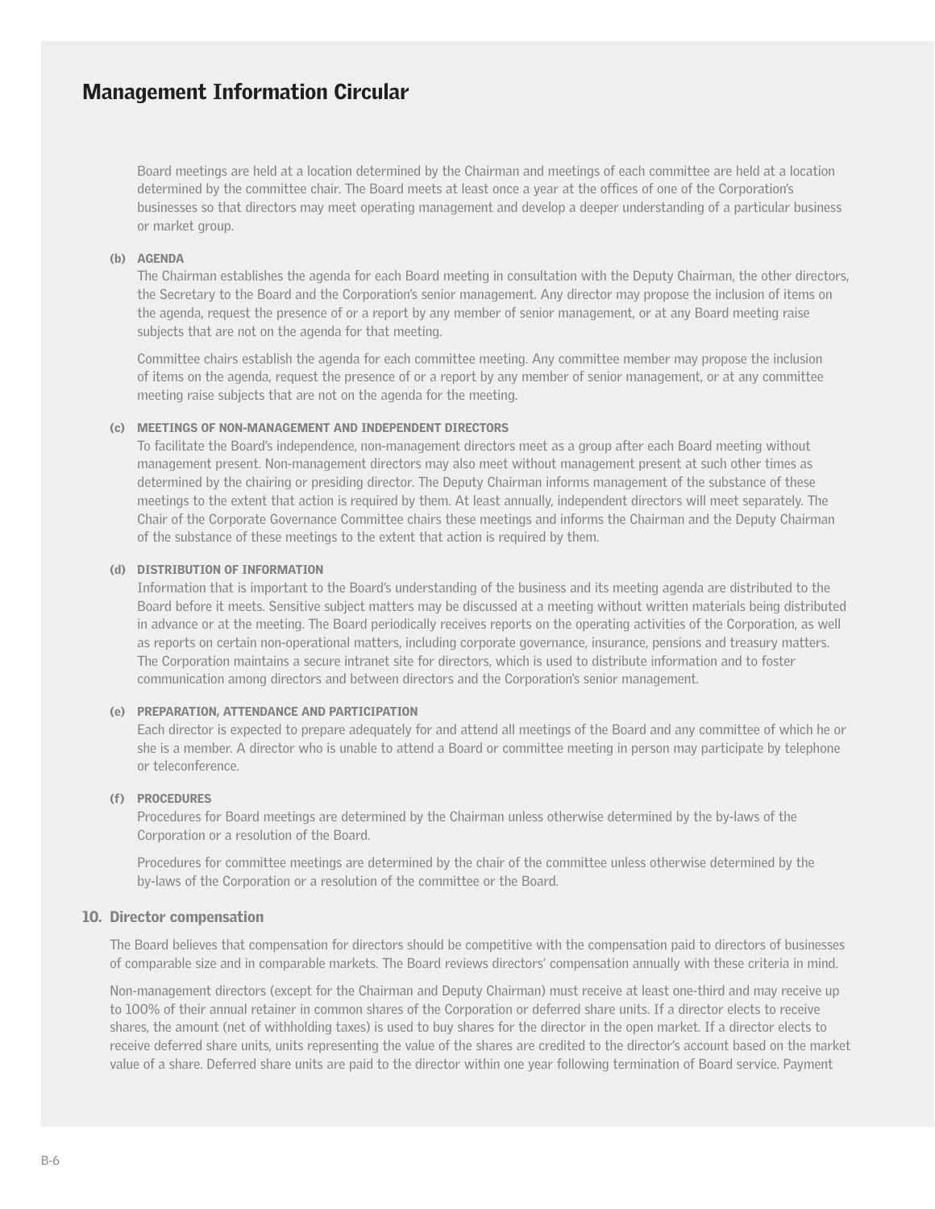Board meetings are held at a location determined by the Chairman and meetings of each committee are held at a location determined by the committee chair. The Board meets at least once a year at the offices of one of the Corporation's businesses so that directors may meet operating management and develop a deeper understanding of a particular business or market group.

**(b) AGENDA**

The Chairman establishes the agenda for each Board meeting in consultation with the Deputy Chairman, the other directors, the Secretary to the Board and the Corporation's senior management. Any director may propose the inclusion of items on the agenda, request the presence of or a report by any member of senior management, or at any Board meeting raise subjects that are not on the agenda for that meeting.

Committee chairs establish the agenda for each committee meeting. Any committee member may propose the inclusion of items on the agenda, request the presence of or a report by any member of senior management, or at any committee meeting raise subjects that are not on the agenda for the meeting.

**(c) MEETINGS OF NON-MANAGEMENT AND INDEPENDENT DIRECTORS**

To facilitate the Board's independence, non-management directors meet as a group after each Board meeting without management present. Non-management directors may also meet without management present at such other times as determined by the chairing or presiding director. The Deputy Chairman informs management of the substance of these meetings to the extent that action is required by them. At least annually, independent directors will meet separately. The Chair of the Corporate Governance Committee chairs these meetings and informs the Chairman and the Deputy Chairman of the substance of these meetings to the extent that action is required by them.

**(d) DISTRIBUTION OF INFORMATION**

Information that is important to the Board's understanding of the business and its meeting agenda are distributed to the Board before it meets. Sensitive subject matters may be discussed at a meeting without written materials being distributed in advance or at the meeting. The Board periodically receives reports on the operating activities of the Corporation, as well as reports on certain non-operational matters, including corporate governance, insurance, pensions and treasury matters. The Corporation maintains a secure intranet site for directors, which is used to distribute information and to foster communication among directors and between directors and the Corporation's senior management.

**(e) PREPARATION, ATTENDANCE AND PARTICIPATION**

Each director is expected to prepare adequately for and attend all meetings of the Board and any committee of which he or she is a member. A director who is unable to attend a Board or committee meeting in person may participate by telephone or teleconference.

**(f) PROCEDURES**

Procedures for Board meetings are determined by the Chairman unless otherwise determined by the by-laws of the Corporation or a resolution of the Board.

Procedures for committee meetings are determined by the chair of the committee unless otherwise determined by the by-laws of the Corporation or a resolution of the committee or the Board.

## 10. Director compensation

The Board believes that compensation for directors should be competitive with the compensation paid to directors of businesses of comparable size and in comparable markets. The Board reviews directors' compensation annually with these criteria in mind.

Non-management directors (except for the Chairman and Deputy Chairman) must receive at least one-third and may receive up to 100% of their annual retainer in common shares of the Corporation or deferred share units. If a director elects to receive shares, the amount (net of withholding taxes) is used to buy shares for the director in the open market. If a director elects to receive deferred share units, units representing the value of the shares are credited to the director's account based on the market value of a share. Deferred share units are paid to the director within one year following termination of Board service. Payment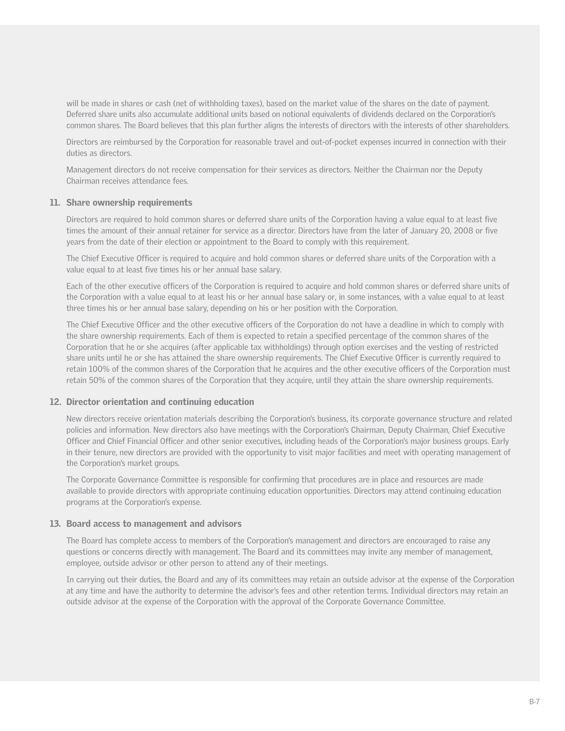will be made in shares or cash (net of withholding taxes), based on the market value of the shares on the date of payment. Deferred share units also accumulate additional units based on notional equivalents of dividends declared on the Corporation's common shares. The Board believes that this plan further aligns the interests of directors with the interests of other shareholders.

Directors are reimbursed by the Corporation for reasonable travel and out-of-pocket expenses incurred in connection with their duties as directors.

Management directors do not receive compensation for their services as directors. Neither the Chairman nor the Deputy Chairman receives attendance fees.

## 11. Share ownership requirements

Directors are required to hold common shares or deferred share units of the Corporation having a value equal to at least five times the amount of their annual retainer for service as a director. Directors have from the later of January 20, 2008 or five years from the date of their election or appointment to the Board to comply with this requirement.

The Chief Executive Officer is required to acquire and hold common shares or deferred share units of the Corporation with a value equal to at least five times his or her annual base salary.

Each of the other executive officers of the Corporation is required to acquire and hold common shares or deferred share units of the Corporation with a value equal to at least his or her annual base salary or, in some instances, with a value equal to at least three times his or her annual base salary, depending on his or her position with the Corporation.

The Chief Executive Officer and the other executive officers of the Corporation do not have a deadline in which to comply with the share ownership requirements. Each of them is expected to retain a specified percentage of the common shares of the Corporation that he or she acquires (after applicable tax withholdings) through option exercises and the vesting of restricted share units until he or she has attained the share ownership requirements. The Chief Executive Officer is currently required to retain 100% of the common shares of the Corporation that he acquires and the other executive officers of the Corporation must retain 50% of the common shares of the Corporation that they acquire, until they attain the share ownership requirements.

## 12. Director orientation and continuing education

New directors receive orientation materials describing the Corporation's business, its corporate governance structure and related policies and information. New directors also have meetings with the Corporation's Chairman, Deputy Chairman, Chief Executive Officer and Chief Financial Officer and other senior executives, including heads of the Corporation's major business groups. Early in their tenure, new directors are provided with the opportunity to visit major facilities and meet with operating management of the Corporation's market groups.

The Corporate Governance Committee is responsible for confirming that procedures are in place and resources are made available to provide directors with appropriate continuing education opportunities. Directors may attend continuing education programs at the Corporation's expense.

## 13. Board access to management and advisors

The Board has complete access to members of the Corporation's management and directors are encouraged to raise any questions or concerns directly with management. The Board and its committees may invite any member of management, employee, outside advisor or other person to attend any of their meetings.

In carrying out their duties, the Board and any of its committees may retain an outside advisor at the expense of the Corporation at any time and have the authority to determine the advisor's fees and other retention terms. Individual directors may retain an outside advisor at the expense of the Corporation with the approval of the Corporate Governance Committee.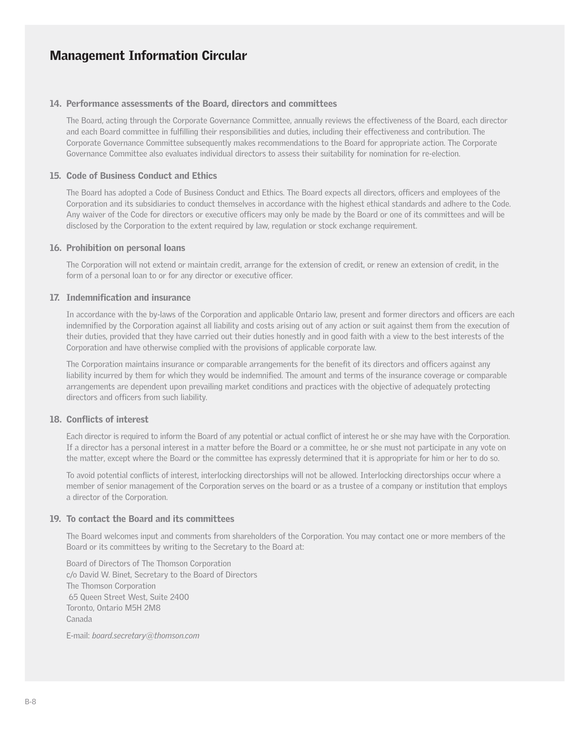# Management Information Circular

## 14. Performance assessments of the Board, directors and committees

The Board, acting through the Corporate Governance Committee, annually reviews the effectiveness of the Board, each director and each Board committee in fulfilling their responsibilities and duties, including their effectiveness and contribution. The Corporate Governance Committee subsequently makes recommendations to the Board for appropriate action. The Corporate Governance Committee also evaluates individual directors to assess their suitability for nomination for re-election.

## 15. Code of Business Conduct and Ethics

The Board has adopted a Code of Business Conduct and Ethics. The Board expects all directors, officers and employees of the Corporation and its subsidiaries to conduct themselves in accordance with the highest ethical standards and adhere to the Code. Any waiver of the Code for directors or executive officers may only be made by the Board or one of its committees and will be disclosed by the Corporation to the extent required by law, regulation or stock exchange requirement.

## 16. Prohibition on personal loans

The Corporation will not extend or maintain credit, arrange for the extension of credit, or renew an extension of credit, in the form of a personal loan to or for any director or executive officer.

## 17. Indemnification and insurance

In accordance with the by-laws of the Corporation and applicable Ontario law, present and former directors and officers are each indemnified by the Corporation against all liability and costs arising out of any action or suit against them from the execution of their duties, provided that they have carried out their duties honestly and in good faith with a view to the best interests of the Corporation and have otherwise complied with the provisions of applicable corporate law.

The Corporation maintains insurance or comparable arrangements for the benefit of its directors and officers against any liability incurred by them for which they would be indemnified. The amount and terms of the insurance coverage or comparable arrangements are dependent upon prevailing market conditions and practices with the objective of adequately protecting directors and officers from such liability.

## 18. Conflicts of interest

Each director is required to inform the Board of any potential or actual conflict of interest he or she may have with the Corporation. If a director has a personal interest in a matter before the Board or a committee, he or she must not participate in any vote on the matter, except where the Board or the committee has expressly determined that it is appropriate for him or her to do so.

To avoid potential conflicts of interest, interlocking directorships will not be allowed. Interlocking directorships occur where a member of senior management of the Corporation serves on the board or as a trustee of a company or institution that employs a director of the Corporation.

## 19. To contact the Board and its committees

The Board welcomes input and comments from shareholders of the Corporation. You may contact one or more members of the Board or its committees by writing to the Secretary to the Board at:

Board of Directors of The Thomson Corporation
c/o David W. Binet, Secretary to the Board of Directors
The Thomson Corporation
65 Queen Street West, Suite 2400
Toronto, Ontario M5H 2M8
Canada

E-mail: *board.secretary@thomson.com*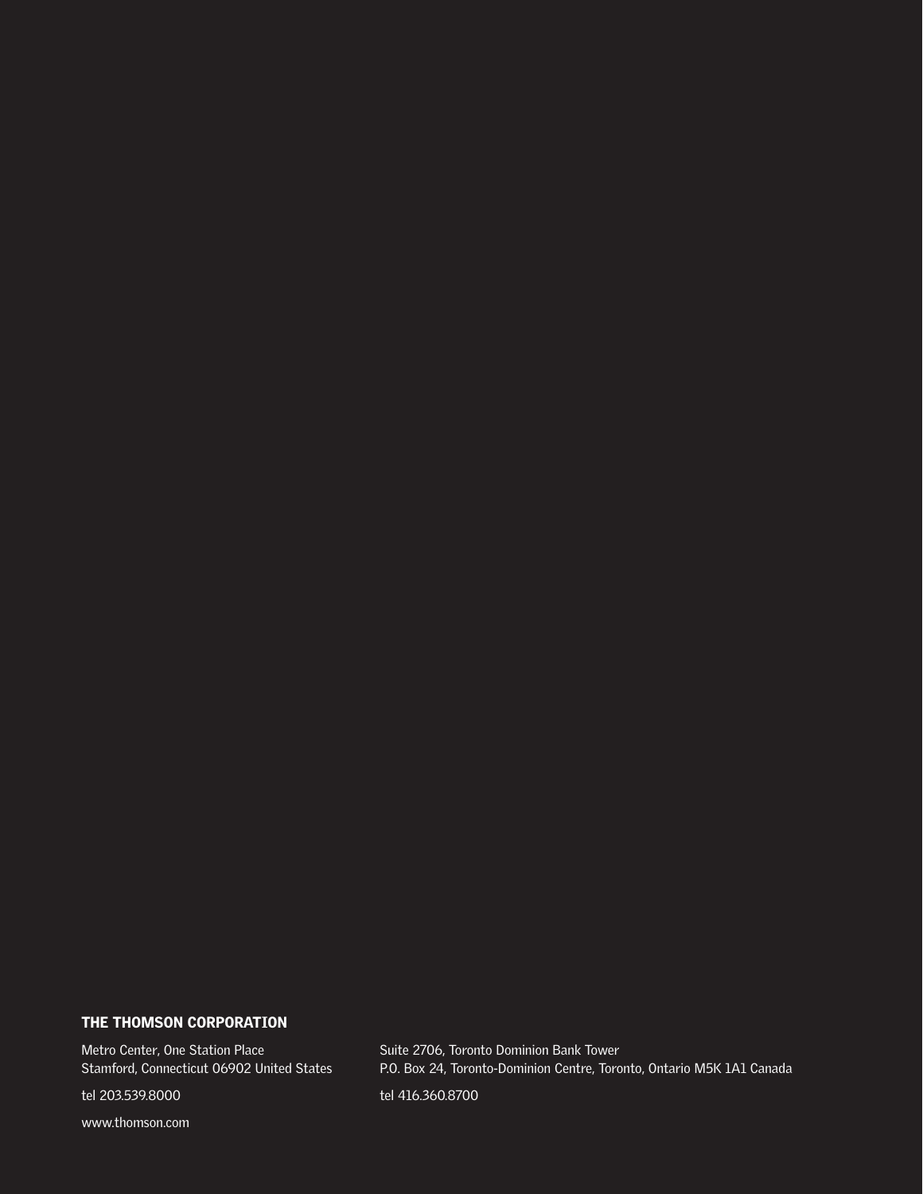**THE THOMSON CORPORATION**

Metro Center, One Station Place
Stamford, Connecticut 06902 United States

tel 203.539.8000

www.thomson.com

Suite 2706, Toronto Dominion Bank Tower
P.O. Box 24, Toronto-Dominion Centre, Toronto, Ontario M5K 1A1 Canada

tel 416.360.8700